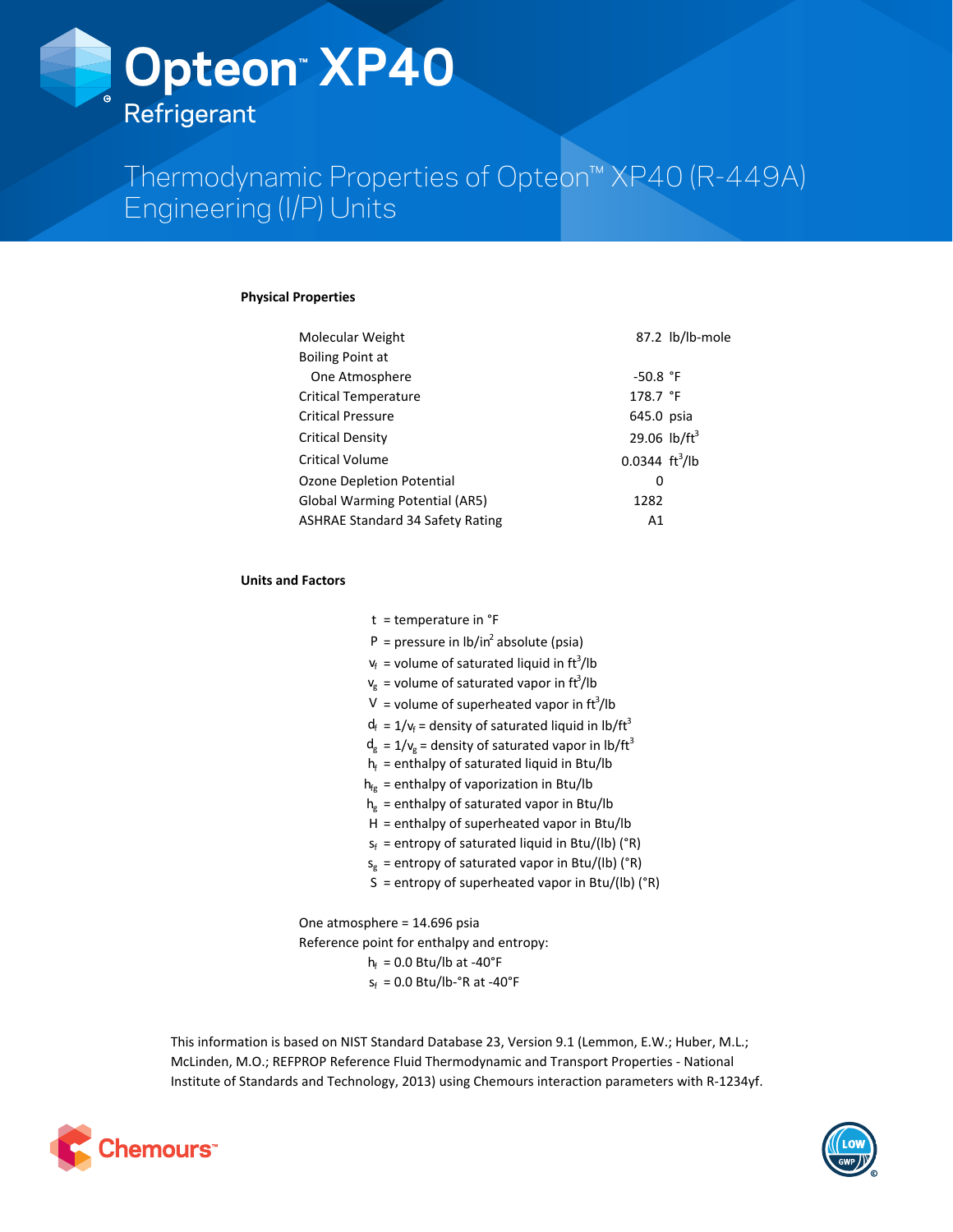# Opteon™ XP40 Refrigerant

## Thermodynamic Properties of Opteon™ XP40 (R-449A) Engineering (I/P) Units

### Physical Properties

| Property | Value | Unit |
|---|---|---|
| Molecular Weight | 87.2 | lb/lb-mole |
| Boiling Point at One Atmosphere | -50.8 | °F |
| Critical Temperature | 178.7 | °F |
| Critical Pressure | 645.0 | psia |
| Critical Density | 29.06 | $lb/ft^3$ |
| Critical Volume | 0.0344 | $ft^3/lb$ |
| Ozone Depletion Potential | 0 | |
| Global Warming Potential (AR5) | 1282 | |
| ASHRAE Standard 34 Safety Rating | A1 | |

### Units and Factors

- $t$ = temperature in °F
- $P$ = pressure in $lb/in^2$ absolute (psia)
- $v_f$ = volume of saturated liquid in $ft^3/lb$
- $v_g$ = volume of saturated vapor in $ft^3/lb$
- $V$ = volume of superheated vapor in $ft^3/lb$
- $d_f$ = $1/v_f$ = density of saturated liquid in $lb/ft^3$
- $d_g$ = $1/v_g$ = density of saturated vapor in $lb/ft^3$
- $h_f$ = enthalpy of saturated liquid in Btu/lb
- $h_{fg}$ = enthalpy of vaporization in Btu/lb
- $h_g$ = enthalpy of saturated vapor in Btu/lb
- $H$ = enthalpy of superheated vapor in Btu/lb
- $s_f$ = entropy of saturated liquid in Btu/(lb) (°R)
- $s_g$ = entropy of saturated vapor in Btu/(lb) (°R)
- $S$ = entropy of superheated vapor in Btu/(lb) (°R)

One atmosphere = 14.696 psia

Reference point for enthalpy and entropy:

$h_f$ = 0.0 Btu/lb at -40°F

$s_f$ = 0.0 Btu/lb-°R at -40°F

This information is based on NIST Standard Database 23, Version 9.1 (Lemmon, E.W.; Huber, M.L.; McLinden, M.O.; REFPROP Reference Fluid Thermodynamic and Transport Properties - National Institute of Standards and Technology, 2013) using Chemours interaction parameters with R-1234yf.

Chemours™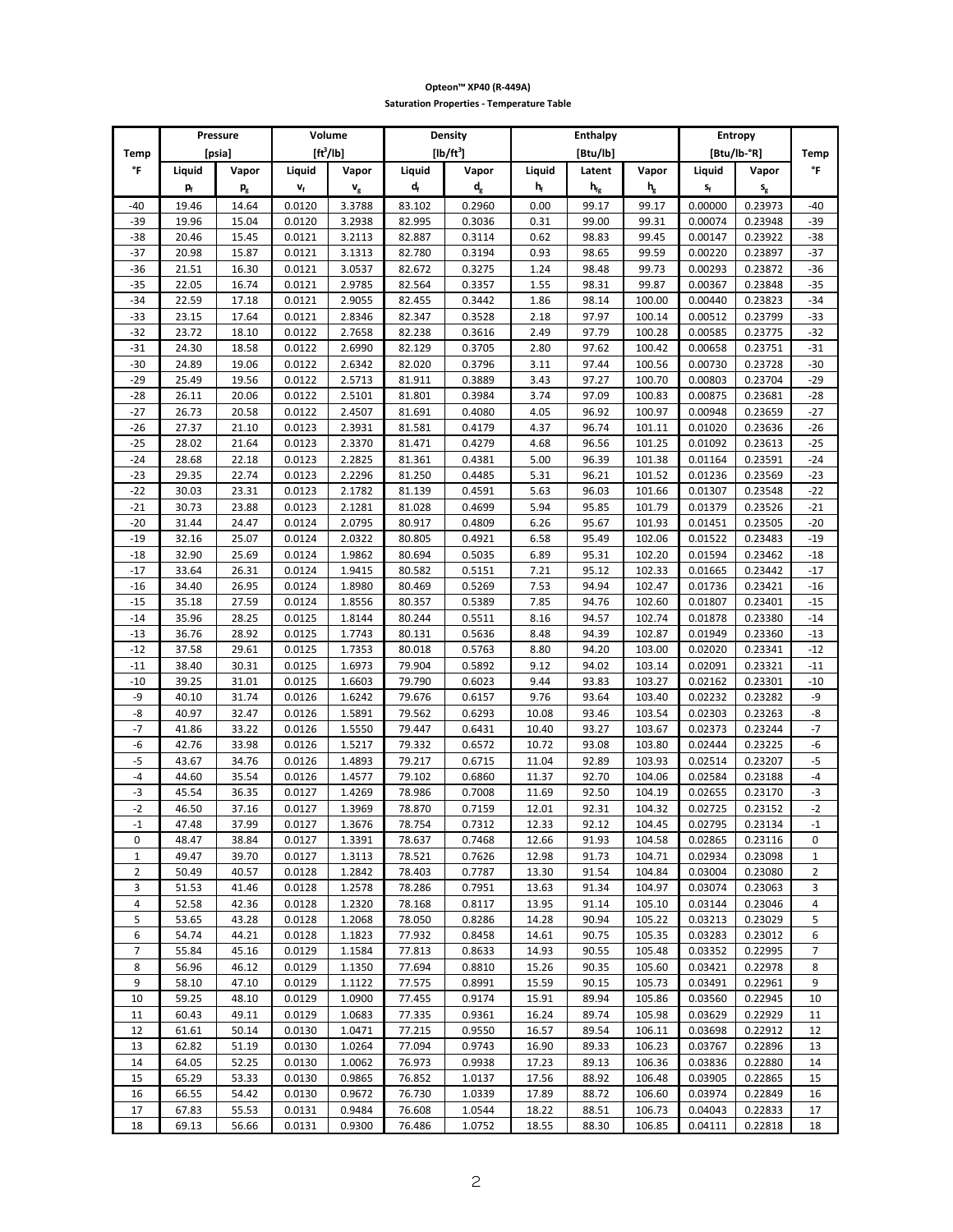**Opteon™ XP40 (R-449A)**

**Saturation Properties - Temperature Table**

| Temp | Pressure [psia] | | Volume [ft$^3$/lb] | | Density [lb/ft$^3$] | | Enthalpy [Btu/lb] | | | Entropy [Btu/lb-°R] | | Temp |
|---|---|---|---|---|---|---|---|---|---|---|---|---|
| °F | Liquid | Vapor | Liquid | Vapor | Liquid | Vapor | Liquid | Latent | Vapor | Liquid | Vapor | °F |
| | $p_f$ | $p_g$ | $v_f$ | $v_g$ | $d_f$ | $d_g$ | $h_f$ | $h_{fg}$ | $h_g$ | $s_f$ | $s_g$ | |
| -40 | 19.46 | 14.64 | 0.0120 | 3.3788 | 83.102 | 0.2960 | 0.00 | 99.17 | 99.17 | 0.00000 | 0.23973 | -40 |
| -39 | 19.96 | 15.04 | 0.0120 | 3.2938 | 82.995 | 0.3036 | 0.31 | 99.00 | 99.31 | 0.00074 | 0.23948 | -39 |
| -38 | 20.46 | 15.45 | 0.0121 | 3.2113 | 82.887 | 0.3114 | 0.62 | 98.83 | 99.45 | 0.00147 | 0.23922 | -38 |
| -37 | 20.98 | 15.87 | 0.0121 | 3.1313 | 82.780 | 0.3194 | 0.93 | 98.65 | 99.59 | 0.00220 | 0.23897 | -37 |
| -36 | 21.51 | 16.30 | 0.0121 | 3.0537 | 82.672 | 0.3275 | 1.24 | 98.48 | 99.73 | 0.00293 | 0.23872 | -36 |
| -35 | 22.05 | 16.74 | 0.0121 | 2.9785 | 82.564 | 0.3357 | 1.55 | 98.31 | 99.87 | 0.00367 | 0.23848 | -35 |
| -34 | 22.59 | 17.18 | 0.0121 | 2.9055 | 82.455 | 0.3442 | 1.86 | 98.14 | 100.00 | 0.00440 | 0.23823 | -34 |
| -33 | 23.15 | 17.64 | 0.0121 | 2.8346 | 82.347 | 0.3528 | 2.18 | 97.97 | 100.14 | 0.00512 | 0.23799 | -33 |
| -32 | 23.72 | 18.10 | 0.0122 | 2.7658 | 82.238 | 0.3616 | 2.49 | 97.79 | 100.28 | 0.00585 | 0.23775 | -32 |
| -31 | 24.30 | 18.58 | 0.0122 | 2.6990 | 82.129 | 0.3705 | 2.80 | 97.62 | 100.42 | 0.00658 | 0.23751 | -31 |
| -30 | 24.89 | 19.06 | 0.0122 | 2.6342 | 82.020 | 0.3796 | 3.11 | 97.44 | 100.56 | 0.00730 | 0.23728 | -30 |
| -29 | 25.49 | 19.56 | 0.0122 | 2.5713 | 81.911 | 0.3889 | 3.43 | 97.27 | 100.70 | 0.00803 | 0.23704 | -29 |
| -28 | 26.11 | 20.06 | 0.0122 | 2.5101 | 81.801 | 0.3984 | 3.74 | 97.09 | 100.83 | 0.00875 | 0.23681 | -28 |
| -27 | 26.73 | 20.58 | 0.0122 | 2.4507 | 81.691 | 0.4080 | 4.05 | 96.92 | 100.97 | 0.00948 | 0.23659 | -27 |
| -26 | 27.37 | 21.10 | 0.0123 | 2.3931 | 81.581 | 0.4179 | 4.37 | 96.74 | 101.11 | 0.01020 | 0.23636 | -26 |
| -25 | 28.02 | 21.64 | 0.0123 | 2.3370 | 81.471 | 0.4279 | 4.68 | 96.56 | 101.25 | 0.01092 | 0.23613 | -25 |
| -24 | 28.68 | 22.18 | 0.0123 | 2.2825 | 81.361 | 0.4381 | 5.00 | 96.39 | 101.38 | 0.01164 | 0.23591 | -24 |
| -23 | 29.35 | 22.74 | 0.0123 | 2.2296 | 81.250 | 0.4485 | 5.31 | 96.21 | 101.52 | 0.01236 | 0.23569 | -23 |
| -22 | 30.03 | 23.31 | 0.0123 | 2.1782 | 81.139 | 0.4591 | 5.63 | 96.03 | 101.66 | 0.01307 | 0.23548 | -22 |
| -21 | 30.73 | 23.88 | 0.0123 | 2.1281 | 81.028 | 0.4699 | 5.94 | 95.85 | 101.79 | 0.01379 | 0.23526 | -21 |
| -20 | 31.44 | 24.47 | 0.0124 | 2.0795 | 80.917 | 0.4809 | 6.26 | 95.67 | 101.93 | 0.01451 | 0.23505 | -20 |
| -19 | 32.16 | 25.07 | 0.0124 | 2.0322 | 80.805 | 0.4921 | 6.58 | 95.49 | 102.06 | 0.01522 | 0.23483 | -19 |
| -18 | 32.90 | 25.69 | 0.0124 | 1.9862 | 80.694 | 0.5035 | 6.89 | 95.31 | 102.20 | 0.01594 | 0.23462 | -18 |
| -17 | 33.64 | 26.31 | 0.0124 | 1.9415 | 80.582 | 0.5151 | 7.21 | 95.12 | 102.33 | 0.01665 | 0.23442 | -17 |
| -16 | 34.40 | 26.95 | 0.0124 | 1.8980 | 80.469 | 0.5269 | 7.53 | 94.94 | 102.47 | 0.01736 | 0.23421 | -16 |
| -15 | 35.18 | 27.59 | 0.0124 | 1.8556 | 80.357 | 0.5389 | 7.85 | 94.76 | 102.60 | 0.01807 | 0.23401 | -15 |
| -14 | 35.96 | 28.25 | 0.0125 | 1.8144 | 80.244 | 0.5511 | 8.16 | 94.57 | 102.74 | 0.01878 | 0.23380 | -14 |
| -13 | 36.76 | 28.92 | 0.0125 | 1.7743 | 80.131 | 0.5636 | 8.48 | 94.39 | 102.87 | 0.01949 | 0.23360 | -13 |
| -12 | 37.58 | 29.61 | 0.0125 | 1.7353 | 80.018 | 0.5763 | 8.80 | 94.20 | 103.00 | 0.02020 | 0.23341 | -12 |
| -11 | 38.40 | 30.31 | 0.0125 | 1.6973 | 79.904 | 0.5892 | 9.12 | 94.02 | 103.14 | 0.02091 | 0.23321 | -11 |
| -10 | 39.25 | 31.01 | 0.0125 | 1.6603 | 79.790 | 0.6023 | 9.44 | 93.83 | 103.27 | 0.02162 | 0.23301 | -10 |
| -9 | 40.10 | 31.74 | 0.0126 | 1.6242 | 79.676 | 0.6157 | 9.76 | 93.64 | 103.40 | 0.02232 | 0.23282 | -9 |
| -8 | 40.97 | 32.47 | 0.0126 | 1.5891 | 79.562 | 0.6293 | 10.08 | 93.46 | 103.54 | 0.02303 | 0.23263 | -8 |
| -7 | 41.86 | 33.22 | 0.0126 | 1.5550 | 79.447 | 0.6431 | 10.40 | 93.27 | 103.67 | 0.02373 | 0.23244 | -7 |
| -6 | 42.76 | 33.98 | 0.0126 | 1.5217 | 79.332 | 0.6572 | 10.72 | 93.08 | 103.80 | 0.02444 | 0.23225 | -6 |
| -5 | 43.67 | 34.76 | 0.0126 | 1.4893 | 79.217 | 0.6715 | 11.04 | 92.89 | 103.93 | 0.02514 | 0.23207 | -5 |
| -4 | 44.60 | 35.54 | 0.0126 | 1.4577 | 79.102 | 0.6860 | 11.37 | 92.70 | 104.06 | 0.02584 | 0.23188 | -4 |
| -3 | 45.54 | 36.35 | 0.0127 | 1.4269 | 78.986 | 0.7008 | 11.69 | 92.50 | 104.19 | 0.02655 | 0.23170 | -3 |
| -2 | 46.50 | 37.16 | 0.0127 | 1.3969 | 78.870 | 0.7159 | 12.01 | 92.31 | 104.32 | 0.02725 | 0.23152 | -2 |
| -1 | 47.48 | 37.99 | 0.0127 | 1.3676 | 78.754 | 0.7312 | 12.33 | 92.12 | 104.45 | 0.02795 | 0.23134 | -1 |
| 0 | 48.47 | 38.84 | 0.0127 | 1.3391 | 78.637 | 0.7468 | 12.66 | 91.93 | 104.58 | 0.02865 | 0.23116 | 0 |
| 1 | 49.47 | 39.70 | 0.0127 | 1.3113 | 78.521 | 0.7626 | 12.98 | 91.73 | 104.71 | 0.02934 | 0.23098 | 1 |
| 2 | 50.49 | 40.57 | 0.0128 | 1.2842 | 78.403 | 0.7787 | 13.30 | 91.54 | 104.84 | 0.03004 | 0.23080 | 2 |
| 3 | 51.53 | 41.46 | 0.0128 | 1.2578 | 78.286 | 0.7951 | 13.63 | 91.34 | 104.97 | 0.03074 | 0.23063 | 3 |
| 4 | 52.58 | 42.36 | 0.0128 | 1.2320 | 78.168 | 0.8117 | 13.95 | 91.14 | 105.10 | 0.03144 | 0.23046 | 4 |
| 5 | 53.65 | 43.28 | 0.0128 | 1.2068 | 78.050 | 0.8286 | 14.28 | 90.94 | 105.22 | 0.03213 | 0.23029 | 5 |
| 6 | 54.74 | 44.21 | 0.0128 | 1.1823 | 77.932 | 0.8458 | 14.61 | 90.75 | 105.35 | 0.03283 | 0.23012 | 6 |
| 7 | 55.84 | 45.16 | 0.0129 | 1.1584 | 77.813 | 0.8633 | 14.93 | 90.55 | 105.48 | 0.03352 | 0.22995 | 7 |
| 8 | 56.96 | 46.12 | 0.0129 | 1.1350 | 77.694 | 0.8810 | 15.26 | 90.35 | 105.60 | 0.03421 | 0.22978 | 8 |
| 9 | 58.10 | 47.10 | 0.0129 | 1.1122 | 77.575 | 0.8991 | 15.59 | 90.15 | 105.73 | 0.03491 | 0.22961 | 9 |
| 10 | 59.25 | 48.10 | 0.0129 | 1.0900 | 77.455 | 0.9174 | 15.91 | 89.94 | 105.86 | 0.03560 | 0.22945 | 10 |
| 11 | 60.43 | 49.11 | 0.0129 | 1.0683 | 77.335 | 0.9361 | 16.24 | 89.74 | 105.98 | 0.03629 | 0.22929 | 11 |
| 12 | 61.61 | 50.14 | 0.0130 | 1.0471 | 77.215 | 0.9550 | 16.57 | 89.54 | 106.11 | 0.03698 | 0.22912 | 12 |
| 13 | 62.82 | 51.19 | 0.0130 | 1.0264 | 77.094 | 0.9743 | 16.90 | 89.33 | 106.23 | 0.03767 | 0.22896 | 13 |
| 14 | 64.05 | 52.25 | 0.0130 | 1.0062 | 76.973 | 0.9938 | 17.23 | 89.13 | 106.36 | 0.03836 | 0.22880 | 14 |
| 15 | 65.29 | 53.33 | 0.0130 | 0.9865 | 76.852 | 1.0137 | 17.56 | 88.92 | 106.48 | 0.03905 | 0.22865 | 15 |
| 16 | 66.55 | 54.42 | 0.0130 | 0.9672 | 76.730 | 1.0339 | 17.89 | 88.72 | 106.60 | 0.03974 | 0.22849 | 16 |
| 17 | 67.83 | 55.53 | 0.0131 | 0.9484 | 76.608 | 1.0544 | 18.22 | 88.51 | 106.73 | 0.04043 | 0.22833 | 17 |
| 18 | 69.13 | 56.66 | 0.0131 | 0.9300 | 76.486 | 1.0752 | 18.55 | 88.30 | 106.85 | 0.04111 | 0.22818 | 18 |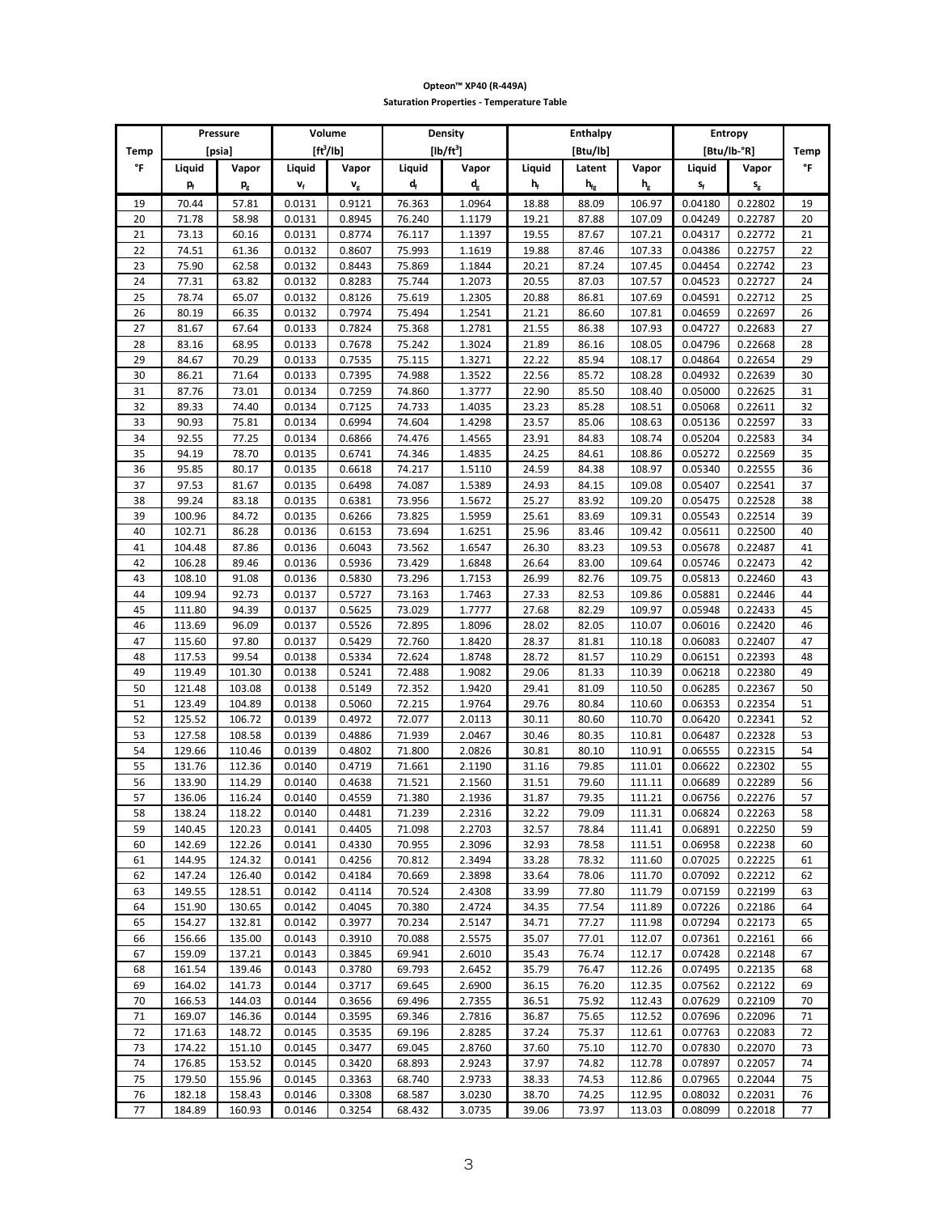**Opteon™ XP40 (R-449A)**

**Saturation Properties - Temperature Table**

| Temp | Pressure [psia] | | Volume [ft³/lb] | | Density [lb/ft³] | | Enthalpy [Btu/lb] | | | Entropy [Btu/lb-°R] | | Temp |
|---|---|---|---|---|---|---|---|---|---|---|---|---|
| °F | Liquid $p_f$ | Vapor $p_g$ | Liquid $v_f$ | Vapor $v_g$ | Liquid $d_f$ | Vapor $d_g$ | Liquid $h_f$ | Latent $h_{fg}$ | Vapor $h_g$ | Liquid $s_f$ | Vapor $s_g$ | °F |
| 19 | 70.44 | 57.81 | 0.0131 | 0.9121 | 76.363 | 1.0964 | 18.88 | 88.09 | 106.97 | 0.04180 | 0.22802 | 19 |
| 20 | 71.78 | 58.98 | 0.0131 | 0.8945 | 76.240 | 1.1179 | 19.21 | 87.88 | 107.09 | 0.04249 | 0.22787 | 20 |
| 21 | 73.13 | 60.16 | 0.0131 | 0.8774 | 76.117 | 1.1397 | 19.55 | 87.67 | 107.21 | 0.04317 | 0.22772 | 21 |
| 22 | 74.51 | 61.36 | 0.0132 | 0.8607 | 75.993 | 1.1619 | 19.88 | 87.46 | 107.33 | 0.04386 | 0.22757 | 22 |
| 23 | 75.90 | 62.58 | 0.0132 | 0.8443 | 75.869 | 1.1844 | 20.21 | 87.24 | 107.45 | 0.04454 | 0.22742 | 23 |
| 24 | 77.31 | 63.82 | 0.0132 | 0.8283 | 75.744 | 1.2073 | 20.55 | 87.03 | 107.57 | 0.04523 | 0.22727 | 24 |
| 25 | 78.74 | 65.07 | 0.0132 | 0.8126 | 75.619 | 1.2305 | 20.88 | 86.81 | 107.69 | 0.04591 | 0.22712 | 25 |
| 26 | 80.19 | 66.35 | 0.0132 | 0.7974 | 75.494 | 1.2541 | 21.21 | 86.60 | 107.81 | 0.04659 | 0.22697 | 26 |
| 27 | 81.67 | 67.64 | 0.0133 | 0.7824 | 75.368 | 1.2781 | 21.55 | 86.38 | 107.93 | 0.04727 | 0.22683 | 27 |
| 28 | 83.16 | 68.95 | 0.0133 | 0.7678 | 75.242 | 1.3024 | 21.89 | 86.16 | 108.05 | 0.04796 | 0.22668 | 28 |
| 29 | 84.67 | 70.29 | 0.0133 | 0.7535 | 75.115 | 1.3271 | 22.22 | 85.94 | 108.17 | 0.04864 | 0.22654 | 29 |
| 30 | 86.21 | 71.64 | 0.0133 | 0.7395 | 74.988 | 1.3522 | 22.56 | 85.72 | 108.28 | 0.04932 | 0.22639 | 30 |
| 31 | 87.76 | 73.01 | 0.0134 | 0.7259 | 74.860 | 1.3777 | 22.90 | 85.50 | 108.40 | 0.05000 | 0.22625 | 31 |
| 32 | 89.33 | 74.40 | 0.0134 | 0.7125 | 74.733 | 1.4035 | 23.23 | 85.28 | 108.51 | 0.05068 | 0.22611 | 32 |
| 33 | 90.93 | 75.81 | 0.0134 | 0.6994 | 74.604 | 1.4298 | 23.57 | 85.06 | 108.63 | 0.05136 | 0.22597 | 33 |
| 34 | 92.55 | 77.25 | 0.0134 | 0.6866 | 74.476 | 1.4565 | 23.91 | 84.83 | 108.74 | 0.05204 | 0.22583 | 34 |
| 35 | 94.19 | 78.70 | 0.0135 | 0.6741 | 74.346 | 1.4835 | 24.25 | 84.61 | 108.86 | 0.05272 | 0.22569 | 35 |
| 36 | 95.85 | 80.17 | 0.0135 | 0.6618 | 74.217 | 1.5110 | 24.59 | 84.38 | 108.97 | 0.05340 | 0.22555 | 36 |
| 37 | 97.53 | 81.67 | 0.0135 | 0.6498 | 74.087 | 1.5389 | 24.93 | 84.15 | 109.08 | 0.05407 | 0.22541 | 37 |
| 38 | 99.24 | 83.18 | 0.0135 | 0.6381 | 73.956 | 1.5672 | 25.27 | 83.92 | 109.20 | 0.05475 | 0.22528 | 38 |
| 39 | 100.96 | 84.72 | 0.0135 | 0.6266 | 73.825 | 1.5959 | 25.61 | 83.69 | 109.31 | 0.05543 | 0.22514 | 39 |
| 40 | 102.71 | 86.28 | 0.0136 | 0.6153 | 73.694 | 1.6251 | 25.96 | 83.46 | 109.42 | 0.05611 | 0.22500 | 40 |
| 41 | 104.48 | 87.86 | 0.0136 | 0.6043 | 73.562 | 1.6547 | 26.30 | 83.23 | 109.53 | 0.05678 | 0.22487 | 41 |
| 42 | 106.28 | 89.46 | 0.0136 | 0.5936 | 73.429 | 1.6848 | 26.64 | 83.00 | 109.64 | 0.05746 | 0.22473 | 42 |
| 43 | 108.10 | 91.08 | 0.0136 | 0.5830 | 73.296 | 1.7153 | 26.99 | 82.76 | 109.75 | 0.05813 | 0.22460 | 43 |
| 44 | 109.94 | 92.73 | 0.0137 | 0.5727 | 73.163 | 1.7463 | 27.33 | 82.53 | 109.86 | 0.05881 | 0.22446 | 44 |
| 45 | 111.80 | 94.39 | 0.0137 | 0.5625 | 73.029 | 1.7777 | 27.68 | 82.29 | 109.97 | 0.05948 | 0.22433 | 45 |
| 46 | 113.69 | 96.09 | 0.0137 | 0.5526 | 72.895 | 1.8096 | 28.02 | 82.05 | 110.07 | 0.06016 | 0.22420 | 46 |
| 47 | 115.60 | 97.80 | 0.0137 | 0.5429 | 72.760 | 1.8420 | 28.37 | 81.81 | 110.18 | 0.06083 | 0.22407 | 47 |
| 48 | 117.53 | 99.54 | 0.0138 | 0.5334 | 72.624 | 1.8748 | 28.72 | 81.57 | 110.29 | 0.06151 | 0.22393 | 48 |
| 49 | 119.49 | 101.30 | 0.0138 | 0.5241 | 72.488 | 1.9082 | 29.06 | 81.33 | 110.39 | 0.06218 | 0.22380 | 49 |
| 50 | 121.48 | 103.08 | 0.0138 | 0.5149 | 72.352 | 1.9420 | 29.41 | 81.09 | 110.50 | 0.06285 | 0.22367 | 50 |
| 51 | 123.49 | 104.89 | 0.0138 | 0.5060 | 72.215 | 1.9764 | 29.76 | 80.84 | 110.60 | 0.06353 | 0.22354 | 51 |
| 52 | 125.52 | 106.72 | 0.0139 | 0.4972 | 72.077 | 2.0113 | 30.11 | 80.60 | 110.70 | 0.06420 | 0.22341 | 52 |
| 53 | 127.58 | 108.58 | 0.0139 | 0.4886 | 71.939 | 2.0467 | 30.46 | 80.35 | 110.81 | 0.06487 | 0.22328 | 53 |
| 54 | 129.66 | 110.46 | 0.0139 | 0.4802 | 71.800 | 2.0826 | 30.81 | 80.10 | 110.91 | 0.06555 | 0.22315 | 54 |
| 55 | 131.76 | 112.36 | 0.0140 | 0.4719 | 71.661 | 2.1190 | 31.16 | 79.85 | 111.01 | 0.06622 | 0.22302 | 55 |
| 56 | 133.90 | 114.29 | 0.0140 | 0.4638 | 71.521 | 2.1560 | 31.51 | 79.60 | 111.11 | 0.06689 | 0.22289 | 56 |
| 57 | 136.06 | 116.24 | 0.0140 | 0.4559 | 71.380 | 2.1936 | 31.87 | 79.35 | 111.21 | 0.06756 | 0.22276 | 57 |
| 58 | 138.24 | 118.22 | 0.0140 | 0.4481 | 71.239 | 2.2316 | 32.22 | 79.09 | 111.31 | 0.06824 | 0.22263 | 58 |
| 59 | 140.45 | 120.23 | 0.0141 | 0.4405 | 71.098 | 2.2703 | 32.57 | 78.84 | 111.41 | 0.06891 | 0.22250 | 59 |
| 60 | 142.69 | 122.26 | 0.0141 | 0.4330 | 70.955 | 2.3096 | 32.93 | 78.58 | 111.51 | 0.06958 | 0.22238 | 60 |
| 61 | 144.95 | 124.32 | 0.0141 | 0.4256 | 70.812 | 2.3494 | 33.28 | 78.32 | 111.60 | 0.07025 | 0.22225 | 61 |
| 62 | 147.24 | 126.40 | 0.0142 | 0.4184 | 70.669 | 2.3898 | 33.64 | 78.06 | 111.70 | 0.07092 | 0.22212 | 62 |
| 63 | 149.55 | 128.51 | 0.0142 | 0.4114 | 70.524 | 2.4308 | 33.99 | 77.80 | 111.79 | 0.07159 | 0.22199 | 63 |
| 64 | 151.90 | 130.65 | 0.0142 | 0.4045 | 70.380 | 2.4724 | 34.35 | 77.54 | 111.89 | 0.07226 | 0.22186 | 64 |
| 65 | 154.27 | 132.81 | 0.0142 | 0.3977 | 70.234 | 2.5147 | 34.71 | 77.27 | 111.98 | 0.07294 | 0.22173 | 65 |
| 66 | 156.66 | 135.00 | 0.0143 | 0.3910 | 70.088 | 2.5575 | 35.07 | 77.01 | 112.07 | 0.07361 | 0.22161 | 66 |
| 67 | 159.09 | 137.21 | 0.0143 | 0.3845 | 69.941 | 2.6010 | 35.43 | 76.74 | 112.17 | 0.07428 | 0.22148 | 67 |
| 68 | 161.54 | 139.46 | 0.0143 | 0.3780 | 69.793 | 2.6452 | 35.79 | 76.47 | 112.26 | 0.07495 | 0.22135 | 68 |
| 69 | 164.02 | 141.73 | 0.0144 | 0.3717 | 69.645 | 2.6900 | 36.15 | 76.20 | 112.35 | 0.07562 | 0.22122 | 69 |
| 70 | 166.53 | 144.03 | 0.0144 | 0.3656 | 69.496 | 2.7355 | 36.51 | 75.92 | 112.43 | 0.07629 | 0.22109 | 70 |
| 71 | 169.07 | 146.36 | 0.0144 | 0.3595 | 69.346 | 2.7816 | 36.87 | 75.65 | 112.52 | 0.07696 | 0.22096 | 71 |
| 72 | 171.63 | 148.72 | 0.0145 | 0.3535 | 69.196 | 2.8285 | 37.24 | 75.37 | 112.61 | 0.07763 | 0.22083 | 72 |
| 73 | 174.22 | 151.10 | 0.0145 | 0.3477 | 69.045 | 2.8760 | 37.60 | 75.10 | 112.70 | 0.07830 | 0.22070 | 73 |
| 74 | 176.85 | 153.52 | 0.0145 | 0.3420 | 68.893 | 2.9243 | 37.97 | 74.82 | 112.78 | 0.07897 | 0.22057 | 74 |
| 75 | 179.50 | 155.96 | 0.0145 | 0.3363 | 68.740 | 2.9733 | 38.33 | 74.53 | 112.86 | 0.07965 | 0.22044 | 75 |
| 76 | 182.18 | 158.43 | 0.0146 | 0.3308 | 68.587 | 3.0230 | 38.70 | 74.25 | 112.95 | 0.08032 | 0.22031 | 76 |
| 77 | 184.89 | 160.93 | 0.0146 | 0.3254 | 68.432 | 3.0735 | 39.06 | 73.97 | 113.03 | 0.08099 | 0.22018 | 77 |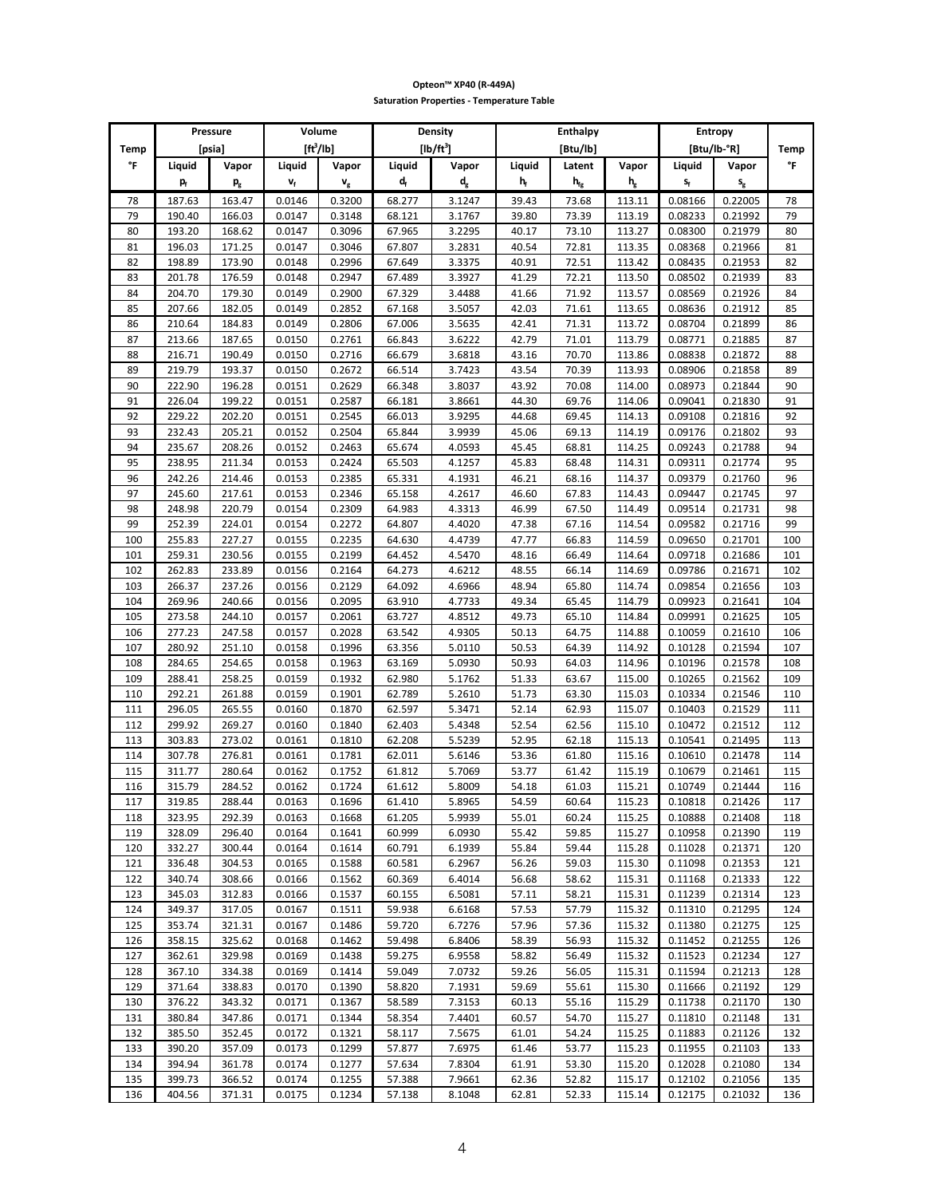**Opteon™ XP40 (R-449A)**

**Saturation Properties - Temperature Table**

| Temp | Pressure [psia] | | Volume [ft³/lb] | | Density [lb/ft³] | | Enthalpy [Btu/lb] | | | Entropy [Btu/lb-°R] | | Temp |
|---|---|---|---|---|---|---|---|---|---|---|---|---|
| °F | Liquid | Vapor | Liquid | Vapor | Liquid | Vapor | Liquid | Latent | Vapor | Liquid | Vapor | °F |
| | $p_f$ | $p_g$ | $v_f$ | $v_g$ | $d_f$ | $d_g$ | $h_f$ | $h_{fg}$ | $h_g$ | $s_f$ | $s_g$ | |
| 78 | 187.63 | 163.47 | 0.0146 | 0.3200 | 68.277 | 3.1247 | 39.43 | 73.68 | 113.11 | 0.08166 | 0.22005 | 78 |
| 79 | 190.40 | 166.03 | 0.0147 | 0.3148 | 68.121 | 3.1767 | 39.80 | 73.39 | 113.19 | 0.08233 | 0.21992 | 79 |
| 80 | 193.20 | 168.62 | 0.0147 | 0.3096 | 67.965 | 3.2295 | 40.17 | 73.10 | 113.27 | 0.08300 | 0.21979 | 80 |
| 81 | 196.03 | 171.25 | 0.0147 | 0.3046 | 67.807 | 3.2831 | 40.54 | 72.81 | 113.35 | 0.08368 | 0.21966 | 81 |
| 82 | 198.89 | 173.90 | 0.0148 | 0.2996 | 67.649 | 3.3375 | 40.91 | 72.51 | 113.42 | 0.08435 | 0.21953 | 82 |
| 83 | 201.78 | 176.59 | 0.0148 | 0.2947 | 67.489 | 3.3927 | 41.29 | 72.21 | 113.50 | 0.08502 | 0.21939 | 83 |
| 84 | 204.70 | 179.30 | 0.0149 | 0.2900 | 67.329 | 3.4488 | 41.66 | 71.92 | 113.57 | 0.08569 | 0.21926 | 84 |
| 85 | 207.66 | 182.05 | 0.0149 | 0.2852 | 67.168 | 3.5057 | 42.03 | 71.61 | 113.65 | 0.08636 | 0.21912 | 85 |
| 86 | 210.64 | 184.83 | 0.0149 | 0.2806 | 67.006 | 3.5635 | 42.41 | 71.31 | 113.72 | 0.08704 | 0.21899 | 86 |
| 87 | 213.66 | 187.65 | 0.0150 | 0.2761 | 66.843 | 3.6222 | 42.79 | 71.01 | 113.79 | 0.08771 | 0.21885 | 87 |
| 88 | 216.71 | 190.49 | 0.0150 | 0.2716 | 66.679 | 3.6818 | 43.16 | 70.70 | 113.86 | 0.08838 | 0.21872 | 88 |
| 89 | 219.79 | 193.37 | 0.0150 | 0.2672 | 66.514 | 3.7423 | 43.54 | 70.39 | 113.93 | 0.08906 | 0.21858 | 89 |
| 90 | 222.90 | 196.28 | 0.0151 | 0.2629 | 66.348 | 3.8037 | 43.92 | 70.08 | 114.00 | 0.08973 | 0.21844 | 90 |
| 91 | 226.04 | 199.22 | 0.0151 | 0.2587 | 66.181 | 3.8661 | 44.30 | 69.76 | 114.06 | 0.09041 | 0.21830 | 91 |
| 92 | 229.22 | 202.20 | 0.0151 | 0.2545 | 66.013 | 3.9295 | 44.68 | 69.45 | 114.13 | 0.09108 | 0.21816 | 92 |
| 93 | 232.43 | 205.21 | 0.0152 | 0.2504 | 65.844 | 3.9939 | 45.06 | 69.13 | 114.19 | 0.09176 | 0.21802 | 93 |
| 94 | 235.67 | 208.26 | 0.0152 | 0.2463 | 65.674 | 4.0593 | 45.45 | 68.81 | 114.25 | 0.09243 | 0.21788 | 94 |
| 95 | 238.95 | 211.34 | 0.0153 | 0.2424 | 65.503 | 4.1257 | 45.83 | 68.48 | 114.31 | 0.09311 | 0.21774 | 95 |
| 96 | 242.26 | 214.46 | 0.0153 | 0.2385 | 65.331 | 4.1931 | 46.21 | 68.16 | 114.37 | 0.09379 | 0.21760 | 96 |
| 97 | 245.60 | 217.61 | 0.0153 | 0.2346 | 65.158 | 4.2617 | 46.60 | 67.83 | 114.43 | 0.09447 | 0.21745 | 97 |
| 98 | 248.98 | 220.79 | 0.0154 | 0.2309 | 64.983 | 4.3313 | 46.99 | 67.50 | 114.49 | 0.09514 | 0.21731 | 98 |
| 99 | 252.39 | 224.01 | 0.0154 | 0.2272 | 64.807 | 4.4020 | 47.38 | 67.16 | 114.54 | 0.09582 | 0.21716 | 99 |
| 100 | 255.83 | 227.27 | 0.0155 | 0.2235 | 64.630 | 4.4739 | 47.77 | 66.83 | 114.59 | 0.09650 | 0.21701 | 100 |
| 101 | 259.31 | 230.56 | 0.0155 | 0.2199 | 64.452 | 4.5470 | 48.16 | 66.49 | 114.64 | 0.09718 | 0.21686 | 101 |
| 102 | 262.83 | 233.89 | 0.0156 | 0.2164 | 64.273 | 4.6212 | 48.55 | 66.14 | 114.69 | 0.09786 | 0.21671 | 102 |
| 103 | 266.37 | 237.26 | 0.0156 | 0.2129 | 64.092 | 4.6966 | 48.94 | 65.80 | 114.74 | 0.09854 | 0.21656 | 103 |
| 104 | 269.96 | 240.66 | 0.0156 | 0.2095 | 63.910 | 4.7733 | 49.34 | 65.45 | 114.79 | 0.09923 | 0.21641 | 104 |
| 105 | 273.58 | 244.10 | 0.0157 | 0.2061 | 63.727 | 4.8512 | 49.73 | 65.10 | 114.84 | 0.09991 | 0.21625 | 105 |
| 106 | 277.23 | 247.58 | 0.0157 | 0.2028 | 63.542 | 4.9305 | 50.13 | 64.75 | 114.88 | 0.10059 | 0.21610 | 106 |
| 107 | 280.92 | 251.10 | 0.0158 | 0.1996 | 63.356 | 5.0110 | 50.53 | 64.39 | 114.92 | 0.10128 | 0.21594 | 107 |
| 108 | 284.65 | 254.65 | 0.0158 | 0.1963 | 63.169 | 5.0930 | 50.93 | 64.03 | 114.96 | 0.10196 | 0.21578 | 108 |
| 109 | 288.41 | 258.25 | 0.0159 | 0.1932 | 62.980 | 5.1762 | 51.33 | 63.67 | 115.00 | 0.10265 | 0.21562 | 109 |
| 110 | 292.21 | 261.88 | 0.0159 | 0.1901 | 62.789 | 5.2610 | 51.73 | 63.30 | 115.03 | 0.10334 | 0.21546 | 110 |
| 111 | 296.05 | 265.55 | 0.0160 | 0.1870 | 62.597 | 5.3471 | 52.14 | 62.93 | 115.07 | 0.10403 | 0.21529 | 111 |
| 112 | 299.92 | 269.27 | 0.0160 | 0.1840 | 62.403 | 5.4348 | 52.54 | 62.56 | 115.10 | 0.10472 | 0.21512 | 112 |
| 113 | 303.83 | 273.02 | 0.0161 | 0.1810 | 62.208 | 5.5239 | 52.95 | 62.18 | 115.13 | 0.10541 | 0.21495 | 113 |
| 114 | 307.78 | 276.81 | 0.0161 | 0.1781 | 62.011 | 5.6146 | 53.36 | 61.80 | 115.16 | 0.10610 | 0.21478 | 114 |
| 115 | 311.77 | 280.64 | 0.0162 | 0.1752 | 61.812 | 5.7069 | 53.77 | 61.42 | 115.19 | 0.10679 | 0.21461 | 115 |
| 116 | 315.79 | 284.52 | 0.0162 | 0.1724 | 61.612 | 5.8009 | 54.18 | 61.03 | 115.21 | 0.10749 | 0.21444 | 116 |
| 117 | 319.85 | 288.44 | 0.0163 | 0.1696 | 61.410 | 5.8965 | 54.59 | 60.64 | 115.23 | 0.10818 | 0.21426 | 117 |
| 118 | 323.95 | 292.39 | 0.0163 | 0.1668 | 61.205 | 5.9939 | 55.01 | 60.24 | 115.25 | 0.10888 | 0.21408 | 118 |
| 119 | 328.09 | 296.40 | 0.0164 | 0.1641 | 60.999 | 6.0930 | 55.42 | 59.85 | 115.27 | 0.10958 | 0.21390 | 119 |
| 120 | 332.27 | 300.44 | 0.0164 | 0.1614 | 60.791 | 6.1939 | 55.84 | 59.44 | 115.28 | 0.11028 | 0.21371 | 120 |
| 121 | 336.48 | 304.53 | 0.0165 | 0.1588 | 60.581 | 6.2967 | 56.26 | 59.03 | 115.30 | 0.11098 | 0.21353 | 121 |
| 122 | 340.74 | 308.66 | 0.0166 | 0.1562 | 60.369 | 6.4014 | 56.68 | 58.62 | 115.31 | 0.11168 | 0.21333 | 122 |
| 123 | 345.03 | 312.83 | 0.0166 | 0.1537 | 60.155 | 6.5081 | 57.11 | 58.21 | 115.31 | 0.11239 | 0.21314 | 123 |
| 124 | 349.37 | 317.05 | 0.0167 | 0.1511 | 59.938 | 6.6168 | 57.53 | 57.79 | 115.32 | 0.11310 | 0.21295 | 124 |
| 125 | 353.74 | 321.31 | 0.0167 | 0.1486 | 59.720 | 6.7276 | 57.96 | 57.36 | 115.32 | 0.11380 | 0.21275 | 125 |
| 126 | 358.15 | 325.62 | 0.0168 | 0.1462 | 59.498 | 6.8406 | 58.39 | 56.93 | 115.32 | 0.11452 | 0.21255 | 126 |
| 127 | 362.61 | 329.98 | 0.0169 | 0.1438 | 59.275 | 6.9558 | 58.82 | 56.49 | 115.32 | 0.11523 | 0.21234 | 127 |
| 128 | 367.10 | 334.38 | 0.0169 | 0.1414 | 59.049 | 7.0732 | 59.26 | 56.05 | 115.31 | 0.11594 | 0.21213 | 128 |
| 129 | 371.64 | 338.83 | 0.0170 | 0.1390 | 58.820 | 7.1931 | 59.69 | 55.61 | 115.30 | 0.11666 | 0.21192 | 129 |
| 130 | 376.22 | 343.32 | 0.0171 | 0.1367 | 58.589 | 7.3153 | 60.13 | 55.16 | 115.29 | 0.11738 | 0.21170 | 130 |
| 131 | 380.84 | 347.86 | 0.0171 | 0.1344 | 58.354 | 7.4401 | 60.57 | 54.70 | 115.27 | 0.11810 | 0.21148 | 131 |
| 132 | 385.50 | 352.45 | 0.0172 | 0.1321 | 58.117 | 7.5675 | 61.01 | 54.24 | 115.25 | 0.11883 | 0.21126 | 132 |
| 133 | 390.20 | 357.09 | 0.0173 | 0.1299 | 57.877 | 7.6975 | 61.46 | 53.77 | 115.23 | 0.11955 | 0.21103 | 133 |
| 134 | 394.94 | 361.78 | 0.0174 | 0.1277 | 57.634 | 7.8304 | 61.91 | 53.30 | 115.20 | 0.12028 | 0.21080 | 134 |
| 135 | 399.73 | 366.52 | 0.0174 | 0.1255 | 57.388 | 7.9661 | 62.36 | 52.82 | 115.17 | 0.12102 | 0.21056 | 135 |
| 136 | 404.56 | 371.31 | 0.0175 | 0.1234 | 57.138 | 8.1048 | 62.81 | 52.33 | 115.14 | 0.12175 | 0.21032 | 136 |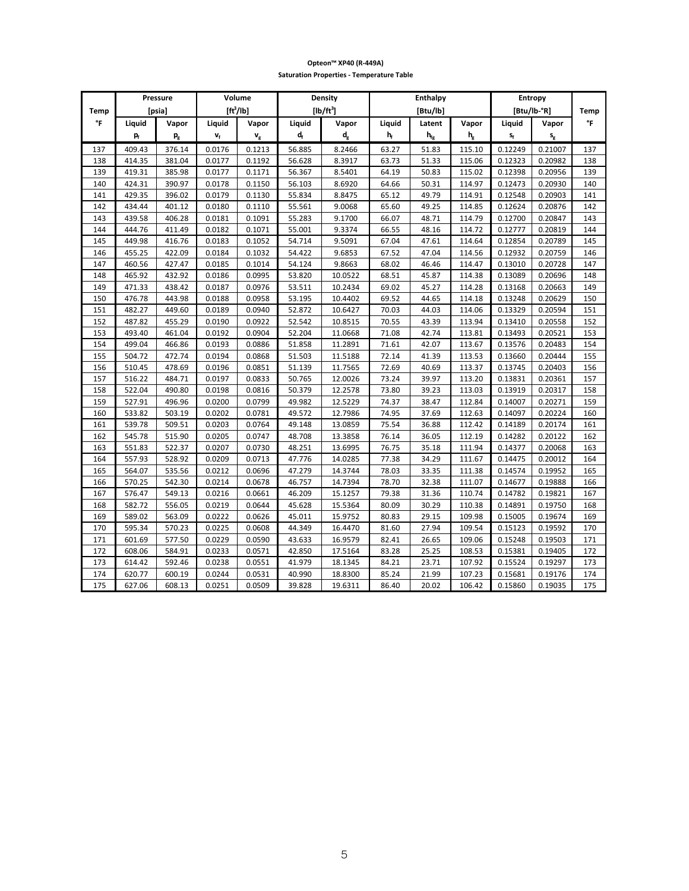**Opteon™ XP40 (R-449A)**

**Saturation Properties - Temperature Table**

| Temp | Pressure [psia] | | Volume [ft³/lb] | | Density [lb/ft³] | | Enthalpy [Btu/lb] | | | Entropy [Btu/lb-°R] | | Temp |
|---|---|---|---|---|---|---|---|---|---|---|---|---|
| °F | Liquid $p_f$ | Vapor $p_g$ | Liquid $v_f$ | Vapor $v_g$ | Liquid $d_f$ | Vapor $d_g$ | Liquid $h_f$ | Latent $h_{fg}$ | Vapor $h_g$ | Liquid $s_f$ | Vapor $s_g$ | °F |
| 137 | 409.43 | 376.14 | 0.0176 | 0.1213 | 56.885 | 8.2466 | 63.27 | 51.83 | 115.10 | 0.12249 | 0.21007 | 137 |
| 138 | 414.35 | 381.04 | 0.0177 | 0.1192 | 56.628 | 8.3917 | 63.73 | 51.33 | 115.06 | 0.12323 | 0.20982 | 138 |
| 139 | 419.31 | 385.98 | 0.0177 | 0.1171 | 56.367 | 8.5401 | 64.19 | 50.83 | 115.02 | 0.12398 | 0.20956 | 139 |
| 140 | 424.31 | 390.97 | 0.0178 | 0.1150 | 56.103 | 8.6920 | 64.66 | 50.31 | 114.97 | 0.12473 | 0.20930 | 140 |
| 141 | 429.35 | 396.02 | 0.0179 | 0.1130 | 55.834 | 8.8475 | 65.12 | 49.79 | 114.91 | 0.12548 | 0.20903 | 141 |
| 142 | 434.44 | 401.12 | 0.0180 | 0.1110 | 55.561 | 9.0068 | 65.60 | 49.25 | 114.85 | 0.12624 | 0.20876 | 142 |
| 143 | 439.58 | 406.28 | 0.0181 | 0.1091 | 55.283 | 9.1700 | 66.07 | 48.71 | 114.79 | 0.12700 | 0.20847 | 143 |
| 144 | 444.76 | 411.49 | 0.0182 | 0.1071 | 55.001 | 9.3374 | 66.55 | 48.16 | 114.72 | 0.12777 | 0.20819 | 144 |
| 145 | 449.98 | 416.76 | 0.0183 | 0.1052 | 54.714 | 9.5091 | 67.04 | 47.61 | 114.64 | 0.12854 | 0.20789 | 145 |
| 146 | 455.25 | 422.09 | 0.0184 | 0.1032 | 54.422 | 9.6853 | 67.52 | 47.04 | 114.56 | 0.12932 | 0.20759 | 146 |
| 147 | 460.56 | 427.47 | 0.0185 | 0.1014 | 54.124 | 9.8663 | 68.02 | 46.46 | 114.47 | 0.13010 | 0.20728 | 147 |
| 148 | 465.92 | 432.92 | 0.0186 | 0.0995 | 53.820 | 10.0522 | 68.51 | 45.87 | 114.38 | 0.13089 | 0.20696 | 148 |
| 149 | 471.33 | 438.42 | 0.0187 | 0.0976 | 53.511 | 10.2434 | 69.02 | 45.27 | 114.28 | 0.13168 | 0.20663 | 149 |
| 150 | 476.78 | 443.98 | 0.0188 | 0.0958 | 53.195 | 10.4402 | 69.52 | 44.65 | 114.18 | 0.13248 | 0.20629 | 150 |
| 151 | 482.27 | 449.60 | 0.0189 | 0.0940 | 52.872 | 10.6427 | 70.03 | 44.03 | 114.06 | 0.13329 | 0.20594 | 151 |
| 152 | 487.82 | 455.29 | 0.0190 | 0.0922 | 52.542 | 10.8515 | 70.55 | 43.39 | 113.94 | 0.13410 | 0.20558 | 152 |
| 153 | 493.40 | 461.04 | 0.0192 | 0.0904 | 52.204 | 11.0668 | 71.08 | 42.74 | 113.81 | 0.13493 | 0.20521 | 153 |
| 154 | 499.04 | 466.86 | 0.0193 | 0.0886 | 51.858 | 11.2891 | 71.61 | 42.07 | 113.67 | 0.13576 | 0.20483 | 154 |
| 155 | 504.72 | 472.74 | 0.0194 | 0.0868 | 51.503 | 11.5188 | 72.14 | 41.39 | 113.53 | 0.13660 | 0.20444 | 155 |
| 156 | 510.45 | 478.69 | 0.0196 | 0.0851 | 51.139 | 11.7565 | 72.69 | 40.69 | 113.37 | 0.13745 | 0.20403 | 156 |
| 157 | 516.22 | 484.71 | 0.0197 | 0.0833 | 50.765 | 12.0026 | 73.24 | 39.97 | 113.20 | 0.13831 | 0.20361 | 157 |
| 158 | 522.04 | 490.80 | 0.0198 | 0.0816 | 50.379 | 12.2578 | 73.80 | 39.23 | 113.03 | 0.13919 | 0.20317 | 158 |
| 159 | 527.91 | 496.96 | 0.0200 | 0.0799 | 49.982 | 12.5229 | 74.37 | 38.47 | 112.84 | 0.14007 | 0.20271 | 159 |
| 160 | 533.82 | 503.19 | 0.0202 | 0.0781 | 49.572 | 12.7986 | 74.95 | 37.69 | 112.63 | 0.14097 | 0.20224 | 160 |
| 161 | 539.78 | 509.51 | 0.0203 | 0.0764 | 49.148 | 13.0859 | 75.54 | 36.88 | 112.42 | 0.14189 | 0.20174 | 161 |
| 162 | 545.78 | 515.90 | 0.0205 | 0.0747 | 48.708 | 13.3858 | 76.14 | 36.05 | 112.19 | 0.14282 | 0.20122 | 162 |
| 163 | 551.83 | 522.37 | 0.0207 | 0.0730 | 48.251 | 13.6995 | 76.75 | 35.18 | 111.94 | 0.14377 | 0.20068 | 163 |
| 164 | 557.93 | 528.92 | 0.0209 | 0.0713 | 47.776 | 14.0285 | 77.38 | 34.29 | 111.67 | 0.14475 | 0.20012 | 164 |
| 165 | 564.07 | 535.56 | 0.0212 | 0.0696 | 47.279 | 14.3744 | 78.03 | 33.35 | 111.38 | 0.14574 | 0.19952 | 165 |
| 166 | 570.25 | 542.30 | 0.0214 | 0.0678 | 46.757 | 14.7394 | 78.70 | 32.38 | 111.07 | 0.14677 | 0.19888 | 166 |
| 167 | 576.47 | 549.13 | 0.0216 | 0.0661 | 46.209 | 15.1257 | 79.38 | 31.36 | 110.74 | 0.14782 | 0.19821 | 167 |
| 168 | 582.72 | 556.05 | 0.0219 | 0.0644 | 45.628 | 15.5364 | 80.09 | 30.29 | 110.38 | 0.14891 | 0.19750 | 168 |
| 169 | 589.02 | 563.09 | 0.0222 | 0.0626 | 45.011 | 15.9752 | 80.83 | 29.15 | 109.98 | 0.15005 | 0.19674 | 169 |
| 170 | 595.34 | 570.23 | 0.0225 | 0.0608 | 44.349 | 16.4470 | 81.60 | 27.94 | 109.54 | 0.15123 | 0.19592 | 170 |
| 171 | 601.69 | 577.50 | 0.0229 | 0.0590 | 43.633 | 16.9579 | 82.41 | 26.65 | 109.06 | 0.15248 | 0.19503 | 171 |
| 172 | 608.06 | 584.91 | 0.0233 | 0.0571 | 42.850 | 17.5164 | 83.28 | 25.25 | 108.53 | 0.15381 | 0.19405 | 172 |
| 173 | 614.42 | 592.46 | 0.0238 | 0.0551 | 41.979 | 18.1345 | 84.21 | 23.71 | 107.92 | 0.15524 | 0.19297 | 173 |
| 174 | 620.77 | 600.19 | 0.0244 | 0.0531 | 40.990 | 18.8300 | 85.24 | 21.99 | 107.23 | 0.15681 | 0.19176 | 174 |
| 175 | 627.06 | 608.13 | 0.0251 | 0.0509 | 39.828 | 19.6311 | 86.40 | 20.02 | 106.42 | 0.15860 | 0.19035 | 175 |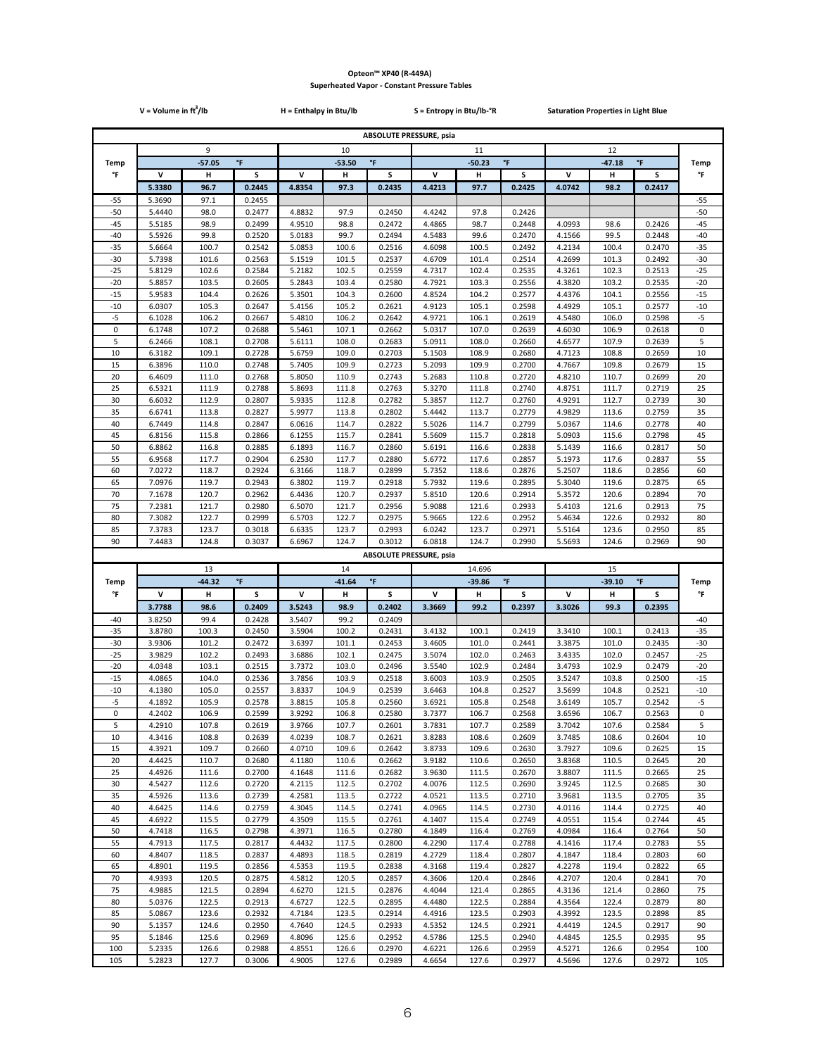**Opteon™ XP40 (R-449A)**

**Superheated Vapor - Constant Pressure Tables**

V = Volume in ft³/lb &nbsp;&nbsp;&nbsp; H = Enthalpy in Btu/lb &nbsp;&nbsp;&nbsp; S = Entropy in Btu/lb-°R &nbsp;&nbsp;&nbsp; Saturation Properties in Light Blue

| ABSOLUTE PRESSURE, psia | | | | | | | | | | | | | |
|---|---|---|---|---|---|---|---|---|---|---|---|---|---|
| | 9 | | | 10 | | | 11 | | | 12 | | | |
| Temp | -57.05 °F | | | -53.50 °F | | | -50.23 °F | | | -47.18 °F | | | Temp |
| °F | V | H | S | V | H | S | V | H | S | V | H | S | °F |
| | 5.3380 | 96.7 | 0.2445 | 4.8354 | 97.3 | 0.2435 | 4.4213 | 97.7 | 0.2425 | 4.0742 | 98.2 | 0.2417 | |
| -55 | 5.3690 | 97.1 | 0.2455 | | | | | | | | | | -55 |
| -50 | 5.4440 | 98.0 | 0.2477 | 4.8832 | 97.9 | 0.2450 | 4.4242 | 97.8 | 0.2426 | | | | -50 |
| -45 | 5.5185 | 98.9 | 0.2499 | 4.9510 | 98.8 | 0.2472 | 4.4865 | 98.7 | 0.2448 | 4.0993 | 98.6 | 0.2426 | -45 |
| -40 | 5.5926 | 99.8 | 0.2520 | 5.0183 | 99.7 | 0.2494 | 4.5483 | 99.6 | 0.2470 | 4.1566 | 99.5 | 0.2448 | -40 |
| -35 | 5.6664 | 100.7 | 0.2542 | 5.0853 | 100.6 | 0.2516 | 4.6098 | 100.5 | 0.2492 | 4.2134 | 100.4 | 0.2470 | -35 |
| -30 | 5.7398 | 101.6 | 0.2563 | 5.1519 | 101.5 | 0.2537 | 4.6709 | 101.4 | 0.2514 | 4.2699 | 101.3 | 0.2492 | -30 |
| -25 | 5.8129 | 102.6 | 0.2584 | 5.2182 | 102.5 | 0.2559 | 4.7317 | 102.4 | 0.2535 | 4.3261 | 102.3 | 0.2513 | -25 |
| -20 | 5.8857 | 103.5 | 0.2605 | 5.2843 | 103.4 | 0.2580 | 4.7921 | 103.3 | 0.2556 | 4.3820 | 103.2 | 0.2535 | -20 |
| -15 | 5.9583 | 104.4 | 0.2626 | 5.3501 | 104.3 | 0.2600 | 4.8524 | 104.2 | 0.2577 | 4.4376 | 104.1 | 0.2556 | -15 |
| -10 | 6.0307 | 105.3 | 0.2647 | 5.4156 | 105.2 | 0.2621 | 4.9123 | 105.1 | 0.2598 | 4.4929 | 105.1 | 0.2577 | -10 |
| -5 | 6.1028 | 106.2 | 0.2667 | 5.4810 | 106.2 | 0.2642 | 4.9721 | 106.1 | 0.2619 | 4.5480 | 106.0 | 0.2598 | -5 |
| 0 | 6.1748 | 107.2 | 0.2688 | 5.5461 | 107.1 | 0.2662 | 5.0317 | 107.0 | 0.2639 | 4.6030 | 106.9 | 0.2618 | 0 |
| 5 | 6.2466 | 108.1 | 0.2708 | 5.6111 | 108.0 | 0.2683 | 5.0911 | 108.0 | 0.2660 | 4.6577 | 107.9 | 0.2639 | 5 |
| 10 | 6.3182 | 109.1 | 0.2728 | 5.6759 | 109.0 | 0.2703 | 5.1503 | 108.9 | 0.2680 | 4.7123 | 108.8 | 0.2659 | 10 |
| 15 | 6.3896 | 110.0 | 0.2748 | 5.7405 | 109.9 | 0.2723 | 5.2093 | 109.9 | 0.2700 | 4.7667 | 109.8 | 0.2679 | 15 |
| 20 | 6.4609 | 111.0 | 0.2768 | 5.8050 | 110.9 | 0.2743 | 5.2683 | 110.8 | 0.2720 | 4.8210 | 110.7 | 0.2699 | 20 |
| 25 | 6.5321 | 111.9 | 0.2788 | 5.8693 | 111.8 | 0.2763 | 5.3270 | 111.8 | 0.2740 | 4.8751 | 111.7 | 0.2719 | 25 |
| 30 | 6.6032 | 112.9 | 0.2807 | 5.9335 | 112.8 | 0.2782 | 5.3857 | 112.7 | 0.2760 | 4.9291 | 112.7 | 0.2739 | 30 |
| 35 | 6.6741 | 113.8 | 0.2827 | 5.9977 | 113.8 | 0.2802 | 5.4442 | 113.7 | 0.2779 | 4.9829 | 113.6 | 0.2759 | 35 |
| 40 | 6.7449 | 114.8 | 0.2847 | 6.0616 | 114.7 | 0.2822 | 5.5026 | 114.7 | 0.2799 | 5.0367 | 114.6 | 0.2778 | 40 |
| 45 | 6.8156 | 115.8 | 0.2866 | 6.1255 | 115.7 | 0.2841 | 5.5609 | 115.7 | 0.2818 | 5.0903 | 115.6 | 0.2798 | 45 |
| 50 | 6.8862 | 116.8 | 0.2885 | 6.1893 | 116.7 | 0.2860 | 5.6191 | 116.6 | 0.2838 | 5.1439 | 116.6 | 0.2817 | 50 |
| 55 | 6.9568 | 117.7 | 0.2904 | 6.2530 | 117.7 | 0.2880 | 5.6772 | 117.6 | 0.2857 | 5.1973 | 117.6 | 0.2837 | 55 |
| 60 | 7.0272 | 118.7 | 0.2924 | 6.3166 | 118.7 | 0.2899 | 5.7352 | 118.6 | 0.2876 | 5.2507 | 118.6 | 0.2856 | 60 |
| 65 | 7.0976 | 119.7 | 0.2943 | 6.3802 | 119.7 | 0.2918 | 5.7932 | 119.6 | 0.2895 | 5.3040 | 119.6 | 0.2875 | 65 |
| 70 | 7.1678 | 120.7 | 0.2962 | 6.4436 | 120.7 | 0.2937 | 5.8510 | 120.6 | 0.2914 | 5.3572 | 120.6 | 0.2894 | 70 |
| 75 | 7.2381 | 121.7 | 0.2980 | 6.5070 | 121.7 | 0.2956 | 5.9088 | 121.6 | 0.2933 | 5.4103 | 121.6 | 0.2913 | 75 |
| 80 | 7.3082 | 122.7 | 0.2999 | 6.5703 | 122.7 | 0.2975 | 5.9665 | 122.6 | 0.2952 | 5.4634 | 122.6 | 0.2932 | 80 |
| 85 | 7.3783 | 123.7 | 0.3018 | 6.6335 | 123.7 | 0.2993 | 6.0242 | 123.7 | 0.2971 | 5.5164 | 123.6 | 0.2950 | 85 |
| 90 | 7.4483 | 124.8 | 0.3037 | 6.6967 | 124.7 | 0.3012 | 6.0818 | 124.7 | 0.2990 | 5.5693 | 124.6 | 0.2969 | 90 |

| ABSOLUTE PRESSURE, psia | | | | | | | | | | | | | |
|---|---|---|---|---|---|---|---|---|---|---|---|---|---|
| | 13 | | | 14 | | | 14.696 | | | 15 | | | |
| Temp | -44.32 °F | | | -41.64 °F | | | -39.86 °F | | | -39.10 °F | | | Temp |
| °F | V | H | S | V | H | S | V | H | S | V | H | S | °F |
| | 3.7788 | 98.6 | 0.2409 | 3.5243 | 98.9 | 0.2402 | 3.3669 | 99.2 | 0.2397 | 3.3026 | 99.3 | 0.2395 | |
| -40 | 3.8250 | 99.4 | 0.2428 | 3.5407 | 99.2 | 0.2409 | | | | | | | -40 |
| -35 | 3.8780 | 100.3 | 0.2450 | 3.5904 | 100.2 | 0.2431 | 3.4132 | 100.1 | 0.2419 | 3.3410 | 100.1 | 0.2413 | -35 |
| -30 | 3.9306 | 101.2 | 0.2472 | 3.6397 | 101.1 | 0.2453 | 3.4605 | 101.0 | 0.2441 | 3.3875 | 101.0 | 0.2435 | -30 |
| -25 | 3.9829 | 102.2 | 0.2493 | 3.6886 | 102.1 | 0.2475 | 3.5074 | 102.0 | 0.2463 | 3.4335 | 102.0 | 0.2457 | -25 |
| -20 | 4.0348 | 103.1 | 0.2515 | 3.7372 | 103.0 | 0.2496 | 3.5540 | 102.9 | 0.2484 | 3.4793 | 102.9 | 0.2479 | -20 |
| -15 | 4.0865 | 104.0 | 0.2536 | 3.7856 | 103.9 | 0.2518 | 3.6003 | 103.9 | 0.2505 | 3.5247 | 103.8 | 0.2500 | -15 |
| -10 | 4.1380 | 105.0 | 0.2557 | 3.8337 | 104.9 | 0.2539 | 3.6463 | 104.8 | 0.2527 | 3.5699 | 104.8 | 0.2521 | -10 |
| -5 | 4.1892 | 105.9 | 0.2578 | 3.8815 | 105.8 | 0.2560 | 3.6921 | 105.8 | 0.2548 | 3.6149 | 105.7 | 0.2542 | -5 |
| 0 | 4.2402 | 106.9 | 0.2599 | 3.9292 | 106.8 | 0.2580 | 3.7377 | 106.7 | 0.2568 | 3.6596 | 106.7 | 0.2563 | 0 |
| 5 | 4.2910 | 107.8 | 0.2619 | 3.9766 | 107.7 | 0.2601 | 3.7831 | 107.7 | 0.2589 | 3.7042 | 107.6 | 0.2584 | 5 |
| 10 | 4.3416 | 108.8 | 0.2639 | 4.0239 | 108.7 | 0.2621 | 3.8283 | 108.6 | 0.2609 | 3.7485 | 108.6 | 0.2604 | 10 |
| 15 | 4.3921 | 109.7 | 0.2660 | 4.0710 | 109.6 | 0.2642 | 3.8733 | 109.6 | 0.2630 | 3.7927 | 109.6 | 0.2625 | 15 |
| 20 | 4.4425 | 110.7 | 0.2680 | 4.1180 | 110.6 | 0.2662 | 3.9182 | 110.6 | 0.2650 | 3.8368 | 110.5 | 0.2645 | 20 |
| 25 | 4.4926 | 111.6 | 0.2700 | 4.1648 | 111.6 | 0.2682 | 3.9630 | 111.5 | 0.2670 | 3.8807 | 111.5 | 0.2665 | 25 |
| 30 | 4.5427 | 112.6 | 0.2720 | 4.2115 | 112.5 | 0.2702 | 4.0076 | 112.5 | 0.2690 | 3.9245 | 112.5 | 0.2685 | 30 |
| 35 | 4.5926 | 113.6 | 0.2739 | 4.2581 | 113.5 | 0.2722 | 4.0521 | 113.5 | 0.2710 | 3.9681 | 113.5 | 0.2705 | 35 |
| 40 | 4.6425 | 114.6 | 0.2759 | 4.3045 | 114.5 | 0.2741 | 4.0965 | 114.5 | 0.2730 | 4.0116 | 114.4 | 0.2725 | 40 |
| 45 | 4.6922 | 115.5 | 0.2779 | 4.3509 | 115.5 | 0.2761 | 4.1407 | 115.4 | 0.2749 | 4.0551 | 115.4 | 0.2744 | 45 |
| 50 | 4.7418 | 116.5 | 0.2798 | 4.3971 | 116.5 | 0.2780 | 4.1849 | 116.4 | 0.2769 | 4.0984 | 116.4 | 0.2764 | 50 |
| 55 | 4.7913 | 117.5 | 0.2817 | 4.4432 | 117.5 | 0.2800 | 4.2290 | 117.4 | 0.2788 | 4.1416 | 117.4 | 0.2783 | 55 |
| 60 | 4.8407 | 118.5 | 0.2837 | 4.4893 | 118.5 | 0.2819 | 4.2729 | 118.4 | 0.2807 | 4.1847 | 118.4 | 0.2803 | 60 |
| 65 | 4.8901 | 119.5 | 0.2856 | 4.5353 | 119.5 | 0.2838 | 4.3168 | 119.4 | 0.2827 | 4.2278 | 119.4 | 0.2822 | 65 |
| 70 | 4.9393 | 120.5 | 0.2875 | 4.5812 | 120.5 | 0.2857 | 4.3606 | 120.4 | 0.2846 | 4.2707 | 120.4 | 0.2841 | 70 |
| 75 | 4.9885 | 121.5 | 0.2894 | 4.6270 | 121.5 | 0.2876 | 4.4044 | 121.4 | 0.2865 | 4.3136 | 121.4 | 0.2860 | 75 |
| 80 | 5.0376 | 122.5 | 0.2913 | 4.6727 | 122.5 | 0.2895 | 4.4480 | 122.5 | 0.2884 | 4.3564 | 122.4 | 0.2879 | 80 |
| 85 | 5.0867 | 123.6 | 0.2932 | 4.7184 | 123.5 | 0.2914 | 4.4916 | 123.5 | 0.2903 | 4.3992 | 123.5 | 0.2898 | 85 |
| 90 | 5.1357 | 124.6 | 0.2950 | 4.7640 | 124.5 | 0.2933 | 4.5352 | 124.5 | 0.2921 | 4.4419 | 124.5 | 0.2917 | 90 |
| 95 | 5.1846 | 125.6 | 0.2969 | 4.8096 | 125.6 | 0.2952 | 4.5786 | 125.5 | 0.2940 | 4.4845 | 125.5 | 0.2935 | 95 |
| 100 | 5.2335 | 126.6 | 0.2988 | 4.8551 | 126.6 | 0.2970 | 4.6221 | 126.6 | 0.2959 | 4.5271 | 126.6 | 0.2954 | 100 |
| 105 | 5.2823 | 127.7 | 0.3006 | 4.9005 | 127.6 | 0.2989 | 4.6654 | 127.6 | 0.2977 | 4.5696 | 127.6 | 0.2972 | 105 |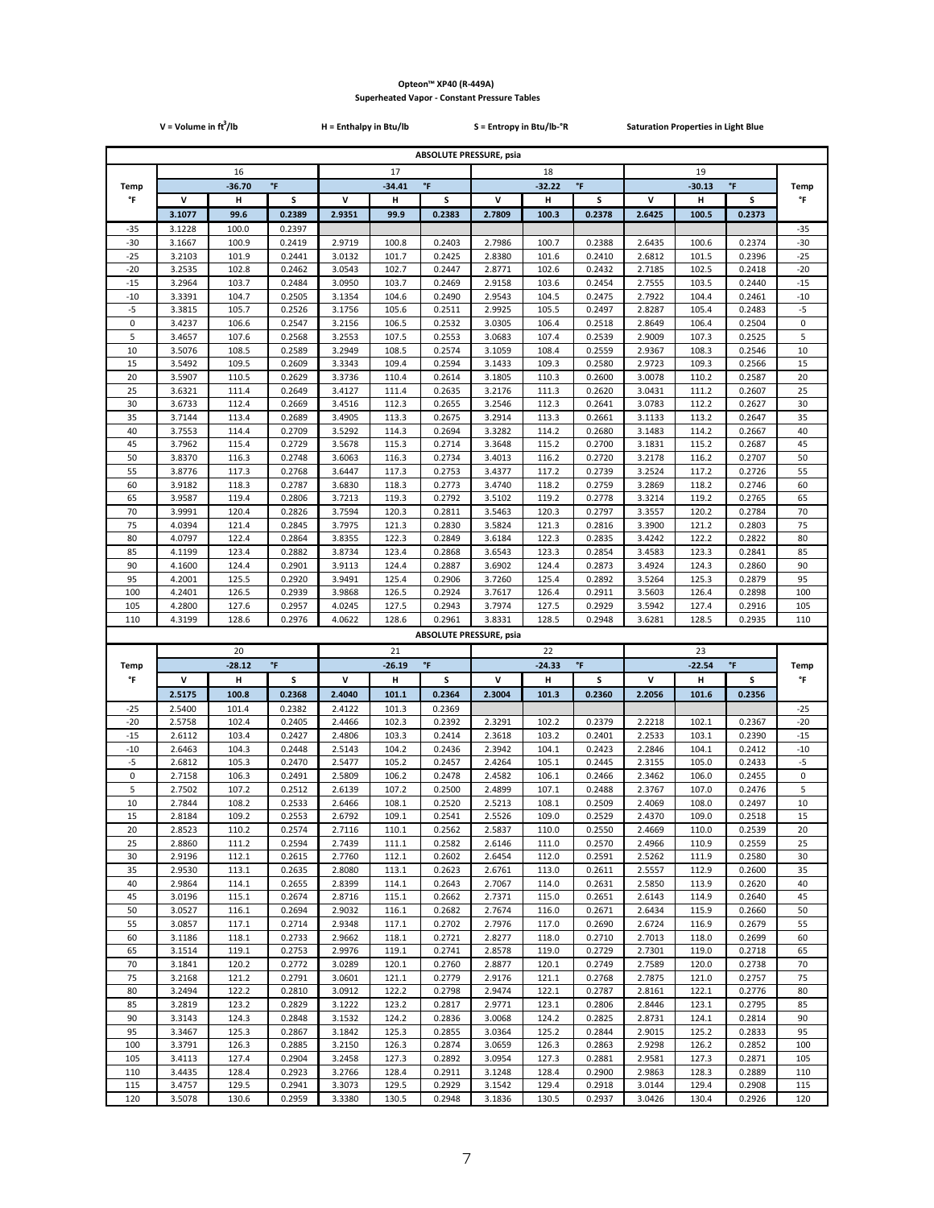**Opteon™ XP40 (R-449A)**

**Superheated Vapor - Constant Pressure Tables**

**V = Volume in $ft^3$/lb** | **H = Enthalpy in Btu/lb** | **S = Entropy in Btu/lb-°R** | **Saturation Properties in Light Blue**

**ABSOLUTE PRESSURE, psia**

| Temp | 16 | | | 17 | | | 18 | | | 19 | | | Temp |
|---|---|---|---|---|---|---|---|---|---|---|---|---|---|
| | -36.70 °F | | | -34.41 °F | | | -32.22 °F | | | -30.13 °F | | | |
| °F | V | H | S | V | H | S | V | H | S | V | H | S | °F |
| | 3.1077 | 99.6 | 0.2389 | 2.9351 | 99.9 | 0.2383 | 2.7809 | 100.3 | 0.2378 | 2.6425 | 100.5 | 0.2373 | |
| -35 | 3.1228 | 100.0 | 0.2397 | | | | | | | | | | -35 |
| -30 | 3.1667 | 100.9 | 0.2419 | 2.9719 | 100.8 | 0.2403 | 2.7986 | 100.7 | 0.2388 | 2.6435 | 100.6 | 0.2374 | -30 |
| -25 | 3.2103 | 101.9 | 0.2441 | 3.0132 | 101.7 | 0.2425 | 2.8380 | 101.6 | 0.2410 | 2.6812 | 101.5 | 0.2396 | -25 |
| -20 | 3.2535 | 102.8 | 0.2462 | 3.0543 | 102.7 | 0.2447 | 2.8771 | 102.6 | 0.2432 | 2.7185 | 102.5 | 0.2418 | -20 |
| -15 | 3.2964 | 103.7 | 0.2484 | 3.0950 | 103.7 | 0.2469 | 2.9158 | 103.6 | 0.2454 | 2.7555 | 103.5 | 0.2440 | -15 |
| -10 | 3.3391 | 104.7 | 0.2505 | 3.1354 | 104.6 | 0.2490 | 2.9543 | 104.5 | 0.2475 | 2.7922 | 104.4 | 0.2461 | -10 |
| -5 | 3.3815 | 105.7 | 0.2526 | 3.1756 | 105.6 | 0.2511 | 2.9925 | 105.5 | 0.2497 | 2.8287 | 105.4 | 0.2483 | -5 |
| 0 | 3.4237 | 106.6 | 0.2547 | 3.2156 | 106.5 | 0.2532 | 3.0305 | 106.4 | 0.2518 | 2.8649 | 106.4 | 0.2504 | 0 |
| 5 | 3.4657 | 107.6 | 0.2568 | 3.2553 | 107.5 | 0.2553 | 3.0683 | 107.4 | 0.2539 | 2.9009 | 107.3 | 0.2525 | 5 |
| 10 | 3.5076 | 108.5 | 0.2589 | 3.2949 | 108.5 | 0.2574 | 3.1059 | 108.4 | 0.2559 | 2.9367 | 108.3 | 0.2546 | 10 |
| 15 | 3.5492 | 109.5 | 0.2609 | 3.3343 | 109.4 | 0.2594 | 3.1433 | 109.3 | 0.2580 | 2.9723 | 109.3 | 0.2566 | 15 |
| 20 | 3.5907 | 110.5 | 0.2629 | 3.3736 | 110.4 | 0.2614 | 3.1805 | 110.3 | 0.2600 | 3.0078 | 110.2 | 0.2587 | 20 |
| 25 | 3.6321 | 111.4 | 0.2649 | 3.4127 | 111.4 | 0.2635 | 3.2176 | 111.3 | 0.2620 | 3.0431 | 111.2 | 0.2607 | 25 |
| 30 | 3.6733 | 112.4 | 0.2669 | 3.4516 | 112.3 | 0.2655 | 3.2546 | 112.3 | 0.2641 | 3.0783 | 112.2 | 0.2627 | 30 |
| 35 | 3.7144 | 113.4 | 0.2689 | 3.4905 | 113.3 | 0.2675 | 3.2914 | 113.3 | 0.2661 | 3.1133 | 113.2 | 0.2647 | 35 |
| 40 | 3.7553 | 114.4 | 0.2709 | 3.5292 | 114.3 | 0.2694 | 3.3282 | 114.2 | 0.2680 | 3.1483 | 114.2 | 0.2667 | 40 |
| 45 | 3.7962 | 115.4 | 0.2729 | 3.5678 | 115.3 | 0.2714 | 3.3648 | 115.2 | 0.2700 | 3.1831 | 115.2 | 0.2687 | 45 |
| 50 | 3.8370 | 116.3 | 0.2748 | 3.6063 | 116.3 | 0.2734 | 3.4013 | 116.2 | 0.2720 | 3.2178 | 116.2 | 0.2707 | 50 |
| 55 | 3.8776 | 117.3 | 0.2768 | 3.6447 | 117.3 | 0.2753 | 3.4377 | 117.2 | 0.2739 | 3.2524 | 117.2 | 0.2726 | 55 |
| 60 | 3.9182 | 118.3 | 0.2787 | 3.6830 | 118.3 | 0.2773 | 3.4740 | 118.2 | 0.2759 | 3.2869 | 118.2 | 0.2746 | 60 |
| 65 | 3.9587 | 119.4 | 0.2806 | 3.7213 | 119.3 | 0.2792 | 3.5102 | 119.2 | 0.2778 | 3.3214 | 119.2 | 0.2765 | 65 |
| 70 | 3.9991 | 120.4 | 0.2826 | 3.7594 | 120.3 | 0.2811 | 3.5463 | 120.3 | 0.2797 | 3.3557 | 120.2 | 0.2784 | 70 |
| 75 | 4.0394 | 121.4 | 0.2845 | 3.7975 | 121.3 | 0.2830 | 3.5824 | 121.3 | 0.2816 | 3.3900 | 121.2 | 0.2803 | 75 |
| 80 | 4.0797 | 122.4 | 0.2864 | 3.8355 | 122.3 | 0.2849 | 3.6184 | 122.3 | 0.2835 | 3.4242 | 122.2 | 0.2822 | 80 |
| 85 | 4.1199 | 123.4 | 0.2882 | 3.8734 | 123.4 | 0.2868 | 3.6543 | 123.3 | 0.2854 | 3.4583 | 123.3 | 0.2841 | 85 |
| 90 | 4.1600 | 124.4 | 0.2901 | 3.9113 | 124.4 | 0.2887 | 3.6902 | 124.4 | 0.2873 | 3.4924 | 124.3 | 0.2860 | 90 |
| 95 | 4.2001 | 125.5 | 0.2920 | 3.9491 | 125.4 | 0.2906 | 3.7260 | 125.4 | 0.2892 | 3.5264 | 125.3 | 0.2879 | 95 |
| 100 | 4.2401 | 126.5 | 0.2939 | 3.9868 | 126.5 | 0.2924 | 3.7617 | 126.4 | 0.2911 | 3.5603 | 126.4 | 0.2898 | 100 |
| 105 | 4.2800 | 127.6 | 0.2957 | 4.0245 | 127.5 | 0.2943 | 3.7974 | 127.5 | 0.2929 | 3.5942 | 127.4 | 0.2916 | 105 |
| 110 | 4.3199 | 128.6 | 0.2976 | 4.0622 | 128.6 | 0.2961 | 3.8331 | 128.5 | 0.2948 | 3.6281 | 128.5 | 0.2935 | 110 |

**ABSOLUTE PRESSURE, psia**

| Temp | 20 | | | 21 | | | 22 | | | 23 | | | Temp |
|---|---|---|---|---|---|---|---|---|---|---|---|---|---|
| | -28.12 °F | | | -26.19 °F | | | -24.33 °F | | | -22.54 °F | | | |
| °F | V | H | S | V | H | S | V | H | S | V | H | S | °F |
| | 2.5175 | 100.8 | 0.2368 | 2.4040 | 101.1 | 0.2364 | 2.3004 | 101.3 | 0.2360 | 2.2056 | 101.6 | 0.2356 | |
| -25 | 2.5400 | 101.4 | 0.2382 | 2.4122 | 101.3 | 0.2369 | | | | | | | -25 |
| -20 | 2.5758 | 102.4 | 0.2405 | 2.4466 | 102.3 | 0.2392 | 2.3291 | 102.2 | 0.2379 | 2.2218 | 102.1 | 0.2367 | -20 |
| -15 | 2.6112 | 103.4 | 0.2427 | 2.4806 | 103.3 | 0.2414 | 2.3618 | 103.2 | 0.2401 | 2.2533 | 103.1 | 0.2390 | -15 |
| -10 | 2.6463 | 104.3 | 0.2448 | 2.5143 | 104.2 | 0.2436 | 2.3942 | 104.1 | 0.2423 | 2.2846 | 104.1 | 0.2412 | -10 |
| -5 | 2.6812 | 105.3 | 0.2470 | 2.5477 | 105.2 | 0.2457 | 2.4264 | 105.1 | 0.2445 | 2.3155 | 105.0 | 0.2433 | -5 |
| 0 | 2.7158 | 106.3 | 0.2491 | 2.5809 | 106.2 | 0.2478 | 2.4582 | 106.1 | 0.2466 | 2.3462 | 106.0 | 0.2455 | 0 |
| 5 | 2.7502 | 107.2 | 0.2512 | 2.6139 | 107.2 | 0.2500 | 2.4899 | 107.1 | 0.2488 | 2.3767 | 107.0 | 0.2476 | 5 |
| 10 | 2.7844 | 108.2 | 0.2533 | 2.6466 | 108.1 | 0.2520 | 2.5213 | 108.1 | 0.2509 | 2.4069 | 108.0 | 0.2497 | 10 |
| 15 | 2.8184 | 109.2 | 0.2553 | 2.6792 | 109.1 | 0.2541 | 2.5526 | 109.0 | 0.2529 | 2.4370 | 109.0 | 0.2518 | 15 |
| 20 | 2.8523 | 110.2 | 0.2574 | 2.7116 | 110.1 | 0.2562 | 2.5837 | 110.0 | 0.2550 | 2.4669 | 110.0 | 0.2539 | 20 |
| 25 | 2.8860 | 111.2 | 0.2594 | 2.7439 | 111.1 | 0.2582 | 2.6146 | 111.0 | 0.2570 | 2.4966 | 110.9 | 0.2559 | 25 |
| 30 | 2.9196 | 112.1 | 0.2615 | 2.7760 | 112.1 | 0.2602 | 2.6454 | 112.0 | 0.2591 | 2.5262 | 111.9 | 0.2580 | 30 |
| 35 | 2.9530 | 113.1 | 0.2635 | 2.8080 | 113.1 | 0.2623 | 2.6761 | 113.0 | 0.2611 | 2.5557 | 112.9 | 0.2600 | 35 |
| 40 | 2.9864 | 114.1 | 0.2655 | 2.8399 | 114.1 | 0.2643 | 2.7067 | 114.0 | 0.2631 | 2.5850 | 113.9 | 0.2620 | 40 |
| 45 | 3.0196 | 115.1 | 0.2674 | 2.8716 | 115.1 | 0.2662 | 2.7371 | 115.0 | 0.2651 | 2.6143 | 114.9 | 0.2640 | 45 |
| 50 | 3.0527 | 116.1 | 0.2694 | 2.9032 | 116.1 | 0.2682 | 2.7674 | 116.0 | 0.2671 | 2.6434 | 115.9 | 0.2660 | 50 |
| 55 | 3.0857 | 117.1 | 0.2714 | 2.9348 | 117.1 | 0.2702 | 2.7976 | 117.0 | 0.2690 | 2.6724 | 116.9 | 0.2679 | 55 |
| 60 | 3.1186 | 118.1 | 0.2733 | 2.9662 | 118.1 | 0.2721 | 2.8277 | 118.0 | 0.2710 | 2.7013 | 118.0 | 0.2699 | 60 |
| 65 | 3.1514 | 119.1 | 0.2753 | 2.9976 | 119.1 | 0.2741 | 2.8578 | 119.0 | 0.2729 | 2.7301 | 119.0 | 0.2718 | 65 |
| 70 | 3.1841 | 120.2 | 0.2772 | 3.0289 | 120.1 | 0.2760 | 2.8877 | 120.1 | 0.2749 | 2.7589 | 120.0 | 0.2738 | 70 |
| 75 | 3.2168 | 121.2 | 0.2791 | 3.0601 | 121.1 | 0.2779 | 2.9176 | 121.1 | 0.2768 | 2.7875 | 121.0 | 0.2757 | 75 |
| 80 | 3.2494 | 122.2 | 0.2810 | 3.0912 | 122.2 | 0.2798 | 2.9474 | 122.1 | 0.2787 | 2.8161 | 122.1 | 0.2776 | 80 |
| 85 | 3.2819 | 123.2 | 0.2829 | 3.1222 | 123.2 | 0.2817 | 2.9771 | 123.1 | 0.2806 | 2.8446 | 123.1 | 0.2795 | 85 |
| 90 | 3.3143 | 124.3 | 0.2848 | 3.1532 | 124.2 | 0.2836 | 3.0068 | 124.2 | 0.2825 | 2.8731 | 124.1 | 0.2814 | 90 |
| 95 | 3.3467 | 125.3 | 0.2867 | 3.1842 | 125.3 | 0.2855 | 3.0364 | 125.2 | 0.2844 | 2.9015 | 125.2 | 0.2833 | 95 |
| 100 | 3.3791 | 126.3 | 0.2885 | 3.2150 | 126.3 | 0.2874 | 3.0659 | 126.3 | 0.2863 | 2.9298 | 126.2 | 0.2852 | 100 |
| 105 | 3.4113 | 127.4 | 0.2904 | 3.2458 | 127.3 | 0.2892 | 3.0954 | 127.3 | 0.2881 | 2.9581 | 127.3 | 0.2871 | 105 |
| 110 | 3.4435 | 128.4 | 0.2923 | 3.2766 | 128.4 | 0.2911 | 3.1248 | 128.4 | 0.2900 | 2.9863 | 128.3 | 0.2889 | 110 |
| 115 | 3.4757 | 129.5 | 0.2941 | 3.3073 | 129.5 | 0.2929 | 3.1542 | 129.4 | 0.2918 | 3.0144 | 129.4 | 0.2908 | 115 |
| 120 | 3.5078 | 130.6 | 0.2959 | 3.3380 | 130.5 | 0.2948 | 3.1836 | 130.5 | 0.2937 | 3.0426 | 130.4 | 0.2926 | 120 |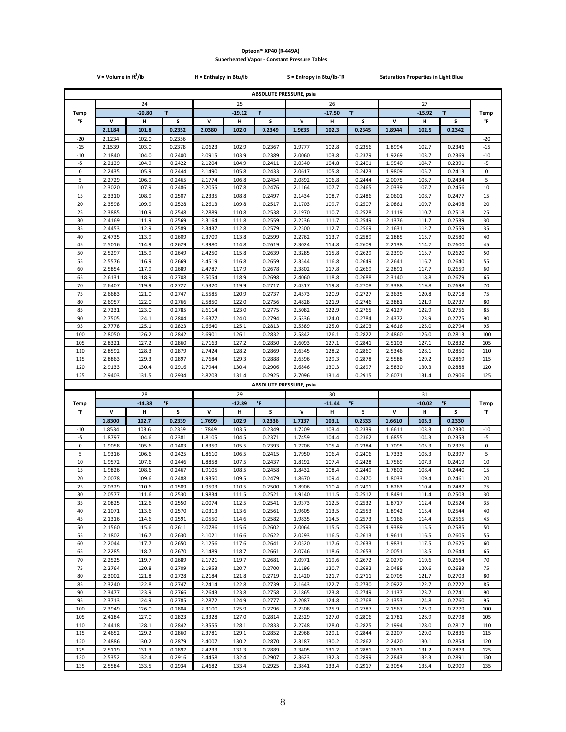**Opteon™ XP40 (R-449A)**

**Superheated Vapor - Constant Pressure Tables**

V = Volume in $ft^3$/lb | H = Enthalpy in Btu/lb | S = Entropy in Btu/lb-°R | Saturation Properties in Light Blue

| | ABSOLUTE PRESSURE, psia | | | | | | | | | | | | |
|---|---|---|---|---|---|---|---|---|---|---|---|---|---|
| | 24 | | | 25 | | | 26 | | | 27 | | | |
| Temp | | -20.80 | °F | | -19.12 | °F | | -17.50 | °F | | -15.92 | °F | Temp |
| °F | V | H | S | V | H | S | V | H | S | V | H | S | °F |
| | 2.1184 | 101.8 | 0.2352 | 2.0380 | 102.0 | 0.2349 | 1.9635 | 102.3 | 0.2345 | 1.8944 | 102.5 | 0.2342 | |
| -20 | 2.1234 | 102.0 | 0.2356 | | | | | | | | | | -20 |
| -15 | 2.1539 | 103.0 | 0.2378 | 2.0623 | 102.9 | 0.2367 | 1.9777 | 102.8 | 0.2356 | 1.8994 | 102.7 | 0.2346 | -15 |
| -10 | 2.1840 | 104.0 | 0.2400 | 2.0915 | 103.9 | 0.2389 | 2.0060 | 103.8 | 0.2379 | 1.9269 | 103.7 | 0.2369 | -10 |
| -5 | 2.2139 | 104.9 | 0.2422 | 2.1204 | 104.9 | 0.2411 | 2.0340 | 104.8 | 0.2401 | 1.9540 | 104.7 | 0.2391 | -5 |
| 0 | 2.2435 | 105.9 | 0.2444 | 2.1490 | 105.8 | 0.2433 | 2.0617 | 105.8 | 0.2423 | 1.9809 | 105.7 | 0.2413 | 0 |
| 5 | 2.2729 | 106.9 | 0.2465 | 2.1774 | 106.8 | 0.2454 | 2.0892 | 106.8 | 0.2444 | 2.0075 | 106.7 | 0.2434 | 5 |
| 10 | 2.3020 | 107.9 | 0.2486 | 2.2055 | 107.8 | 0.2476 | 2.1164 | 107.7 | 0.2465 | 2.0339 | 107.7 | 0.2456 | 10 |
| 15 | 2.3310 | 108.9 | 0.2507 | 2.2335 | 108.8 | 0.2497 | 2.1434 | 108.7 | 0.2486 | 2.0601 | 108.7 | 0.2477 | 15 |
| 20 | 2.3598 | 109.9 | 0.2528 | 2.2613 | 109.8 | 0.2517 | 2.1703 | 109.7 | 0.2507 | 2.0861 | 109.7 | 0.2498 | 20 |
| 25 | 2.3885 | 110.9 | 0.2548 | 2.2889 | 110.8 | 0.2538 | 2.1970 | 110.7 | 0.2528 | 2.1119 | 110.7 | 0.2518 | 25 |
| 30 | 2.4169 | 111.9 | 0.2569 | 2.3164 | 111.8 | 0.2559 | 2.2236 | 111.7 | 0.2549 | 2.1376 | 111.7 | 0.2539 | 30 |
| 35 | 2.4453 | 112.9 | 0.2589 | 2.3437 | 112.8 | 0.2579 | 2.2500 | 112.7 | 0.2569 | 2.1631 | 112.7 | 0.2559 | 35 |
| 40 | 2.4735 | 113.9 | 0.2609 | 2.3709 | 113.8 | 0.2599 | 2.2762 | 113.7 | 0.2589 | 2.1885 | 113.7 | 0.2580 | 40 |
| 45 | 2.5016 | 114.9 | 0.2629 | 2.3980 | 114.8 | 0.2619 | 2.3024 | 114.8 | 0.2609 | 2.2138 | 114.7 | 0.2600 | 45 |
| 50 | 2.5297 | 115.9 | 0.2649 | 2.4250 | 115.8 | 0.2639 | 2.3285 | 115.8 | 0.2629 | 2.2390 | 115.7 | 0.2620 | 50 |
| 55 | 2.5576 | 116.9 | 0.2669 | 2.4519 | 116.8 | 0.2659 | 2.3544 | 116.8 | 0.2649 | 2.2641 | 116.7 | 0.2640 | 55 |
| 60 | 2.5854 | 117.9 | 0.2689 | 2.4787 | 117.9 | 0.2678 | 2.3802 | 117.8 | 0.2669 | 2.2891 | 117.7 | 0.2659 | 60 |
| 65 | 2.6131 | 118.9 | 0.2708 | 2.5054 | 118.9 | 0.2698 | 2.4060 | 118.8 | 0.2688 | 2.3140 | 118.8 | 0.2679 | 65 |
| 70 | 2.6407 | 119.9 | 0.2727 | 2.5320 | 119.9 | 0.2717 | 2.4317 | 119.8 | 0.2708 | 2.3388 | 119.8 | 0.2698 | 70 |
| 75 | 2.6683 | 121.0 | 0.2747 | 2.5585 | 120.9 | 0.2737 | 2.4573 | 120.9 | 0.2727 | 2.3635 | 120.8 | 0.2718 | 75 |
| 80 | 2.6957 | 122.0 | 0.2766 | 2.5850 | 122.0 | 0.2756 | 2.4828 | 121.9 | 0.2746 | 2.3881 | 121.9 | 0.2737 | 80 |
| 85 | 2.7231 | 123.0 | 0.2785 | 2.6114 | 123.0 | 0.2775 | 2.5082 | 122.9 | 0.2765 | 2.4127 | 122.9 | 0.2756 | 85 |
| 90 | 2.7505 | 124.1 | 0.2804 | 2.6377 | 124.0 | 0.2794 | 2.5336 | 124.0 | 0.2784 | 2.4372 | 123.9 | 0.2775 | 90 |
| 95 | 2.7778 | 125.1 | 0.2823 | 2.6640 | 125.1 | 0.2813 | 2.5589 | 125.0 | 0.2803 | 2.4616 | 125.0 | 0.2794 | 95 |
| 100 | 2.8050 | 126.2 | 0.2842 | 2.6901 | 126.1 | 0.2832 | 2.5842 | 126.1 | 0.2822 | 2.4860 | 126.0 | 0.2813 | 100 |
| 105 | 2.8321 | 127.2 | 0.2860 | 2.7163 | 127.2 | 0.2850 | 2.6093 | 127.1 | 0.2841 | 2.5103 | 127.1 | 0.2832 | 105 |
| 110 | 2.8592 | 128.3 | 0.2879 | 2.7424 | 128.2 | 0.2869 | 2.6345 | 128.2 | 0.2860 | 2.5346 | 128.1 | 0.2850 | 110 |
| 115 | 2.8863 | 129.3 | 0.2897 | 2.7684 | 129.3 | 0.2888 | 2.6596 | 129.3 | 0.2878 | 2.5588 | 129.2 | 0.2869 | 115 |
| 120 | 2.9133 | 130.4 | 0.2916 | 2.7944 | 130.4 | 0.2906 | 2.6846 | 130.3 | 0.2897 | 2.5830 | 130.3 | 0.2888 | 120 |
| 125 | 2.9403 | 131.5 | 0.2934 | 2.8203 | 131.4 | 0.2925 | 2.7096 | 131.4 | 0.2915 | 2.6071 | 131.4 | 0.2906 | 125 |

| | ABSOLUTE PRESSURE, psia | | | | | | | | | | | | |
|---|---|---|---|---|---|---|---|---|---|---|---|---|---|
| | 28 | | | 29 | | | 30 | | | 31 | | | |
| Temp | | -14.38 | °F | | -12.89 | °F | | -11.44 | °F | | -10.02 | °F | Temp |
| °F | V | H | S | V | H | S | V | H | S | V | H | S | °F |
| | 1.8300 | 102.7 | 0.2339 | 1.7699 | 102.9 | 0.2336 | 1.7137 | 103.1 | 0.2333 | 1.6610 | 103.3 | 0.2330 | |
| -10 | 1.8534 | 103.6 | 0.2359 | 1.7849 | 103.5 | 0.2349 | 1.7209 | 103.4 | 0.2339 | 1.6611 | 103.3 | 0.2330 | -10 |
| -5 | 1.8797 | 104.6 | 0.2381 | 1.8105 | 104.5 | 0.2371 | 1.7459 | 104.4 | 0.2362 | 1.6855 | 104.3 | 0.2353 | -5 |
| 0 | 1.9058 | 105.6 | 0.2403 | 1.8359 | 105.5 | 0.2393 | 1.7706 | 105.4 | 0.2384 | 1.7095 | 105.3 | 0.2375 | 0 |
| 5 | 1.9316 | 106.6 | 0.2425 | 1.8610 | 106.5 | 0.2415 | 1.7950 | 106.4 | 0.2406 | 1.7333 | 106.3 | 0.2397 | 5 |
| 10 | 1.9572 | 107.6 | 0.2446 | 1.8858 | 107.5 | 0.2437 | 1.8192 | 107.4 | 0.2428 | 1.7569 | 107.3 | 0.2419 | 10 |
| 15 | 1.9826 | 108.6 | 0.2467 | 1.9105 | 108.5 | 0.2458 | 1.8432 | 108.4 | 0.2449 | 1.7802 | 108.4 | 0.2440 | 15 |
| 20 | 2.0078 | 109.6 | 0.2488 | 1.9350 | 109.5 | 0.2479 | 1.8670 | 109.4 | 0.2470 | 1.8033 | 109.4 | 0.2461 | 20 |
| 25 | 2.0329 | 110.6 | 0.2509 | 1.9593 | 110.5 | 0.2500 | 1.8906 | 110.4 | 0.2491 | 1.8263 | 110.4 | 0.2482 | 25 |
| 30 | 2.0577 | 111.6 | 0.2530 | 1.9834 | 111.5 | 0.2521 | 1.9140 | 111.5 | 0.2512 | 1.8491 | 111.4 | 0.2503 | 30 |
| 35 | 2.0825 | 112.6 | 0.2550 | 2.0074 | 112.5 | 0.2541 | 1.9373 | 112.5 | 0.2532 | 1.8717 | 112.4 | 0.2524 | 35 |
| 40 | 2.1071 | 113.6 | 0.2570 | 2.0313 | 113.6 | 0.2561 | 1.9605 | 113.5 | 0.2553 | 1.8942 | 113.4 | 0.2544 | 40 |
| 45 | 2.1316 | 114.6 | 0.2591 | 2.0550 | 114.6 | 0.2582 | 1.9835 | 114.5 | 0.2573 | 1.9166 | 114.4 | 0.2565 | 45 |
| 50 | 2.1560 | 115.6 | 0.2611 | 2.0786 | 115.6 | 0.2602 | 2.0064 | 115.5 | 0.2593 | 1.9389 | 115.5 | 0.2585 | 50 |
| 55 | 2.1802 | 116.7 | 0.2630 | 2.1021 | 116.6 | 0.2622 | 2.0293 | 116.5 | 0.2613 | 1.9611 | 116.5 | 0.2605 | 55 |
| 60 | 2.2044 | 117.7 | 0.2650 | 2.1256 | 117.6 | 0.2641 | 2.0520 | 117.6 | 0.2633 | 1.9831 | 117.5 | 0.2625 | 60 |
| 65 | 2.2285 | 118.7 | 0.2670 | 2.1489 | 118.7 | 0.2661 | 2.0746 | 118.6 | 0.2653 | 2.0051 | 118.5 | 0.2644 | 65 |
| 70 | 2.2525 | 119.7 | 0.2689 | 2.1721 | 119.7 | 0.2681 | 2.0971 | 119.6 | 0.2672 | 2.0270 | 119.6 | 0.2664 | 70 |
| 75 | 2.2764 | 120.8 | 0.2709 | 2.1953 | 120.7 | 0.2700 | 2.1196 | 120.7 | 0.2692 | 2.0488 | 120.6 | 0.2683 | 75 |
| 80 | 2.3002 | 121.8 | 0.2728 | 2.2184 | 121.8 | 0.2719 | 2.1420 | 121.7 | 0.2711 | 2.0705 | 121.7 | 0.2703 | 80 |
| 85 | 2.3240 | 122.8 | 0.2747 | 2.2414 | 122.8 | 0.2739 | 2.1643 | 122.7 | 0.2730 | 2.0922 | 122.7 | 0.2722 | 85 |
| 90 | 2.3477 | 123.9 | 0.2766 | 2.2643 | 123.8 | 0.2758 | 2.1865 | 123.8 | 0.2749 | 2.1137 | 123.7 | 0.2741 | 90 |
| 95 | 2.3713 | 124.9 | 0.2785 | 2.2872 | 124.9 | 0.2777 | 2.2087 | 124.8 | 0.2768 | 2.1353 | 124.8 | 0.2760 | 95 |
| 100 | 2.3949 | 126.0 | 0.2804 | 2.3100 | 125.9 | 0.2796 | 2.2308 | 125.9 | 0.2787 | 2.1567 | 125.9 | 0.2779 | 100 |
| 105 | 2.4184 | 127.0 | 0.2823 | 2.3328 | 127.0 | 0.2814 | 2.2529 | 127.0 | 0.2806 | 2.1781 | 126.9 | 0.2798 | 105 |
| 110 | 2.4418 | 128.1 | 0.2842 | 2.3555 | 128.1 | 0.2833 | 2.2748 | 128.0 | 0.2825 | 2.1994 | 128.0 | 0.2817 | 110 |
| 115 | 2.4652 | 129.2 | 0.2860 | 2.3781 | 129.1 | 0.2852 | 2.2968 | 129.1 | 0.2844 | 2.2207 | 129.0 | 0.2836 | 115 |
| 120 | 2.4886 | 130.2 | 0.2879 | 2.4007 | 130.2 | 0.2870 | 2.3187 | 130.2 | 0.2862 | 2.2420 | 130.1 | 0.2854 | 120 |
| 125 | 2.5119 | 131.3 | 0.2897 | 2.4233 | 131.3 | 0.2889 | 2.3405 | 131.2 | 0.2881 | 2.2631 | 131.2 | 0.2873 | 125 |
| 130 | 2.5352 | 132.4 | 0.2916 | 2.4458 | 132.4 | 0.2907 | 2.3623 | 132.3 | 0.2899 | 2.2843 | 132.3 | 0.2891 | 130 |
| 135 | 2.5584 | 133.5 | 0.2934 | 2.4682 | 133.4 | 0.2925 | 2.3841 | 133.4 | 0.2917 | 2.3054 | 133.4 | 0.2909 | 135 |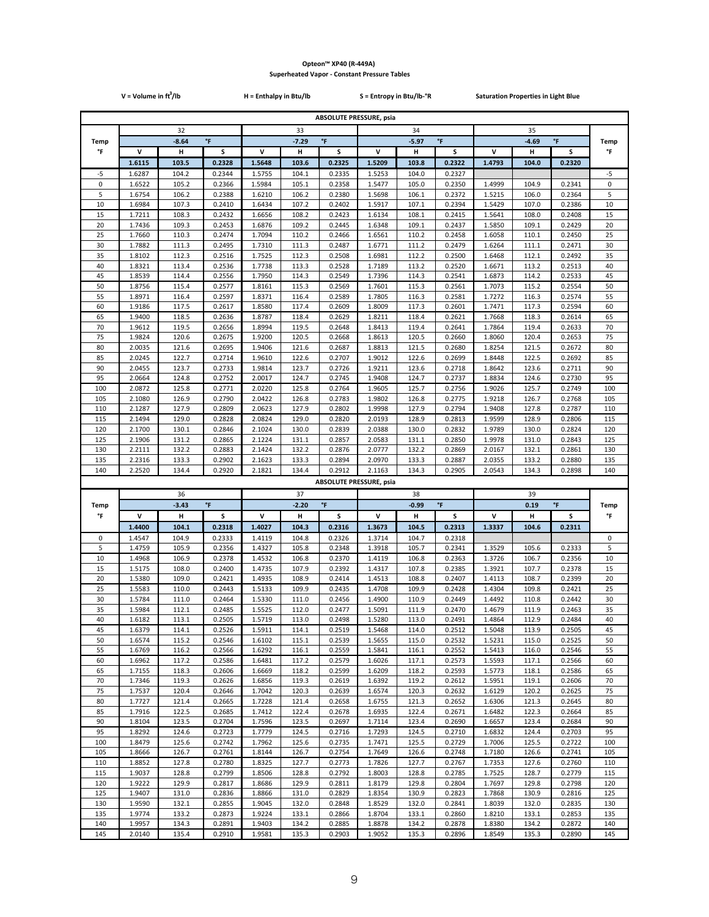# Opteon™ XP40 (R-449A)

## Superheated Vapor - Constant Pressure Tables

V = Volume in ft$^3$/lb    H = Enthalpy in Btu/lb    S = Entropy in Btu/lb-°R    Saturation Properties in Light Blue

| | ABSOLUTE PRESSURE, psia | | | | | | | | | | | | |
|---|---|---|---|---|---|---|---|---|---|---|---|---|---|
| | 32 | | | 33 | | | 34 | | | 35 | | | |
| Temp | -8.64 °F | | | -7.29 °F | | | -5.97 °F | | | -4.69 °F | | | Temp |
| °F | V | H | S | V | H | S | V | H | S | V | H | S | °F |
| | 1.6115 | 103.5 | 0.2328 | 1.5648 | 103.6 | 0.2325 | 1.5209 | 103.8 | 0.2322 | 1.4793 | 104.0 | 0.2320 | |
| -5 | 1.6287 | 104.2 | 0.2344 | 1.5755 | 104.1 | 0.2335 | 1.5253 | 104.0 | 0.2327 | | | | -5 |
| 0 | 1.6522 | 105.2 | 0.2366 | 1.5984 | 105.1 | 0.2358 | 1.5477 | 105.0 | 0.2350 | 1.4999 | 104.9 | 0.2341 | 0 |
| 5 | 1.6754 | 106.2 | 0.2388 | 1.6210 | 106.2 | 0.2380 | 1.5698 | 106.1 | 0.2372 | 1.5215 | 106.0 | 0.2364 | 5 |
| 10 | 1.6984 | 107.3 | 0.2410 | 1.6434 | 107.2 | 0.2402 | 1.5917 | 107.1 | 0.2394 | 1.5429 | 107.0 | 0.2386 | 10 |
| 15 | 1.7211 | 108.3 | 0.2432 | 1.6656 | 108.2 | 0.2423 | 1.6134 | 108.1 | 0.2415 | 1.5641 | 108.0 | 0.2408 | 15 |
| 20 | 1.7436 | 109.3 | 0.2453 | 1.6876 | 109.2 | 0.2445 | 1.6348 | 109.1 | 0.2437 | 1.5850 | 109.1 | 0.2429 | 20 |
| 25 | 1.7660 | 110.3 | 0.2474 | 1.7094 | 110.2 | 0.2466 | 1.6561 | 110.2 | 0.2458 | 1.6058 | 110.1 | 0.2450 | 25 |
| 30 | 1.7882 | 111.3 | 0.2495 | 1.7310 | 111.3 | 0.2487 | 1.6771 | 111.2 | 0.2479 | 1.6264 | 111.1 | 0.2471 | 30 |
| 35 | 1.8102 | 112.3 | 0.2516 | 1.7525 | 112.3 | 0.2508 | 1.6981 | 112.2 | 0.2500 | 1.6468 | 112.1 | 0.2492 | 35 |
| 40 | 1.8321 | 113.4 | 0.2536 | 1.7738 | 113.3 | 0.2528 | 1.7189 | 113.2 | 0.2520 | 1.6671 | 113.2 | 0.2513 | 40 |
| 45 | 1.8539 | 114.4 | 0.2556 | 1.7950 | 114.3 | 0.2549 | 1.7396 | 114.3 | 0.2541 | 1.6873 | 114.2 | 0.2533 | 45 |
| 50 | 1.8756 | 115.4 | 0.2577 | 1.8161 | 115.3 | 0.2569 | 1.7601 | 115.3 | 0.2561 | 1.7073 | 115.2 | 0.2554 | 50 |
| 55 | 1.8971 | 116.4 | 0.2597 | 1.8371 | 116.4 | 0.2589 | 1.7805 | 116.3 | 0.2581 | 1.7272 | 116.3 | 0.2574 | 55 |
| 60 | 1.9186 | 117.5 | 0.2617 | 1.8580 | 117.4 | 0.2609 | 1.8009 | 117.3 | 0.2601 | 1.7471 | 117.3 | 0.2594 | 60 |
| 65 | 1.9400 | 118.5 | 0.2636 | 1.8787 | 118.4 | 0.2629 | 1.8211 | 118.4 | 0.2621 | 1.7668 | 118.3 | 0.2614 | 65 |
| 70 | 1.9612 | 119.5 | 0.2656 | 1.8994 | 119.5 | 0.2648 | 1.8413 | 119.4 | 0.2641 | 1.7864 | 119.4 | 0.2633 | 70 |
| 75 | 1.9824 | 120.6 | 0.2675 | 1.9200 | 120.5 | 0.2668 | 1.8613 | 120.5 | 0.2660 | 1.8060 | 120.4 | 0.2653 | 75 |
| 80 | 2.0035 | 121.6 | 0.2695 | 1.9406 | 121.6 | 0.2687 | 1.8813 | 121.5 | 0.2680 | 1.8254 | 121.5 | 0.2672 | 80 |
| 85 | 2.0245 | 122.7 | 0.2714 | 1.9610 | 122.6 | 0.2707 | 1.9012 | 122.6 | 0.2699 | 1.8448 | 122.5 | 0.2692 | 85 |
| 90 | 2.0455 | 123.7 | 0.2733 | 1.9814 | 123.7 | 0.2726 | 1.9211 | 123.6 | 0.2718 | 1.8642 | 123.6 | 0.2711 | 90 |
| 95 | 2.0664 | 124.8 | 0.2752 | 2.0017 | 124.7 | 0.2745 | 1.9408 | 124.7 | 0.2737 | 1.8834 | 124.6 | 0.2730 | 95 |
| 100 | 2.0872 | 125.8 | 0.2771 | 2.0220 | 125.8 | 0.2764 | 1.9605 | 125.7 | 0.2756 | 1.9026 | 125.7 | 0.2749 | 100 |
| 105 | 2.1080 | 126.9 | 0.2790 | 2.0422 | 126.8 | 0.2783 | 1.9802 | 126.8 | 0.2775 | 1.9218 | 126.7 | 0.2768 | 105 |
| 110 | 2.1287 | 127.9 | 0.2809 | 2.0623 | 127.9 | 0.2802 | 1.9998 | 127.9 | 0.2794 | 1.9408 | 127.8 | 0.2787 | 110 |
| 115 | 2.1494 | 129.0 | 0.2828 | 2.0824 | 129.0 | 0.2820 | 2.0193 | 128.9 | 0.2813 | 1.9599 | 128.9 | 0.2806 | 115 |
| 120 | 2.1700 | 130.1 | 0.2846 | 2.1024 | 130.0 | 0.2839 | 2.0388 | 130.0 | 0.2832 | 1.9789 | 130.0 | 0.2824 | 120 |
| 125 | 2.1906 | 131.2 | 0.2865 | 2.1224 | 131.1 | 0.2857 | 2.0583 | 131.1 | 0.2850 | 1.9978 | 131.0 | 0.2843 | 125 |
| 130 | 2.2111 | 132.2 | 0.2883 | 2.1424 | 132.2 | 0.2876 | 2.0777 | 132.2 | 0.2869 | 2.0167 | 132.1 | 0.2861 | 130 |
| 135 | 2.2316 | 133.3 | 0.2902 | 2.1623 | 133.3 | 0.2894 | 2.0970 | 133.3 | 0.2887 | 2.0355 | 133.2 | 0.2880 | 135 |
| 140 | 2.2520 | 134.4 | 0.2920 | 2.1821 | 134.4 | 0.2912 | 2.1163 | 134.3 | 0.2905 | 2.0543 | 134.3 | 0.2898 | 140 |

| | ABSOLUTE PRESSURE, psia | | | | | | | | | | | | |
|---|---|---|---|---|---|---|---|---|---|---|---|---|---|
| | 36 | | | 37 | | | 38 | | | 39 | | | |
| Temp | -3.43 °F | | | -2.20 °F | | | -0.99 °F | | | 0.19 °F | | | Temp |
| °F | V | H | S | V | H | S | V | H | S | V | H | S | °F |
| | 1.4400 | 104.1 | 0.2318 | 1.4027 | 104.3 | 0.2316 | 1.3673 | 104.5 | 0.2313 | 1.3337 | 104.6 | 0.2311 | |
| 0 | 1.4547 | 104.9 | 0.2333 | 1.4119 | 104.8 | 0.2326 | 1.3714 | 104.7 | 0.2318 | | | | 0 |
| 5 | 1.4759 | 105.9 | 0.2356 | 1.4327 | 105.8 | 0.2348 | 1.3918 | 105.7 | 0.2341 | 1.3529 | 105.6 | 0.2333 | 5 |
| 10 | 1.4968 | 106.9 | 0.2378 | 1.4532 | 106.8 | 0.2370 | 1.4119 | 106.8 | 0.2363 | 1.3726 | 106.7 | 0.2356 | 10 |
| 15 | 1.5175 | 108.0 | 0.2400 | 1.4735 | 107.9 | 0.2392 | 1.4317 | 107.8 | 0.2385 | 1.3921 | 107.7 | 0.2378 | 15 |
| 20 | 1.5380 | 109.0 | 0.2421 | 1.4935 | 108.9 | 0.2414 | 1.4513 | 108.8 | 0.2407 | 1.4113 | 108.7 | 0.2399 | 20 |
| 25 | 1.5583 | 110.0 | 0.2443 | 1.5133 | 109.9 | 0.2435 | 1.4708 | 109.9 | 0.2428 | 1.4304 | 109.8 | 0.2421 | 25 |
| 30 | 1.5784 | 111.0 | 0.2464 | 1.5330 | 111.0 | 0.2456 | 1.4900 | 110.9 | 0.2449 | 1.4492 | 110.8 | 0.2442 | 30 |
| 35 | 1.5984 | 112.1 | 0.2485 | 1.5525 | 112.0 | 0.2477 | 1.5091 | 111.9 | 0.2470 | 1.4679 | 111.9 | 0.2463 | 35 |
| 40 | 1.6182 | 113.1 | 0.2505 | 1.5719 | 113.0 | 0.2498 | 1.5280 | 113.0 | 0.2491 | 1.4864 | 112.9 | 0.2484 | 40 |
| 45 | 1.6379 | 114.1 | 0.2526 | 1.5911 | 114.1 | 0.2519 | 1.5468 | 114.0 | 0.2512 | 1.5048 | 113.9 | 0.2505 | 45 |
| 50 | 1.6574 | 115.2 | 0.2546 | 1.6102 | 115.1 | 0.2539 | 1.5655 | 115.0 | 0.2532 | 1.5231 | 115.0 | 0.2525 | 50 |
| 55 | 1.6769 | 116.2 | 0.2566 | 1.6292 | 116.1 | 0.2559 | 1.5841 | 116.1 | 0.2552 | 1.5413 | 116.0 | 0.2546 | 55 |
| 60 | 1.6962 | 117.2 | 0.2586 | 1.6481 | 117.2 | 0.2579 | 1.6026 | 117.1 | 0.2573 | 1.5593 | 117.1 | 0.2566 | 60 |
| 65 | 1.7155 | 118.3 | 0.2606 | 1.6669 | 118.2 | 0.2599 | 1.6209 | 118.2 | 0.2593 | 1.5773 | 118.1 | 0.2586 | 65 |
| 70 | 1.7346 | 119.3 | 0.2626 | 1.6856 | 119.3 | 0.2619 | 1.6392 | 119.2 | 0.2612 | 1.5951 | 119.1 | 0.2606 | 70 |
| 75 | 1.7537 | 120.4 | 0.2646 | 1.7042 | 120.3 | 0.2639 | 1.6574 | 120.3 | 0.2632 | 1.6129 | 120.2 | 0.2625 | 75 |
| 80 | 1.7727 | 121.4 | 0.2665 | 1.7228 | 121.4 | 0.2658 | 1.6755 | 121.3 | 0.2652 | 1.6306 | 121.3 | 0.2645 | 80 |
| 85 | 1.7916 | 122.5 | 0.2685 | 1.7412 | 122.4 | 0.2678 | 1.6935 | 122.4 | 0.2671 | 1.6482 | 122.3 | 0.2664 | 85 |
| 90 | 1.8104 | 123.5 | 0.2704 | 1.7596 | 123.5 | 0.2697 | 1.7114 | 123.4 | 0.2690 | 1.6657 | 123.4 | 0.2684 | 90 |
| 95 | 1.8292 | 124.6 | 0.2723 | 1.7779 | 124.5 | 0.2716 | 1.7293 | 124.5 | 0.2710 | 1.6832 | 124.4 | 0.2703 | 95 |
| 100 | 1.8479 | 125.6 | 0.2742 | 1.7962 | 125.6 | 0.2735 | 1.7471 | 125.5 | 0.2729 | 1.7006 | 125.5 | 0.2722 | 100 |
| 105 | 1.8666 | 126.7 | 0.2761 | 1.8144 | 126.7 | 0.2754 | 1.7649 | 126.6 | 0.2748 | 1.7180 | 126.6 | 0.2741 | 105 |
| 110 | 1.8852 | 127.8 | 0.2780 | 1.8325 | 127.7 | 0.2773 | 1.7826 | 127.7 | 0.2767 | 1.7353 | 127.6 | 0.2760 | 110 |
| 115 | 1.9037 | 128.8 | 0.2799 | 1.8506 | 128.8 | 0.2792 | 1.8003 | 128.8 | 0.2785 | 1.7525 | 128.7 | 0.2779 | 115 |
| 120 | 1.9222 | 129.9 | 0.2817 | 1.8686 | 129.9 | 0.2811 | 1.8179 | 129.8 | 0.2804 | 1.7697 | 129.8 | 0.2798 | 120 |
| 125 | 1.9407 | 131.0 | 0.2836 | 1.8866 | 131.0 | 0.2829 | 1.8354 | 130.9 | 0.2823 | 1.7868 | 130.9 | 0.2816 | 125 |
| 130 | 1.9590 | 132.1 | 0.2855 | 1.9045 | 132.0 | 0.2848 | 1.8529 | 132.0 | 0.2841 | 1.8039 | 132.0 | 0.2835 | 130 |
| 135 | 1.9774 | 133.2 | 0.2873 | 1.9224 | 133.1 | 0.2866 | 1.8704 | 133.1 | 0.2860 | 1.8210 | 133.1 | 0.2853 | 135 |
| 140 | 1.9957 | 134.3 | 0.2891 | 1.9403 | 134.2 | 0.2885 | 1.8878 | 134.2 | 0.2878 | 1.8380 | 134.2 | 0.2872 | 140 |
| 145 | 2.0140 | 135.4 | 0.2910 | 1.9581 | 135.3 | 0.2903 | 1.9052 | 135.3 | 0.2896 | 1.8549 | 135.3 | 0.2890 | 145 |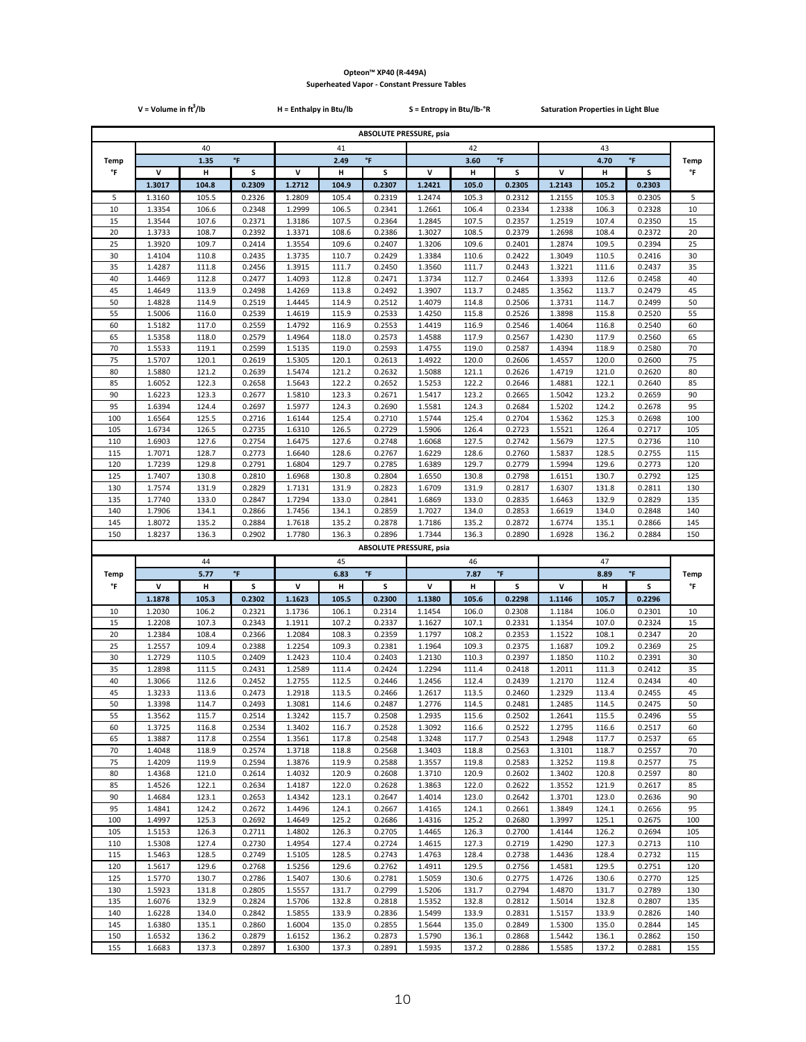**Opteon™ XP40 (R-449A)**
**Superheated Vapor - Constant Pressure Tables**

V = Volume in $ft^3$/lb H = Enthalpy in Btu/lb S = Entropy in Btu/lb-°R Saturation Properties in Light Blue

| | ABSOLUTE PRESSURE, psia | | | | | | | | | | | | |
|---|---|---|---|---|---|---|---|---|---|---|---|---|---|
| | 40 | | | 41 | | | 42 | | | 43 | | | |
| Temp | 1.35 | °F | | 2.49 | °F | | 3.60 | °F | | 4.70 | °F | | Temp |
| °F | V | H | S | V | H | S | V | H | S | V | H | S | °F |
| | 1.3017 | 104.8 | 0.2309 | 1.2712 | 104.9 | 0.2307 | 1.2421 | 105.0 | 0.2305 | 1.2143 | 105.2 | 0.2303 | |
| 5 | 1.3160 | 105.5 | 0.2326 | 1.2809 | 105.4 | 0.2319 | 1.2474 | 105.3 | 0.2312 | 1.2155 | 105.3 | 0.2305 | 5 |
| 10 | 1.3354 | 106.6 | 0.2348 | 1.2999 | 106.5 | 0.2341 | 1.2661 | 106.4 | 0.2334 | 1.2338 | 106.3 | 0.2328 | 10 |
| 15 | 1.3544 | 107.6 | 0.2371 | 1.3186 | 107.5 | 0.2364 | 1.2845 | 107.5 | 0.2357 | 1.2519 | 107.4 | 0.2350 | 15 |
| 20 | 1.3733 | 108.7 | 0.2392 | 1.3371 | 108.6 | 0.2386 | 1.3027 | 108.5 | 0.2379 | 1.2698 | 108.4 | 0.2372 | 20 |
| 25 | 1.3920 | 109.7 | 0.2414 | 1.3554 | 109.6 | 0.2407 | 1.3206 | 109.6 | 0.2401 | 1.2874 | 109.5 | 0.2394 | 25 |
| 30 | 1.4104 | 110.8 | 0.2435 | 1.3735 | 110.7 | 0.2429 | 1.3384 | 110.6 | 0.2422 | 1.3049 | 110.5 | 0.2416 | 30 |
| 35 | 1.4287 | 111.8 | 0.2456 | 1.3915 | 111.7 | 0.2450 | 1.3560 | 111.7 | 0.2443 | 1.3221 | 111.6 | 0.2437 | 35 |
| 40 | 1.4469 | 112.8 | 0.2477 | 1.4093 | 112.8 | 0.2471 | 1.3734 | 112.7 | 0.2464 | 1.3393 | 112.6 | 0.2458 | 40 |
| 45 | 1.4649 | 113.9 | 0.2498 | 1.4269 | 113.8 | 0.2492 | 1.3907 | 113.7 | 0.2485 | 1.3562 | 113.7 | 0.2479 | 45 |
| 50 | 1.4828 | 114.9 | 0.2519 | 1.4445 | 114.9 | 0.2512 | 1.4079 | 114.8 | 0.2506 | 1.3731 | 114.7 | 0.2499 | 50 |
| 55 | 1.5006 | 116.0 | 0.2539 | 1.4619 | 115.9 | 0.2533 | 1.4250 | 115.8 | 0.2526 | 1.3898 | 115.8 | 0.2520 | 55 |
| 60 | 1.5182 | 117.0 | 0.2559 | 1.4792 | 116.9 | 0.2553 | 1.4419 | 116.9 | 0.2546 | 1.4064 | 116.8 | 0.2540 | 60 |
| 65 | 1.5358 | 118.0 | 0.2579 | 1.4964 | 118.0 | 0.2573 | 1.4588 | 117.9 | 0.2567 | 1.4230 | 117.9 | 0.2560 | 65 |
| 70 | 1.5533 | 119.1 | 0.2599 | 1.5135 | 119.0 | 0.2593 | 1.4755 | 119.0 | 0.2587 | 1.4394 | 118.9 | 0.2580 | 70 |
| 75 | 1.5707 | 120.1 | 0.2619 | 1.5305 | 120.1 | 0.2613 | 1.4922 | 120.0 | 0.2606 | 1.4557 | 120.0 | 0.2600 | 75 |
| 80 | 1.5880 | 121.2 | 0.2639 | 1.5474 | 121.2 | 0.2632 | 1.5088 | 121.1 | 0.2626 | 1.4719 | 121.0 | 0.2620 | 80 |
| 85 | 1.6052 | 122.3 | 0.2658 | 1.5643 | 122.2 | 0.2652 | 1.5253 | 122.2 | 0.2646 | 1.4881 | 122.1 | 0.2640 | 85 |
| 90 | 1.6223 | 123.3 | 0.2677 | 1.5810 | 123.3 | 0.2671 | 1.5417 | 123.2 | 0.2665 | 1.5042 | 123.2 | 0.2659 | 90 |
| 95 | 1.6394 | 124.4 | 0.2697 | 1.5977 | 124.3 | 0.2690 | 1.5581 | 124.3 | 0.2684 | 1.5202 | 124.2 | 0.2678 | 95 |
| 100 | 1.6564 | 125.5 | 0.2716 | 1.6144 | 125.4 | 0.2710 | 1.5744 | 125.4 | 0.2704 | 1.5362 | 125.3 | 0.2698 | 100 |
| 105 | 1.6734 | 126.5 | 0.2735 | 1.6310 | 126.5 | 0.2729 | 1.5906 | 126.4 | 0.2723 | 1.5521 | 126.4 | 0.2717 | 105 |
| 110 | 1.6903 | 127.6 | 0.2754 | 1.6475 | 127.6 | 0.2748 | 1.6068 | 127.5 | 0.2742 | 1.5679 | 127.5 | 0.2736 | 110 |
| 115 | 1.7071 | 128.7 | 0.2773 | 1.6640 | 128.6 | 0.2767 | 1.6229 | 128.6 | 0.2760 | 1.5837 | 128.5 | 0.2755 | 115 |
| 120 | 1.7239 | 129.8 | 0.2791 | 1.6804 | 129.7 | 0.2785 | 1.6389 | 129.7 | 0.2779 | 1.5994 | 129.6 | 0.2773 | 120 |
| 125 | 1.7407 | 130.8 | 0.2810 | 1.6968 | 130.8 | 0.2804 | 1.6550 | 130.8 | 0.2798 | 1.6151 | 130.7 | 0.2792 | 125 |
| 130 | 1.7574 | 131.9 | 0.2829 | 1.7131 | 131.9 | 0.2823 | 1.6709 | 131.9 | 0.2817 | 1.6307 | 131.8 | 0.2811 | 130 |
| 135 | 1.7740 | 133.0 | 0.2847 | 1.7294 | 133.0 | 0.2841 | 1.6869 | 133.0 | 0.2835 | 1.6463 | 132.9 | 0.2829 | 135 |
| 140 | 1.7906 | 134.1 | 0.2866 | 1.7456 | 134.1 | 0.2859 | 1.7027 | 134.0 | 0.2853 | 1.6619 | 134.0 | 0.2848 | 140 |
| 145 | 1.8072 | 135.2 | 0.2884 | 1.7618 | 135.2 | 0.2878 | 1.7186 | 135.2 | 0.2872 | 1.6774 | 135.1 | 0.2866 | 145 |
| 150 | 1.8237 | 136.3 | 0.2902 | 1.7780 | 136.3 | 0.2896 | 1.7344 | 136.3 | 0.2890 | 1.6928 | 136.2 | 0.2884 | 150 |

| | ABSOLUTE PRESSURE, psia | | | | | | | | | | | | |
|---|---|---|---|---|---|---|---|---|---|---|---|---|---|
| | 44 | | | 45 | | | 46 | | | 47 | | | |
| Temp | 5.77 | °F | | 6.83 | °F | | 7.87 | °F | | 8.89 | °F | | Temp |
| °F | V | H | S | V | H | S | V | H | S | V | H | S | °F |
| | 1.1878 | 105.3 | 0.2302 | 1.1623 | 105.5 | 0.2300 | 1.1380 | 105.6 | 0.2298 | 1.1146 | 105.7 | 0.2296 | |
| 10 | 1.2030 | 106.2 | 0.2321 | 1.1736 | 106.1 | 0.2314 | 1.1454 | 106.0 | 0.2308 | 1.1184 | 106.0 | 0.2301 | 10 |
| 15 | 1.2208 | 107.3 | 0.2343 | 1.1911 | 107.2 | 0.2337 | 1.1627 | 107.1 | 0.2331 | 1.1354 | 107.0 | 0.2324 | 15 |
| 20 | 1.2384 | 108.4 | 0.2366 | 1.2084 | 108.3 | 0.2359 | 1.1797 | 108.2 | 0.2353 | 1.1522 | 108.1 | 0.2347 | 20 |
| 25 | 1.2557 | 109.4 | 0.2388 | 1.2254 | 109.3 | 0.2381 | 1.1964 | 109.3 | 0.2375 | 1.1687 | 109.2 | 0.2369 | 25 |
| 30 | 1.2729 | 110.5 | 0.2409 | 1.2423 | 110.4 | 0.2403 | 1.2130 | 110.3 | 0.2397 | 1.1850 | 110.2 | 0.2391 | 30 |
| 35 | 1.2898 | 111.5 | 0.2431 | 1.2589 | 111.4 | 0.2424 | 1.2294 | 111.4 | 0.2418 | 1.2011 | 111.3 | 0.2412 | 35 |
| 40 | 1.3066 | 112.6 | 0.2452 | 1.2755 | 112.5 | 0.2446 | 1.2456 | 112.4 | 0.2439 | 1.2170 | 112.4 | 0.2434 | 40 |
| 45 | 1.3233 | 113.6 | 0.2473 | 1.2918 | 113.5 | 0.2466 | 1.2617 | 113.5 | 0.2460 | 1.2329 | 113.4 | 0.2455 | 45 |
| 50 | 1.3398 | 114.7 | 0.2493 | 1.3081 | 114.6 | 0.2487 | 1.2776 | 114.5 | 0.2481 | 1.2485 | 114.5 | 0.2475 | 50 |
| 55 | 1.3562 | 115.7 | 0.2514 | 1.3242 | 115.7 | 0.2508 | 1.2935 | 115.6 | 0.2502 | 1.2641 | 115.5 | 0.2496 | 55 |
| 60 | 1.3725 | 116.8 | 0.2534 | 1.3402 | 116.7 | 0.2528 | 1.3092 | 116.6 | 0.2522 | 1.2795 | 116.6 | 0.2517 | 60 |
| 65 | 1.3887 | 117.8 | 0.2554 | 1.3561 | 117.8 | 0.2548 | 1.3248 | 117.7 | 0.2543 | 1.2948 | 117.7 | 0.2537 | 65 |
| 70 | 1.4048 | 118.9 | 0.2574 | 1.3718 | 118.8 | 0.2568 | 1.3403 | 118.8 | 0.2563 | 1.3101 | 118.7 | 0.2557 | 70 |
| 75 | 1.4209 | 119.9 | 0.2594 | 1.3876 | 119.9 | 0.2588 | 1.3557 | 119.8 | 0.2583 | 1.3252 | 119.8 | 0.2577 | 75 |
| 80 | 1.4368 | 121.0 | 0.2614 | 1.4032 | 120.9 | 0.2608 | 1.3710 | 120.9 | 0.2602 | 1.3402 | 120.8 | 0.2597 | 80 |
| 85 | 1.4526 | 122.1 | 0.2634 | 1.4187 | 122.0 | 0.2628 | 1.3863 | 122.0 | 0.2622 | 1.3552 | 121.9 | 0.2617 | 85 |
| 90 | 1.4684 | 123.1 | 0.2653 | 1.4342 | 123.1 | 0.2647 | 1.4014 | 123.0 | 0.2642 | 1.3701 | 123.0 | 0.2636 | 90 |
| 95 | 1.4841 | 124.2 | 0.2672 | 1.4496 | 124.1 | 0.2667 | 1.4165 | 124.1 | 0.2661 | 1.3849 | 124.1 | 0.2656 | 95 |
| 100 | 1.4997 | 125.3 | 0.2692 | 1.4649 | 125.2 | 0.2686 | 1.4316 | 125.2 | 0.2680 | 1.3997 | 125.1 | 0.2675 | 100 |
| 105 | 1.5153 | 126.3 | 0.2711 | 1.4802 | 126.3 | 0.2705 | 1.4465 | 126.3 | 0.2700 | 1.4144 | 126.2 | 0.2694 | 105 |
| 110 | 1.5308 | 127.4 | 0.2730 | 1.4954 | 127.4 | 0.2724 | 1.4615 | 127.3 | 0.2719 | 1.4290 | 127.3 | 0.2713 | 110 |
| 115 | 1.5463 | 128.5 | 0.2749 | 1.5105 | 128.5 | 0.2743 | 1.4763 | 128.4 | 0.2738 | 1.4436 | 128.4 | 0.2732 | 115 |
| 120 | 1.5617 | 129.6 | 0.2768 | 1.5256 | 129.6 | 0.2762 | 1.4911 | 129.5 | 0.2756 | 1.4581 | 129.5 | 0.2751 | 120 |
| 125 | 1.5770 | 130.7 | 0.2786 | 1.5407 | 130.6 | 0.2781 | 1.5059 | 130.6 | 0.2775 | 1.4726 | 130.6 | 0.2770 | 125 |
| 130 | 1.5923 | 131.8 | 0.2805 | 1.5557 | 131.7 | 0.2799 | 1.5206 | 131.7 | 0.2794 | 1.4870 | 131.7 | 0.2789 | 130 |
| 135 | 1.6076 | 132.9 | 0.2824 | 1.5706 | 132.8 | 0.2818 | 1.5352 | 132.8 | 0.2812 | 1.5014 | 132.8 | 0.2807 | 135 |
| 140 | 1.6228 | 134.0 | 0.2842 | 1.5855 | 133.9 | 0.2836 | 1.5499 | 133.9 | 0.2831 | 1.5157 | 133.9 | 0.2826 | 140 |
| 145 | 1.6380 | 135.1 | 0.2860 | 1.6004 | 135.0 | 0.2855 | 1.5644 | 135.0 | 0.2849 | 1.5300 | 135.0 | 0.2844 | 145 |
| 150 | 1.6532 | 136.2 | 0.2879 | 1.6152 | 136.2 | 0.2873 | 1.5790 | 136.1 | 0.2868 | 1.5442 | 136.1 | 0.2862 | 150 |
| 155 | 1.6683 | 137.3 | 0.2897 | 1.6300 | 137.3 | 0.2891 | 1.5935 | 137.2 | 0.2886 | 1.5585 | 137.2 | 0.2881 | 155 |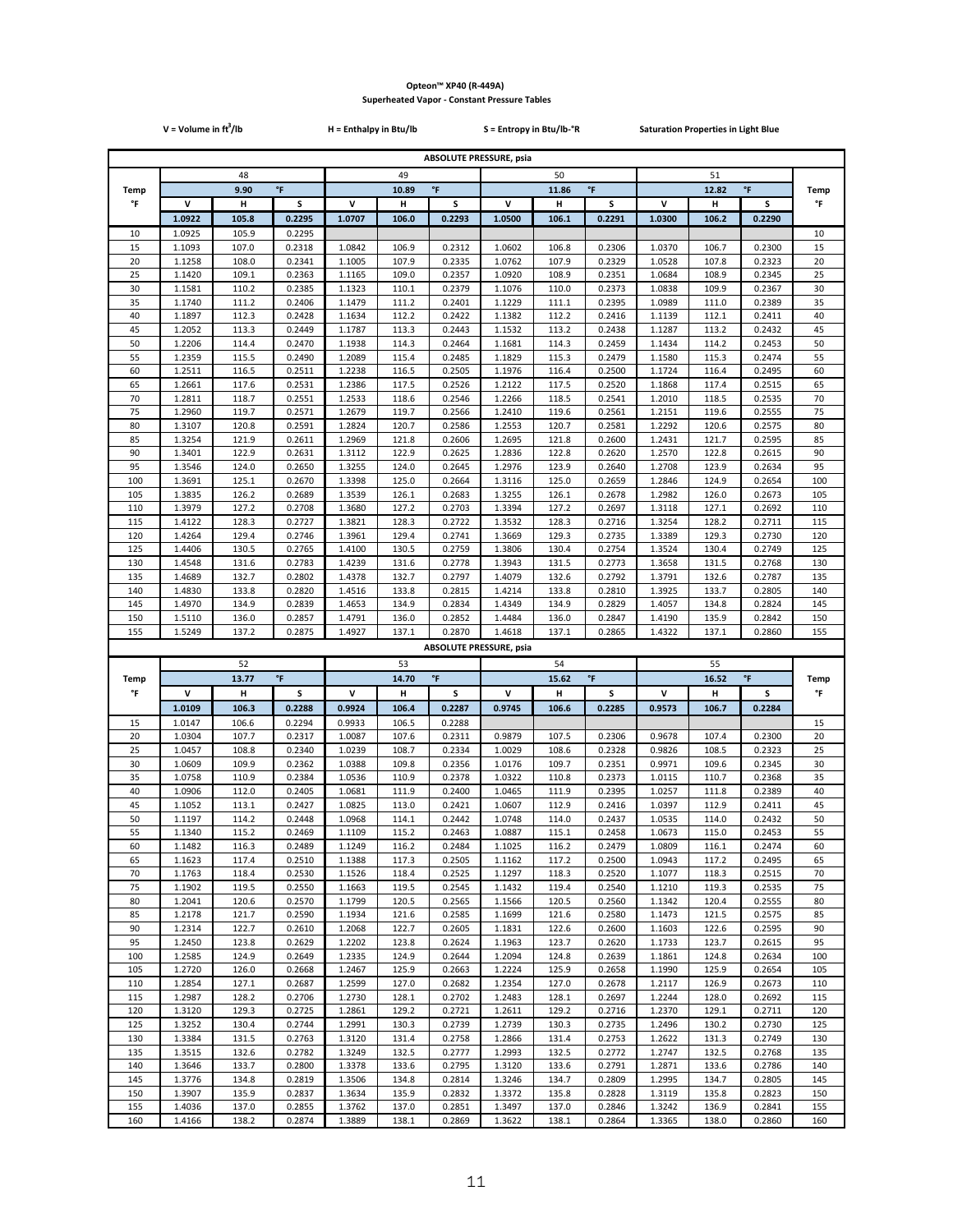**Opteon™ XP40 (R-449A)**
**Superheated Vapor - Constant Pressure Tables**

V = Volume in $ft^3$/lb | H = Enthalpy in Btu/lb | S = Entropy in Btu/lb-°R | Saturation Properties in Light Blue

| | ABSOLUTE PRESSURE, psia | | | | | | | | | | | | |
|---|---|---|---|---|---|---|---|---|---|---|---|---|---|
| | 48 | | | 49 | | | 50 | | | 51 | | | |
| Temp | 9.90 °F | | | 10.89 °F | | | 11.86 °F | | | 12.82 °F | | | Temp |
| °F | V | H | S | V | H | S | V | H | S | V | H | S | °F |
| | 1.0922 | 105.8 | 0.2295 | 1.0707 | 106.0 | 0.2293 | 1.0500 | 106.1 | 0.2291 | 1.0300 | 106.2 | 0.2290 | |
| 10 | 1.0925 | 105.9 | 0.2295 | | | | | | | | | | 10 |
| 15 | 1.1093 | 107.0 | 0.2318 | 1.0842 | 106.9 | 0.2312 | 1.0602 | 106.8 | 0.2306 | 1.0370 | 106.7 | 0.2300 | 15 |
| 20 | 1.1258 | 108.0 | 0.2341 | 1.1005 | 107.9 | 0.2335 | 1.0762 | 107.9 | 0.2329 | 1.0528 | 107.8 | 0.2323 | 20 |
| 25 | 1.1420 | 109.1 | 0.2363 | 1.1165 | 109.0 | 0.2357 | 1.0920 | 108.9 | 0.2351 | 1.0684 | 108.9 | 0.2345 | 25 |
| 30 | 1.1581 | 110.2 | 0.2385 | 1.1323 | 110.1 | 0.2379 | 1.1076 | 110.0 | 0.2373 | 1.0838 | 109.9 | 0.2367 | 30 |
| 35 | 1.1740 | 111.2 | 0.2406 | 1.1479 | 111.2 | 0.2401 | 1.1229 | 111.1 | 0.2395 | 1.0989 | 111.0 | 0.2389 | 35 |
| 40 | 1.1897 | 112.3 | 0.2428 | 1.1634 | 112.2 | 0.2422 | 1.1382 | 112.2 | 0.2416 | 1.1139 | 112.1 | 0.2411 | 40 |
| 45 | 1.2052 | 113.3 | 0.2449 | 1.1787 | 113.3 | 0.2443 | 1.1532 | 113.2 | 0.2438 | 1.1287 | 113.2 | 0.2432 | 45 |
| 50 | 1.2206 | 114.4 | 0.2470 | 1.1938 | 114.3 | 0.2464 | 1.1681 | 114.3 | 0.2459 | 1.1434 | 114.2 | 0.2453 | 50 |
| 55 | 1.2359 | 115.5 | 0.2490 | 1.2089 | 115.4 | 0.2485 | 1.1829 | 115.3 | 0.2479 | 1.1580 | 115.3 | 0.2474 | 55 |
| 60 | 1.2511 | 116.5 | 0.2511 | 1.2238 | 116.5 | 0.2505 | 1.1976 | 116.4 | 0.2500 | 1.1724 | 116.4 | 0.2495 | 60 |
| 65 | 1.2661 | 117.6 | 0.2531 | 1.2386 | 117.5 | 0.2526 | 1.2122 | 117.5 | 0.2520 | 1.1868 | 117.4 | 0.2515 | 65 |
| 70 | 1.2811 | 118.7 | 0.2551 | 1.2533 | 118.6 | 0.2546 | 1.2266 | 118.5 | 0.2541 | 1.2010 | 118.5 | 0.2535 | 70 |
| 75 | 1.2960 | 119.7 | 0.2571 | 1.2679 | 119.7 | 0.2566 | 1.2410 | 119.6 | 0.2561 | 1.2151 | 119.6 | 0.2555 | 75 |
| 80 | 1.3107 | 120.8 | 0.2591 | 1.2824 | 120.7 | 0.2586 | 1.2553 | 120.7 | 0.2581 | 1.2292 | 120.6 | 0.2575 | 80 |
| 85 | 1.3254 | 121.9 | 0.2611 | 1.2969 | 121.8 | 0.2606 | 1.2695 | 121.8 | 0.2600 | 1.2431 | 121.7 | 0.2595 | 85 |
| 90 | 1.3401 | 122.9 | 0.2631 | 1.3112 | 122.9 | 0.2625 | 1.2836 | 122.8 | 0.2620 | 1.2570 | 122.8 | 0.2615 | 90 |
| 95 | 1.3546 | 124.0 | 0.2650 | 1.3255 | 124.0 | 0.2645 | 1.2976 | 123.9 | 0.2640 | 1.2708 | 123.9 | 0.2634 | 95 |
| 100 | 1.3691 | 125.1 | 0.2670 | 1.3398 | 125.0 | 0.2664 | 1.3116 | 125.0 | 0.2659 | 1.2846 | 124.9 | 0.2654 | 100 |
| 105 | 1.3835 | 126.2 | 0.2689 | 1.3539 | 126.1 | 0.2683 | 1.3255 | 126.1 | 0.2678 | 1.2982 | 126.0 | 0.2673 | 105 |
| 110 | 1.3979 | 127.2 | 0.2708 | 1.3680 | 127.2 | 0.2703 | 1.3394 | 127.2 | 0.2697 | 1.3118 | 127.1 | 0.2692 | 110 |
| 115 | 1.4122 | 128.3 | 0.2727 | 1.3821 | 128.3 | 0.2722 | 1.3532 | 128.3 | 0.2716 | 1.3254 | 128.2 | 0.2711 | 115 |
| 120 | 1.4264 | 129.4 | 0.2746 | 1.3961 | 129.4 | 0.2741 | 1.3669 | 129.3 | 0.2735 | 1.3389 | 129.3 | 0.2730 | 120 |
| 125 | 1.4406 | 130.5 | 0.2765 | 1.4100 | 130.5 | 0.2759 | 1.3806 | 130.4 | 0.2754 | 1.3524 | 130.4 | 0.2749 | 125 |
| 130 | 1.4548 | 131.6 | 0.2783 | 1.4239 | 131.6 | 0.2778 | 1.3943 | 131.5 | 0.2773 | 1.3658 | 131.5 | 0.2768 | 130 |
| 135 | 1.4689 | 132.7 | 0.2802 | 1.4378 | 132.7 | 0.2797 | 1.4079 | 132.6 | 0.2792 | 1.3791 | 132.6 | 0.2787 | 135 |
| 140 | 1.4830 | 133.8 | 0.2820 | 1.4516 | 133.8 | 0.2815 | 1.4214 | 133.8 | 0.2810 | 1.3925 | 133.7 | 0.2805 | 140 |
| 145 | 1.4970 | 134.9 | 0.2839 | 1.4653 | 134.9 | 0.2834 | 1.4349 | 134.9 | 0.2829 | 1.4057 | 134.8 | 0.2824 | 145 |
| 150 | 1.5110 | 136.0 | 0.2857 | 1.4791 | 136.0 | 0.2852 | 1.4484 | 136.0 | 0.2847 | 1.4190 | 135.9 | 0.2842 | 150 |
| 155 | 1.5249 | 137.2 | 0.2875 | 1.4927 | 137.1 | 0.2870 | 1.4618 | 137.1 | 0.2865 | 1.4322 | 137.1 | 0.2860 | 155 |

| | ABSOLUTE PRESSURE, psia | | | | | | | | | | | | |
|---|---|---|---|---|---|---|---|---|---|---|---|---|---|
| | 52 | | | 53 | | | 54 | | | 55 | | | |
| Temp | 13.77 °F | | | 14.70 °F | | | 15.62 °F | | | 16.52 °F | | | Temp |
| °F | V | H | S | V | H | S | V | H | S | V | H | S | °F |
| | 1.0109 | 106.3 | 0.2288 | 0.9924 | 106.4 | 0.2287 | 0.9745 | 106.6 | 0.2285 | 0.9573 | 106.7 | 0.2284 | |
| 15 | 1.0147 | 106.6 | 0.2294 | 0.9933 | 106.5 | 0.2288 | | | | | | | 15 |
| 20 | 1.0304 | 107.7 | 0.2317 | 1.0087 | 107.6 | 0.2311 | 0.9879 | 107.5 | 0.2306 | 0.9678 | 107.4 | 0.2300 | 20 |
| 25 | 1.0457 | 108.8 | 0.2340 | 1.0239 | 108.7 | 0.2334 | 1.0029 | 108.6 | 0.2328 | 0.9826 | 108.5 | 0.2323 | 25 |
| 30 | 1.0609 | 109.9 | 0.2362 | 1.0388 | 109.8 | 0.2356 | 1.0176 | 109.7 | 0.2351 | 0.9971 | 109.6 | 0.2345 | 30 |
| 35 | 1.0758 | 110.9 | 0.2384 | 1.0536 | 110.9 | 0.2378 | 1.0322 | 110.8 | 0.2373 | 1.0115 | 110.7 | 0.2368 | 35 |
| 40 | 1.0906 | 112.0 | 0.2405 | 1.0681 | 111.9 | 0.2400 | 1.0465 | 111.9 | 0.2395 | 1.0257 | 111.8 | 0.2389 | 40 |
| 45 | 1.1052 | 113.1 | 0.2427 | 1.0825 | 113.0 | 0.2421 | 1.0607 | 112.9 | 0.2416 | 1.0397 | 112.9 | 0.2411 | 45 |
| 50 | 1.1197 | 114.2 | 0.2448 | 1.0968 | 114.1 | 0.2442 | 1.0748 | 114.0 | 0.2437 | 1.0535 | 114.0 | 0.2432 | 50 |
| 55 | 1.1340 | 115.2 | 0.2469 | 1.1109 | 115.2 | 0.2463 | 1.0887 | 115.1 | 0.2458 | 1.0673 | 115.0 | 0.2453 | 55 |
| 60 | 1.1482 | 116.3 | 0.2489 | 1.1249 | 116.2 | 0.2484 | 1.1025 | 116.2 | 0.2479 | 1.0809 | 116.1 | 0.2474 | 60 |
| 65 | 1.1623 | 117.4 | 0.2510 | 1.1388 | 117.3 | 0.2505 | 1.1162 | 117.2 | 0.2500 | 1.0943 | 117.2 | 0.2495 | 65 |
| 70 | 1.1763 | 118.4 | 0.2530 | 1.1526 | 118.4 | 0.2525 | 1.1297 | 118.3 | 0.2520 | 1.1077 | 118.3 | 0.2515 | 70 |
| 75 | 1.1902 | 119.5 | 0.2550 | 1.1663 | 119.5 | 0.2545 | 1.1432 | 119.4 | 0.2540 | 1.1210 | 119.3 | 0.2535 | 75 |
| 80 | 1.2041 | 120.6 | 0.2570 | 1.1799 | 120.5 | 0.2565 | 1.1566 | 120.5 | 0.2560 | 1.1342 | 120.4 | 0.2555 | 80 |
| 85 | 1.2178 | 121.7 | 0.2590 | 1.1934 | 121.6 | 0.2585 | 1.1699 | 121.6 | 0.2580 | 1.1473 | 121.5 | 0.2575 | 85 |
| 90 | 1.2314 | 122.7 | 0.2610 | 1.2068 | 122.7 | 0.2605 | 1.1831 | 122.6 | 0.2600 | 1.1603 | 122.6 | 0.2595 | 90 |
| 95 | 1.2450 | 123.8 | 0.2629 | 1.2202 | 123.8 | 0.2624 | 1.1963 | 123.7 | 0.2620 | 1.1733 | 123.7 | 0.2615 | 95 |
| 100 | 1.2585 | 124.9 | 0.2649 | 1.2335 | 124.9 | 0.2644 | 1.2094 | 124.8 | 0.2639 | 1.1861 | 124.8 | 0.2634 | 100 |
| 105 | 1.2720 | 126.0 | 0.2668 | 1.2467 | 125.9 | 0.2663 | 1.2224 | 125.9 | 0.2658 | 1.1990 | 125.9 | 0.2654 | 105 |
| 110 | 1.2854 | 127.1 | 0.2687 | 1.2599 | 127.0 | 0.2682 | 1.2354 | 127.0 | 0.2678 | 1.2117 | 126.9 | 0.2673 | 110 |
| 115 | 1.2987 | 128.2 | 0.2706 | 1.2730 | 128.1 | 0.2702 | 1.2483 | 128.1 | 0.2697 | 1.2244 | 128.0 | 0.2692 | 115 |
| 120 | 1.3120 | 129.3 | 0.2725 | 1.2861 | 129.2 | 0.2721 | 1.2611 | 129.2 | 0.2716 | 1.2370 | 129.1 | 0.2711 | 120 |
| 125 | 1.3252 | 130.4 | 0.2744 | 1.2991 | 130.3 | 0.2739 | 1.2739 | 130.3 | 0.2735 | 1.2496 | 130.2 | 0.2730 | 125 |
| 130 | 1.3384 | 131.5 | 0.2763 | 1.3120 | 131.4 | 0.2758 | 1.2866 | 131.4 | 0.2753 | 1.2622 | 131.3 | 0.2749 | 130 |
| 135 | 1.3515 | 132.6 | 0.2782 | 1.3249 | 132.5 | 0.2777 | 1.2993 | 132.5 | 0.2772 | 1.2747 | 132.5 | 0.2768 | 135 |
| 140 | 1.3646 | 133.7 | 0.2800 | 1.3378 | 133.6 | 0.2795 | 1.3120 | 133.6 | 0.2791 | 1.2871 | 133.6 | 0.2786 | 140 |
| 145 | 1.3776 | 134.8 | 0.2819 | 1.3506 | 134.8 | 0.2814 | 1.3246 | 134.7 | 0.2809 | 1.2995 | 134.7 | 0.2805 | 145 |
| 150 | 1.3907 | 135.9 | 0.2837 | 1.3634 | 135.9 | 0.2832 | 1.3372 | 135.8 | 0.2828 | 1.3119 | 135.8 | 0.2823 | 150 |
| 155 | 1.4036 | 137.0 | 0.2855 | 1.3762 | 137.0 | 0.2851 | 1.3497 | 137.0 | 0.2846 | 1.3242 | 136.9 | 0.2841 | 155 |
| 160 | 1.4166 | 138.2 | 0.2874 | 1.3889 | 138.1 | 0.2869 | 1.3622 | 138.1 | 0.2864 | 1.3365 | 138.0 | 0.2860 | 160 |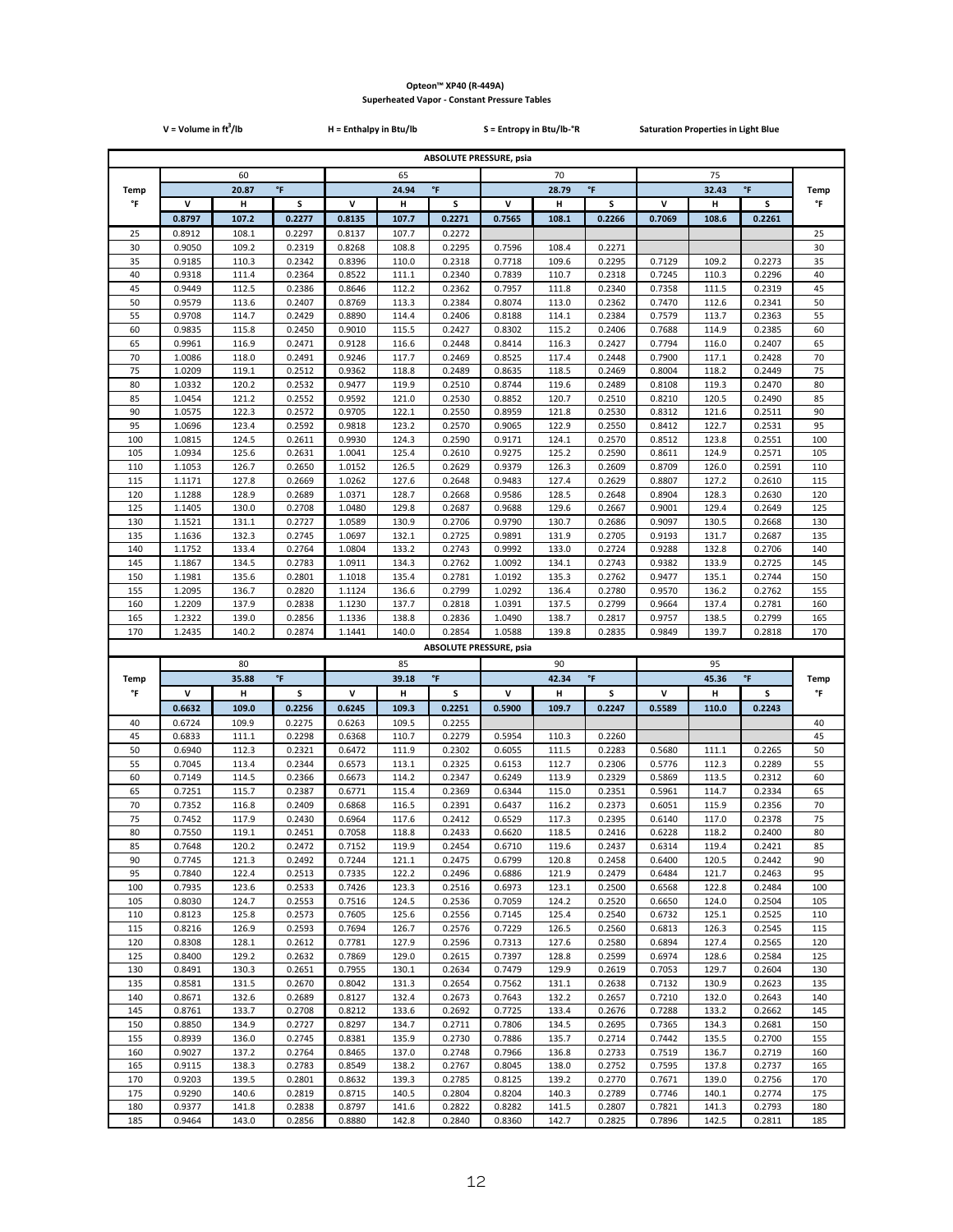**Opteon™ XP40 (R-449A)**

**Superheated Vapor - Constant Pressure Tables**

V = Volume in $ft^3$/lb &nbsp;&nbsp;&nbsp; H = Enthalpy in Btu/lb &nbsp;&nbsp;&nbsp; S = Entropy in Btu/lb-°R &nbsp;&nbsp;&nbsp; Saturation Properties in Light Blue

**ABSOLUTE PRESSURE, psia**

| Temp | 60 | | | 65 | | | 70 | | | 75 | | | Temp |
|---|---|---|---|---|---|---|---|---|---|---|---|---|---|
| | | 20.87 °F | | | 24.94 °F | | | 28.79 °F | | | 32.43 °F | | |
| °F | V | H | S | V | H | S | V | H | S | V | H | S | °F |
| | 0.8797 | 107.2 | 0.2277 | 0.8135 | 107.7 | 0.2271 | 0.7565 | 108.1 | 0.2266 | 0.7069 | 108.6 | 0.2261 | |
| 25 | 0.8912 | 108.1 | 0.2297 | 0.8137 | 107.7 | 0.2272 | | | | | | | 25 |
| 30 | 0.9050 | 109.2 | 0.2319 | 0.8268 | 108.8 | 0.2295 | 0.7596 | 108.4 | 0.2271 | | | | 30 |
| 35 | 0.9185 | 110.3 | 0.2342 | 0.8396 | 110.0 | 0.2318 | 0.7718 | 109.6 | 0.2295 | 0.7129 | 109.2 | 0.2273 | 35 |
| 40 | 0.9318 | 111.4 | 0.2364 | 0.8522 | 111.1 | 0.2340 | 0.7839 | 110.7 | 0.2318 | 0.7245 | 110.3 | 0.2296 | 40 |
| 45 | 0.9449 | 112.5 | 0.2386 | 0.8646 | 112.2 | 0.2362 | 0.7957 | 111.8 | 0.2340 | 0.7358 | 111.5 | 0.2319 | 45 |
| 50 | 0.9579 | 113.6 | 0.2407 | 0.8769 | 113.3 | 0.2384 | 0.8074 | 113.0 | 0.2362 | 0.7470 | 112.6 | 0.2341 | 50 |
| 55 | 0.9708 | 114.7 | 0.2429 | 0.8890 | 114.4 | 0.2406 | 0.8188 | 114.1 | 0.2384 | 0.7579 | 113.7 | 0.2363 | 55 |
| 60 | 0.9835 | 115.8 | 0.2450 | 0.9010 | 115.5 | 0.2427 | 0.8302 | 115.2 | 0.2406 | 0.7688 | 114.9 | 0.2385 | 60 |
| 65 | 0.9961 | 116.9 | 0.2471 | 0.9128 | 116.6 | 0.2448 | 0.8414 | 116.3 | 0.2427 | 0.7794 | 116.0 | 0.2407 | 65 |
| 70 | 1.0086 | 118.0 | 0.2491 | 0.9246 | 117.7 | 0.2469 | 0.8525 | 117.4 | 0.2448 | 0.7900 | 117.1 | 0.2428 | 70 |
| 75 | 1.0209 | 119.1 | 0.2512 | 0.9362 | 118.8 | 0.2489 | 0.8635 | 118.5 | 0.2469 | 0.8004 | 118.2 | 0.2449 | 75 |
| 80 | 1.0332 | 120.2 | 0.2532 | 0.9477 | 119.9 | 0.2510 | 0.8744 | 119.6 | 0.2489 | 0.8108 | 119.3 | 0.2470 | 80 |
| 85 | 1.0454 | 121.2 | 0.2552 | 0.9592 | 121.0 | 0.2530 | 0.8852 | 120.7 | 0.2510 | 0.8210 | 120.5 | 0.2490 | 85 |
| 90 | 1.0575 | 122.3 | 0.2572 | 0.9705 | 122.1 | 0.2550 | 0.8959 | 121.8 | 0.2530 | 0.8312 | 121.6 | 0.2511 | 90 |
| 95 | 1.0696 | 123.4 | 0.2592 | 0.9818 | 123.2 | 0.2570 | 0.9065 | 122.9 | 0.2550 | 0.8412 | 122.7 | 0.2531 | 95 |
| 100 | 1.0815 | 124.5 | 0.2611 | 0.9930 | 124.3 | 0.2590 | 0.9171 | 124.1 | 0.2570 | 0.8512 | 123.8 | 0.2551 | 100 |
| 105 | 1.0934 | 125.6 | 0.2631 | 1.0041 | 125.4 | 0.2610 | 0.9275 | 125.2 | 0.2590 | 0.8611 | 124.9 | 0.2571 | 105 |
| 110 | 1.1053 | 126.7 | 0.2650 | 1.0152 | 126.5 | 0.2629 | 0.9379 | 126.3 | 0.2609 | 0.8709 | 126.0 | 0.2591 | 110 |
| 115 | 1.1171 | 127.8 | 0.2669 | 1.0262 | 127.6 | 0.2648 | 0.9483 | 127.4 | 0.2629 | 0.8807 | 127.2 | 0.2610 | 115 |
| 120 | 1.1288 | 128.9 | 0.2689 | 1.0371 | 128.7 | 0.2668 | 0.9586 | 128.5 | 0.2648 | 0.8904 | 128.3 | 0.2630 | 120 |
| 125 | 1.1405 | 130.0 | 0.2708 | 1.0480 | 129.8 | 0.2687 | 0.9688 | 129.6 | 0.2667 | 0.9001 | 129.4 | 0.2649 | 125 |
| 130 | 1.1521 | 131.1 | 0.2727 | 1.0589 | 130.9 | 0.2706 | 0.9790 | 130.7 | 0.2686 | 0.9097 | 130.5 | 0.2668 | 130 |
| 135 | 1.1636 | 132.3 | 0.2745 | 1.0697 | 132.1 | 0.2725 | 0.9891 | 131.9 | 0.2705 | 0.9193 | 131.7 | 0.2687 | 135 |
| 140 | 1.1752 | 133.4 | 0.2764 | 1.0804 | 133.2 | 0.2743 | 0.9992 | 133.0 | 0.2724 | 0.9288 | 132.8 | 0.2706 | 140 |
| 145 | 1.1867 | 134.5 | 0.2783 | 1.0911 | 134.3 | 0.2762 | 1.0092 | 134.1 | 0.2743 | 0.9382 | 133.9 | 0.2725 | 145 |
| 150 | 1.1981 | 135.6 | 0.2801 | 1.1018 | 135.4 | 0.2781 | 1.0192 | 135.3 | 0.2762 | 0.9477 | 135.1 | 0.2744 | 150 |
| 155 | 1.2095 | 136.7 | 0.2820 | 1.1124 | 136.6 | 0.2799 | 1.0292 | 136.4 | 0.2780 | 0.9570 | 136.2 | 0.2762 | 155 |
| 160 | 1.2209 | 137.9 | 0.2838 | 1.1230 | 137.7 | 0.2818 | 1.0391 | 137.5 | 0.2799 | 0.9664 | 137.4 | 0.2781 | 160 |
| 165 | 1.2322 | 139.0 | 0.2856 | 1.1336 | 138.8 | 0.2836 | 1.0490 | 138.7 | 0.2817 | 0.9757 | 138.5 | 0.2799 | 165 |
| 170 | 1.2435 | 140.2 | 0.2874 | 1.1441 | 140.0 | 0.2854 | 1.0588 | 139.8 | 0.2835 | 0.9849 | 139.7 | 0.2818 | 170 |

**ABSOLUTE PRESSURE, psia**

| Temp | 80 | | | 85 | | | 90 | | | 95 | | | Temp |
|---|---|---|---|---|---|---|---|---|---|---|---|---|---|
| | | 35.88 °F | | | 39.18 °F | | | 42.34 °F | | | 45.36 °F | | |
| °F | V | H | S | V | H | S | V | H | S | V | H | S | °F |
| | 0.6632 | 109.0 | 0.2256 | 0.6245 | 109.3 | 0.2251 | 0.5900 | 109.7 | 0.2247 | 0.5589 | 110.0 | 0.2243 | |
| 40 | 0.6724 | 109.9 | 0.2275 | 0.6263 | 109.5 | 0.2255 | | | | | | | 40 |
| 45 | 0.6833 | 111.1 | 0.2298 | 0.6368 | 110.7 | 0.2279 | 0.5954 | 110.3 | 0.2260 | | | | 45 |
| 50 | 0.6940 | 112.3 | 0.2321 | 0.6472 | 111.9 | 0.2302 | 0.6055 | 111.5 | 0.2283 | 0.5680 | 111.1 | 0.2265 | 50 |
| 55 | 0.7045 | 113.4 | 0.2344 | 0.6573 | 113.1 | 0.2325 | 0.6153 | 112.7 | 0.2306 | 0.5776 | 112.3 | 0.2289 | 55 |
| 60 | 0.7149 | 114.5 | 0.2366 | 0.6673 | 114.2 | 0.2347 | 0.6249 | 113.9 | 0.2329 | 0.5869 | 113.5 | 0.2312 | 60 |
| 65 | 0.7251 | 115.7 | 0.2387 | 0.6771 | 115.4 | 0.2369 | 0.6344 | 115.0 | 0.2351 | 0.5961 | 114.7 | 0.2334 | 65 |
| 70 | 0.7352 | 116.8 | 0.2409 | 0.6868 | 116.5 | 0.2391 | 0.6437 | 116.2 | 0.2373 | 0.6051 | 115.9 | 0.2356 | 70 |
| 75 | 0.7452 | 117.9 | 0.2430 | 0.6964 | 117.6 | 0.2412 | 0.6529 | 117.3 | 0.2395 | 0.6140 | 117.0 | 0.2378 | 75 |
| 80 | 0.7550 | 119.1 | 0.2451 | 0.7058 | 118.8 | 0.2433 | 0.6620 | 118.5 | 0.2416 | 0.6228 | 118.2 | 0.2400 | 80 |
| 85 | 0.7648 | 120.2 | 0.2472 | 0.7152 | 119.9 | 0.2454 | 0.6710 | 119.6 | 0.2437 | 0.6314 | 119.4 | 0.2421 | 85 |
| 90 | 0.7745 | 121.3 | 0.2492 | 0.7244 | 121.1 | 0.2475 | 0.6799 | 120.8 | 0.2458 | 0.6400 | 120.5 | 0.2442 | 90 |
| 95 | 0.7840 | 122.4 | 0.2513 | 0.7335 | 122.2 | 0.2496 | 0.6886 | 121.9 | 0.2479 | 0.6484 | 121.7 | 0.2463 | 95 |
| 100 | 0.7935 | 123.6 | 0.2533 | 0.7426 | 123.3 | 0.2516 | 0.6973 | 123.1 | 0.2500 | 0.6568 | 122.8 | 0.2484 | 100 |
| 105 | 0.8030 | 124.7 | 0.2553 | 0.7516 | 124.5 | 0.2536 | 0.7059 | 124.2 | 0.2520 | 0.6650 | 124.0 | 0.2504 | 105 |
| 110 | 0.8123 | 125.8 | 0.2573 | 0.7605 | 125.6 | 0.2556 | 0.7145 | 125.4 | 0.2540 | 0.6732 | 125.1 | 0.2525 | 110 |
| 115 | 0.8216 | 126.9 | 0.2593 | 0.7694 | 126.7 | 0.2576 | 0.7229 | 126.5 | 0.2560 | 0.6813 | 126.3 | 0.2545 | 115 |
| 120 | 0.8308 | 128.1 | 0.2612 | 0.7781 | 127.9 | 0.2596 | 0.7313 | 127.6 | 0.2580 | 0.6894 | 127.4 | 0.2565 | 120 |
| 125 | 0.8400 | 129.2 | 0.2632 | 0.7869 | 129.0 | 0.2615 | 0.7397 | 128.8 | 0.2599 | 0.6974 | 128.6 | 0.2584 | 125 |
| 130 | 0.8491 | 130.3 | 0.2651 | 0.7955 | 130.1 | 0.2634 | 0.7479 | 129.9 | 0.2619 | 0.7053 | 129.7 | 0.2604 | 130 |
| 135 | 0.8581 | 131.5 | 0.2670 | 0.8042 | 131.3 | 0.2654 | 0.7562 | 131.1 | 0.2638 | 0.7132 | 130.9 | 0.2623 | 135 |
| 140 | 0.8671 | 132.6 | 0.2689 | 0.8127 | 132.4 | 0.2673 | 0.7643 | 132.2 | 0.2657 | 0.7210 | 132.0 | 0.2643 | 140 |
| 145 | 0.8761 | 133.7 | 0.2708 | 0.8212 | 133.6 | 0.2692 | 0.7725 | 133.4 | 0.2676 | 0.7288 | 133.2 | 0.2662 | 145 |
| 150 | 0.8850 | 134.9 | 0.2727 | 0.8297 | 134.7 | 0.2711 | 0.7806 | 134.5 | 0.2695 | 0.7365 | 134.3 | 0.2681 | 150 |
| 155 | 0.8939 | 136.0 | 0.2745 | 0.8381 | 135.9 | 0.2730 | 0.7886 | 135.7 | 0.2714 | 0.7442 | 135.5 | 0.2700 | 155 |
| 160 | 0.9027 | 137.2 | 0.2764 | 0.8465 | 137.0 | 0.2748 | 0.7966 | 136.8 | 0.2733 | 0.7519 | 136.7 | 0.2719 | 160 |
| 165 | 0.9115 | 138.3 | 0.2783 | 0.8549 | 138.2 | 0.2767 | 0.8045 | 138.0 | 0.2752 | 0.7595 | 137.8 | 0.2737 | 165 |
| 170 | 0.9203 | 139.5 | 0.2801 | 0.8632 | 139.3 | 0.2785 | 0.8125 | 139.2 | 0.2770 | 0.7671 | 139.0 | 0.2756 | 170 |
| 175 | 0.9290 | 140.6 | 0.2819 | 0.8715 | 140.5 | 0.2804 | 0.8204 | 140.3 | 0.2789 | 0.7746 | 140.1 | 0.2774 | 175 |
| 180 | 0.9377 | 141.8 | 0.2838 | 0.8797 | 141.6 | 0.2822 | 0.8282 | 141.5 | 0.2807 | 0.7821 | 141.3 | 0.2793 | 180 |
| 185 | 0.9464 | 143.0 | 0.2856 | 0.8880 | 142.8 | 0.2840 | 0.8360 | 142.7 | 0.2825 | 0.7896 | 142.5 | 0.2811 | 185 |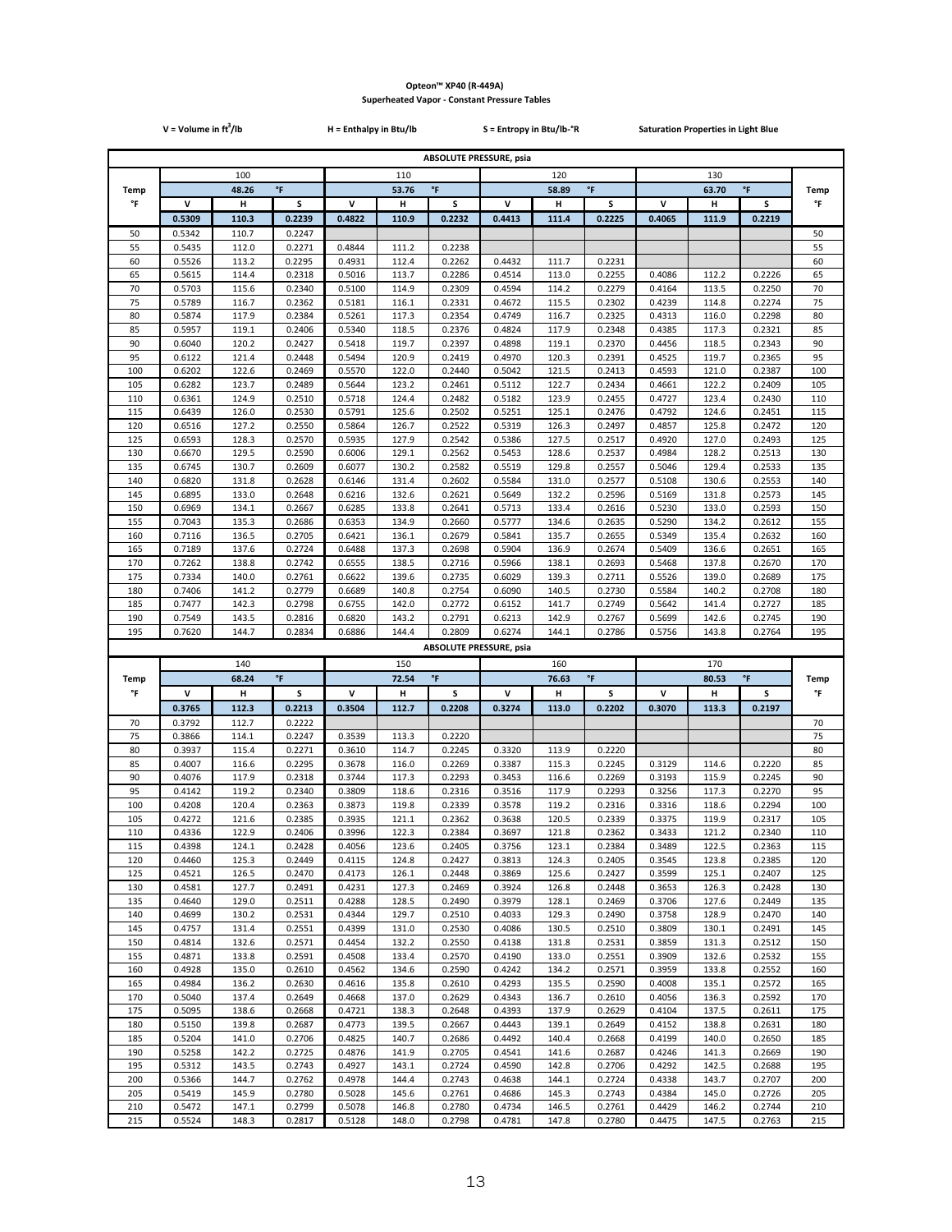**Opteon™ XP40 (R-449A)**
**Superheated Vapor - Constant Pressure Tables**

V = Volume in $ft^3$/lb    H = Enthalpy in Btu/lb    S = Entropy in Btu/lb-°R    Saturation Properties in Light Blue

| | ABSOLUTE PRESSURE, psia | | | | | | | | | | | | |
|---|---|---|---|---|---|---|---|---|---|---|---|---|---|
| | 100 | | | 110 | | | 120 | | | 130 | | | |
| Temp | 48.26 | °F | | 53.76 | °F | | 58.89 | °F | | 63.70 | °F | | Temp |
| °F | V | H | S | V | H | S | V | H | S | V | H | S | °F |
| | 0.5309 | 110.3 | 0.2239 | 0.4822 | 110.9 | 0.2232 | 0.4413 | 111.4 | 0.2225 | 0.4065 | 111.9 | 0.2219 | |
| 50 | 0.5342 | 110.7 | 0.2247 | | | | | | | | | | 50 |
| 55 | 0.5435 | 112.0 | 0.2271 | 0.4844 | 111.2 | 0.2238 | | | | | | | 55 |
| 60 | 0.5526 | 113.2 | 0.2295 | 0.4931 | 112.4 | 0.2262 | 0.4432 | 111.7 | 0.2231 | | | | 60 |
| 65 | 0.5615 | 114.4 | 0.2318 | 0.5016 | 113.7 | 0.2286 | 0.4514 | 113.0 | 0.2255 | 0.4086 | 112.2 | 0.2226 | 65 |
| 70 | 0.5703 | 115.6 | 0.2340 | 0.5100 | 114.9 | 0.2309 | 0.4594 | 114.2 | 0.2279 | 0.4164 | 113.5 | 0.2250 | 70 |
| 75 | 0.5789 | 116.7 | 0.2362 | 0.5181 | 116.1 | 0.2331 | 0.4672 | 115.5 | 0.2302 | 0.4239 | 114.8 | 0.2274 | 75 |
| 80 | 0.5874 | 117.9 | 0.2384 | 0.5261 | 117.3 | 0.2354 | 0.4749 | 116.7 | 0.2325 | 0.4313 | 116.0 | 0.2298 | 80 |
| 85 | 0.5957 | 119.1 | 0.2406 | 0.5340 | 118.5 | 0.2376 | 0.4824 | 117.9 | 0.2348 | 0.4385 | 117.3 | 0.2321 | 85 |
| 90 | 0.6040 | 120.2 | 0.2427 | 0.5418 | 119.7 | 0.2397 | 0.4898 | 119.1 | 0.2370 | 0.4456 | 118.5 | 0.2343 | 90 |
| 95 | 0.6122 | 121.4 | 0.2448 | 0.5494 | 120.9 | 0.2419 | 0.4970 | 120.3 | 0.2391 | 0.4525 | 119.7 | 0.2365 | 95 |
| 100 | 0.6202 | 122.6 | 0.2469 | 0.5570 | 122.0 | 0.2440 | 0.5042 | 121.5 | 0.2413 | 0.4593 | 121.0 | 0.2387 | 100 |
| 105 | 0.6282 | 123.7 | 0.2489 | 0.5644 | 123.2 | 0.2461 | 0.5112 | 122.7 | 0.2434 | 0.4661 | 122.2 | 0.2409 | 105 |
| 110 | 0.6361 | 124.9 | 0.2510 | 0.5718 | 124.4 | 0.2482 | 0.5182 | 123.9 | 0.2455 | 0.4727 | 123.4 | 0.2430 | 110 |
| 115 | 0.6439 | 126.0 | 0.2530 | 0.5791 | 125.6 | 0.2502 | 0.5251 | 125.1 | 0.2476 | 0.4792 | 124.6 | 0.2451 | 115 |
| 120 | 0.6516 | 127.2 | 0.2550 | 0.5864 | 126.7 | 0.2522 | 0.5319 | 126.3 | 0.2497 | 0.4857 | 125.8 | 0.2472 | 120 |
| 125 | 0.6593 | 128.3 | 0.2570 | 0.5935 | 127.9 | 0.2542 | 0.5386 | 127.5 | 0.2517 | 0.4920 | 127.0 | 0.2493 | 125 |
| 130 | 0.6670 | 129.5 | 0.2590 | 0.6006 | 129.1 | 0.2562 | 0.5453 | 128.6 | 0.2537 | 0.4984 | 128.2 | 0.2513 | 130 |
| 135 | 0.6745 | 130.7 | 0.2609 | 0.6077 | 130.2 | 0.2582 | 0.5519 | 129.8 | 0.2557 | 0.5046 | 129.4 | 0.2533 | 135 |
| 140 | 0.6820 | 131.8 | 0.2628 | 0.6146 | 131.4 | 0.2602 | 0.5584 | 131.0 | 0.2577 | 0.5108 | 130.6 | 0.2553 | 140 |
| 145 | 0.6895 | 133.0 | 0.2648 | 0.6216 | 132.6 | 0.2621 | 0.5649 | 132.2 | 0.2596 | 0.5169 | 131.8 | 0.2573 | 145 |
| 150 | 0.6969 | 134.1 | 0.2667 | 0.6285 | 133.8 | 0.2641 | 0.5713 | 133.4 | 0.2616 | 0.5230 | 133.0 | 0.2593 | 150 |
| 155 | 0.7043 | 135.3 | 0.2686 | 0.6353 | 134.9 | 0.2660 | 0.5777 | 134.6 | 0.2635 | 0.5290 | 134.2 | 0.2612 | 155 |
| 160 | 0.7116 | 136.5 | 0.2705 | 0.6421 | 136.1 | 0.2679 | 0.5841 | 135.7 | 0.2655 | 0.5349 | 135.4 | 0.2632 | 160 |
| 165 | 0.7189 | 137.6 | 0.2724 | 0.6488 | 137.3 | 0.2698 | 0.5904 | 136.9 | 0.2674 | 0.5409 | 136.6 | 0.2651 | 165 |
| 170 | 0.7262 | 138.8 | 0.2742 | 0.6555 | 138.5 | 0.2716 | 0.5966 | 138.1 | 0.2693 | 0.5468 | 137.8 | 0.2670 | 170 |
| 175 | 0.7334 | 140.0 | 0.2761 | 0.6622 | 139.6 | 0.2735 | 0.6029 | 139.3 | 0.2711 | 0.5526 | 139.0 | 0.2689 | 175 |
| 180 | 0.7406 | 141.2 | 0.2779 | 0.6689 | 140.8 | 0.2754 | 0.6090 | 140.5 | 0.2730 | 0.5584 | 140.2 | 0.2708 | 180 |
| 185 | 0.7477 | 142.3 | 0.2798 | 0.6755 | 142.0 | 0.2772 | 0.6152 | 141.7 | 0.2749 | 0.5642 | 141.4 | 0.2727 | 185 |
| 190 | 0.7549 | 143.5 | 0.2816 | 0.6820 | 143.2 | 0.2791 | 0.6213 | 142.9 | 0.2767 | 0.5699 | 142.6 | 0.2745 | 190 |
| 195 | 0.7620 | 144.7 | 0.2834 | 0.6886 | 144.4 | 0.2809 | 0.6274 | 144.1 | 0.2786 | 0.5756 | 143.8 | 0.2764 | 195 |

| | ABSOLUTE PRESSURE, psia | | | | | | | | | | | | |
|---|---|---|---|---|---|---|---|---|---|---|---|---|---|
| | 140 | | | 150 | | | 160 | | | 170 | | | |
| Temp | 68.24 | °F | | 72.54 | °F | | 76.63 | °F | | 80.53 | °F | | Temp |
| °F | V | H | S | V | H | S | V | H | S | V | H | S | °F |
| | 0.3765 | 112.3 | 0.2213 | 0.3504 | 112.7 | 0.2208 | 0.3274 | 113.0 | 0.2202 | 0.3070 | 113.3 | 0.2197 | |
| 70 | 0.3792 | 112.7 | 0.2222 | | | | | | | | | | 70 |
| 75 | 0.3866 | 114.1 | 0.2247 | 0.3539 | 113.3 | 0.2220 | | | | | | | 75 |
| 80 | 0.3937 | 115.4 | 0.2271 | 0.3610 | 114.7 | 0.2245 | 0.3320 | 113.9 | 0.2220 | | | | 80 |
| 85 | 0.4007 | 116.6 | 0.2295 | 0.3678 | 116.0 | 0.2269 | 0.3387 | 115.3 | 0.2245 | 0.3129 | 114.6 | 0.2220 | 85 |
| 90 | 0.4076 | 117.9 | 0.2318 | 0.3744 | 117.3 | 0.2293 | 0.3453 | 116.6 | 0.2269 | 0.3193 | 115.9 | 0.2245 | 90 |
| 95 | 0.4142 | 119.2 | 0.2340 | 0.3809 | 118.6 | 0.2316 | 0.3516 | 117.9 | 0.2293 | 0.3256 | 117.3 | 0.2270 | 95 |
| 100 | 0.4208 | 120.4 | 0.2363 | 0.3873 | 119.8 | 0.2339 | 0.3578 | 119.2 | 0.2316 | 0.3316 | 118.6 | 0.2294 | 100 |
| 105 | 0.4272 | 121.6 | 0.2385 | 0.3935 | 121.1 | 0.2362 | 0.3638 | 120.5 | 0.2339 | 0.3375 | 119.9 | 0.2317 | 105 |
| 110 | 0.4336 | 122.9 | 0.2406 | 0.3996 | 122.3 | 0.2384 | 0.3697 | 121.8 | 0.2362 | 0.3433 | 121.2 | 0.2340 | 110 |
| 115 | 0.4398 | 124.1 | 0.2428 | 0.4056 | 123.6 | 0.2405 | 0.3756 | 123.1 | 0.2384 | 0.3489 | 122.5 | 0.2363 | 115 |
| 120 | 0.4460 | 125.3 | 0.2449 | 0.4115 | 124.8 | 0.2427 | 0.3813 | 124.3 | 0.2405 | 0.3545 | 123.8 | 0.2385 | 120 |
| 125 | 0.4521 | 126.5 | 0.2470 | 0.4173 | 126.1 | 0.2448 | 0.3869 | 125.6 | 0.2427 | 0.3599 | 125.1 | 0.2407 | 125 |
| 130 | 0.4581 | 127.7 | 0.2491 | 0.4231 | 127.3 | 0.2469 | 0.3924 | 126.8 | 0.2448 | 0.3653 | 126.3 | 0.2428 | 130 |
| 135 | 0.4640 | 129.0 | 0.2511 | 0.4288 | 128.5 | 0.2490 | 0.3979 | 128.1 | 0.2469 | 0.3706 | 127.6 | 0.2449 | 135 |
| 140 | 0.4699 | 130.2 | 0.2531 | 0.4344 | 129.7 | 0.2510 | 0.4033 | 129.3 | 0.2490 | 0.3758 | 128.9 | 0.2470 | 140 |
| 145 | 0.4757 | 131.4 | 0.2551 | 0.4399 | 131.0 | 0.2530 | 0.4086 | 130.5 | 0.2510 | 0.3809 | 130.1 | 0.2491 | 145 |
| 150 | 0.4814 | 132.6 | 0.2571 | 0.4454 | 132.2 | 0.2550 | 0.4138 | 131.8 | 0.2531 | 0.3859 | 131.3 | 0.2512 | 150 |
| 155 | 0.4871 | 133.8 | 0.2591 | 0.4508 | 133.4 | 0.2570 | 0.4190 | 133.0 | 0.2551 | 0.3909 | 132.6 | 0.2532 | 155 |
| 160 | 0.4928 | 135.0 | 0.2610 | 0.4562 | 134.6 | 0.2590 | 0.4242 | 134.2 | 0.2571 | 0.3959 | 133.8 | 0.2552 | 160 |
| 165 | 0.4984 | 136.2 | 0.2630 | 0.4616 | 135.8 | 0.2610 | 0.4293 | 135.5 | 0.2590 | 0.4008 | 135.1 | 0.2572 | 165 |
| 170 | 0.5040 | 137.4 | 0.2649 | 0.4668 | 137.0 | 0.2629 | 0.4343 | 136.7 | 0.2610 | 0.4056 | 136.3 | 0.2592 | 170 |
| 175 | 0.5095 | 138.6 | 0.2668 | 0.4721 | 138.3 | 0.2648 | 0.4393 | 137.9 | 0.2629 | 0.4104 | 137.5 | 0.2611 | 175 |
| 180 | 0.5150 | 139.8 | 0.2687 | 0.4773 | 139.5 | 0.2667 | 0.4443 | 139.1 | 0.2649 | 0.4152 | 138.8 | 0.2631 | 180 |
| 185 | 0.5204 | 141.0 | 0.2706 | 0.4825 | 140.7 | 0.2686 | 0.4492 | 140.4 | 0.2668 | 0.4199 | 140.0 | 0.2650 | 185 |
| 190 | 0.5258 | 142.2 | 0.2725 | 0.4876 | 141.9 | 0.2705 | 0.4541 | 141.6 | 0.2687 | 0.4246 | 141.3 | 0.2669 | 190 |
| 195 | 0.5312 | 143.5 | 0.2743 | 0.4927 | 143.1 | 0.2724 | 0.4590 | 142.8 | 0.2706 | 0.4292 | 142.5 | 0.2688 | 195 |
| 200 | 0.5366 | 144.7 | 0.2762 | 0.4978 | 144.4 | 0.2743 | 0.4638 | 144.1 | 0.2724 | 0.4338 | 143.7 | 0.2707 | 200 |
| 205 | 0.5419 | 145.9 | 0.2780 | 0.5028 | 145.6 | 0.2761 | 0.4686 | 145.3 | 0.2743 | 0.4384 | 145.0 | 0.2726 | 205 |
| 210 | 0.5472 | 147.1 | 0.2799 | 0.5078 | 146.8 | 0.2780 | 0.4734 | 146.5 | 0.2761 | 0.4429 | 146.2 | 0.2744 | 210 |
| 215 | 0.5524 | 148.3 | 0.2817 | 0.5128 | 148.0 | 0.2798 | 0.4781 | 147.8 | 0.2780 | 0.4475 | 147.5 | 0.2763 | 215 |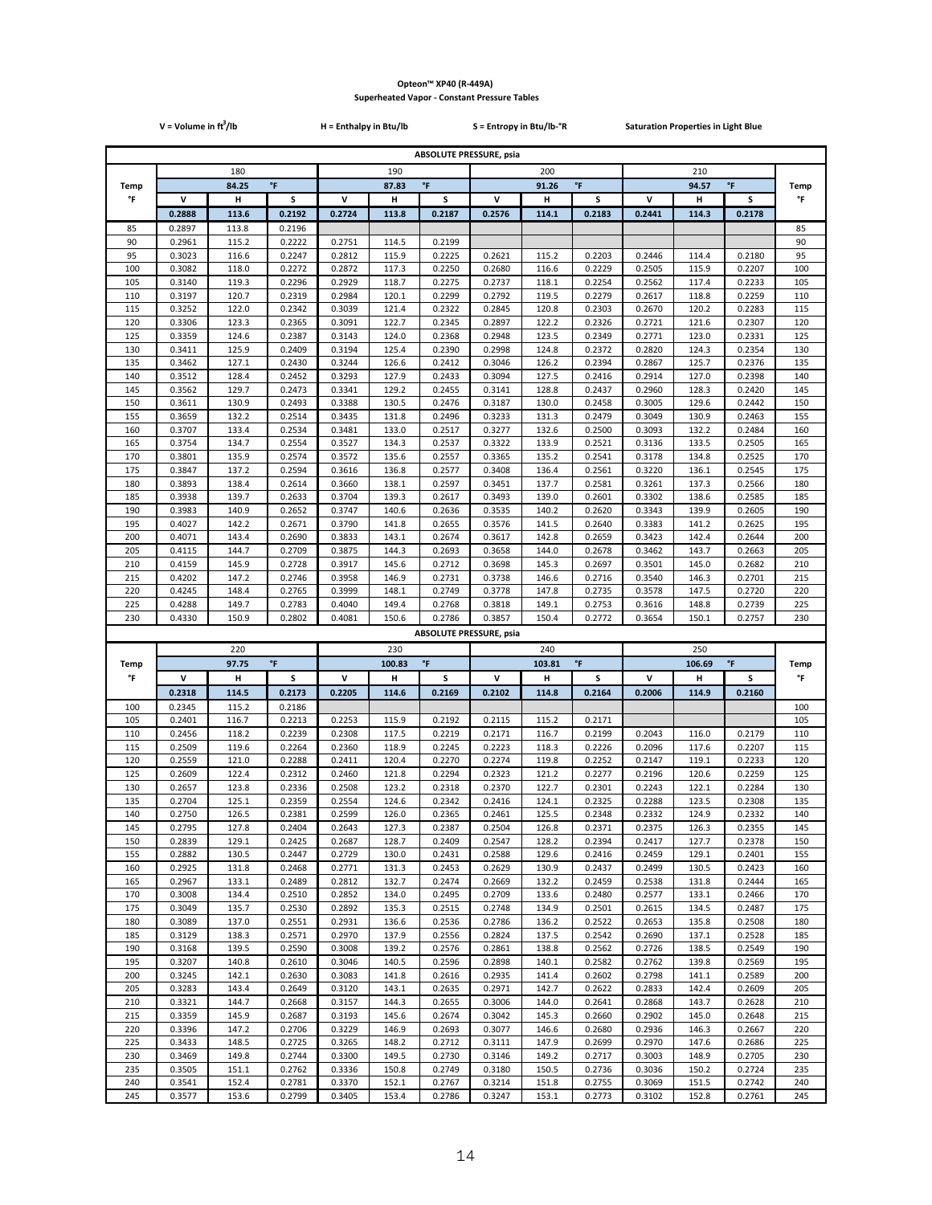**Opteon™ XP40 (R-449A)**
**Superheated Vapor - Constant Pressure Tables**

V = Volume in $ft^3$/lb | H = Enthalpy in Btu/lb | S = Entropy in Btu/lb-°R | Saturation Properties in Light Blue

| | ABSOLUTE PRESSURE, psia | | | | | | | | | | | | |
|---|---|---|---|---|---|---|---|---|---|---|---|---|---|
| | 180 | | | 190 | | | 200 | | | 210 | | | |
| Temp | 84.25 °F | | | 87.83 °F | | | 91.26 °F | | | 94.57 °F | | | Temp |
| °F | V | H | S | V | H | S | V | H | S | V | H | S | °F |
| | 0.2888 | 113.6 | 0.2192 | 0.2724 | 113.8 | 0.2187 | 0.2576 | 114.1 | 0.2183 | 0.2441 | 114.3 | 0.2178 | |
| 85 | 0.2897 | 113.8 | 0.2196 | | | | | | | | | | 85 |
| 90 | 0.2961 | 115.2 | 0.2222 | 0.2751 | 114.5 | 0.2199 | | | | | | | 90 |
| 95 | 0.3023 | 116.6 | 0.2247 | 0.2812 | 115.9 | 0.2225 | 0.2621 | 115.2 | 0.2203 | 0.2446 | 114.4 | 0.2180 | 95 |
| 100 | 0.3082 | 118.0 | 0.2272 | 0.2872 | 117.3 | 0.2250 | 0.2680 | 116.6 | 0.2229 | 0.2505 | 115.9 | 0.2207 | 100 |
| 105 | 0.3140 | 119.3 | 0.2296 | 0.2929 | 118.7 | 0.2275 | 0.2737 | 118.1 | 0.2254 | 0.2562 | 117.4 | 0.2233 | 105 |
| 110 | 0.3197 | 120.7 | 0.2319 | 0.2984 | 120.1 | 0.2299 | 0.2792 | 119.5 | 0.2279 | 0.2617 | 118.8 | 0.2259 | 110 |
| 115 | 0.3252 | 122.0 | 0.2342 | 0.3039 | 121.4 | 0.2322 | 0.2845 | 120.8 | 0.2303 | 0.2670 | 120.2 | 0.2283 | 115 |
| 120 | 0.3306 | 123.3 | 0.2365 | 0.3091 | 122.7 | 0.2345 | 0.2897 | 122.2 | 0.2326 | 0.2721 | 121.6 | 0.2307 | 120 |
| 125 | 0.3359 | 124.6 | 0.2387 | 0.3143 | 124.0 | 0.2368 | 0.2948 | 123.5 | 0.2349 | 0.2771 | 123.0 | 0.2331 | 125 |
| 130 | 0.3411 | 125.9 | 0.2409 | 0.3194 | 125.4 | 0.2390 | 0.2998 | 124.8 | 0.2372 | 0.2820 | 124.3 | 0.2354 | 130 |
| 135 | 0.3462 | 127.1 | 0.2430 | 0.3244 | 126.6 | 0.2412 | 0.3046 | 126.2 | 0.2394 | 0.2867 | 125.7 | 0.2376 | 135 |
| 140 | 0.3512 | 128.4 | 0.2452 | 0.3293 | 127.9 | 0.2433 | 0.3094 | 127.5 | 0.2416 | 0.2914 | 127.0 | 0.2398 | 140 |
| 145 | 0.3562 | 129.7 | 0.2473 | 0.3341 | 129.2 | 0.2455 | 0.3141 | 128.8 | 0.2437 | 0.2960 | 128.3 | 0.2420 | 145 |
| 150 | 0.3611 | 130.9 | 0.2493 | 0.3388 | 130.5 | 0.2476 | 0.3187 | 130.0 | 0.2458 | 0.3005 | 129.6 | 0.2442 | 150 |
| 155 | 0.3659 | 132.2 | 0.2514 | 0.3435 | 131.8 | 0.2496 | 0.3233 | 131.3 | 0.2479 | 0.3049 | 130.9 | 0.2463 | 155 |
| 160 | 0.3707 | 133.4 | 0.2534 | 0.3481 | 133.0 | 0.2517 | 0.3277 | 132.6 | 0.2500 | 0.3093 | 132.2 | 0.2484 | 160 |
| 165 | 0.3754 | 134.7 | 0.2554 | 0.3527 | 134.3 | 0.2537 | 0.3322 | 133.9 | 0.2521 | 0.3136 | 133.5 | 0.2505 | 165 |
| 170 | 0.3801 | 135.9 | 0.2574 | 0.3572 | 135.6 | 0.2557 | 0.3365 | 135.2 | 0.2541 | 0.3178 | 134.8 | 0.2525 | 170 |
| 175 | 0.3847 | 137.2 | 0.2594 | 0.3616 | 136.8 | 0.2577 | 0.3408 | 136.4 | 0.2561 | 0.3220 | 136.1 | 0.2545 | 175 |
| 180 | 0.3893 | 138.4 | 0.2614 | 0.3660 | 138.1 | 0.2597 | 0.3451 | 137.7 | 0.2581 | 0.3261 | 137.3 | 0.2566 | 180 |
| 185 | 0.3938 | 139.7 | 0.2633 | 0.3704 | 139.3 | 0.2617 | 0.3493 | 139.0 | 0.2601 | 0.3302 | 138.6 | 0.2585 | 185 |
| 190 | 0.3983 | 140.9 | 0.2652 | 0.3747 | 140.6 | 0.2636 | 0.3535 | 140.2 | 0.2620 | 0.3343 | 139.9 | 0.2605 | 190 |
| 195 | 0.4027 | 142.2 | 0.2671 | 0.3790 | 141.8 | 0.2655 | 0.3576 | 141.5 | 0.2640 | 0.3383 | 141.2 | 0.2625 | 195 |
| 200 | 0.4071 | 143.4 | 0.2690 | 0.3833 | 143.1 | 0.2674 | 0.3617 | 142.8 | 0.2659 | 0.3423 | 142.4 | 0.2644 | 200 |
| 205 | 0.4115 | 144.7 | 0.2709 | 0.3875 | 144.3 | 0.2693 | 0.3658 | 144.0 | 0.2678 | 0.3462 | 143.7 | 0.2663 | 205 |
| 210 | 0.4159 | 145.9 | 0.2728 | 0.3917 | 145.6 | 0.2712 | 0.3698 | 145.3 | 0.2697 | 0.3501 | 145.0 | 0.2682 | 210 |
| 215 | 0.4202 | 147.2 | 0.2746 | 0.3958 | 146.9 | 0.2731 | 0.3738 | 146.6 | 0.2716 | 0.3540 | 146.3 | 0.2701 | 215 |
| 220 | 0.4245 | 148.4 | 0.2765 | 0.3999 | 148.1 | 0.2749 | 0.3778 | 147.8 | 0.2735 | 0.3578 | 147.5 | 0.2720 | 220 |
| 225 | 0.4288 | 149.7 | 0.2783 | 0.4040 | 149.4 | 0.2768 | 0.3818 | 149.1 | 0.2753 | 0.3616 | 148.8 | 0.2739 | 225 |
| 230 | 0.4330 | 150.9 | 0.2802 | 0.4081 | 150.6 | 0.2786 | 0.3857 | 150.4 | 0.2772 | 0.3654 | 150.1 | 0.2757 | 230 |

| | ABSOLUTE PRESSURE, psia | | | | | | | | | | | | |
|---|---|---|---|---|---|---|---|---|---|---|---|---|---|
| | 220 | | | 230 | | | 240 | | | 250 | | | |
| Temp | 97.75 °F | | | 100.83 °F | | | 103.81 °F | | | 106.69 °F | | | Temp |
| °F | V | H | S | V | H | S | V | H | S | V | H | S | °F |
| | 0.2318 | 114.5 | 0.2173 | 0.2205 | 114.6 | 0.2169 | 0.2102 | 114.8 | 0.2164 | 0.2006 | 114.9 | 0.2160 | |
| 100 | 0.2345 | 115.2 | 0.2186 | | | | | | | | | | 100 |
| 105 | 0.2401 | 116.7 | 0.2213 | 0.2253 | 115.9 | 0.2192 | 0.2115 | 115.2 | 0.2171 | | | | 105 |
| 110 | 0.2456 | 118.2 | 0.2239 | 0.2308 | 117.5 | 0.2219 | 0.2171 | 116.7 | 0.2199 | 0.2043 | 116.0 | 0.2179 | 110 |
| 115 | 0.2509 | 119.6 | 0.2264 | 0.2360 | 118.9 | 0.2245 | 0.2223 | 118.3 | 0.2226 | 0.2096 | 117.6 | 0.2207 | 115 |
| 120 | 0.2559 | 121.0 | 0.2288 | 0.2411 | 120.4 | 0.2270 | 0.2274 | 119.8 | 0.2252 | 0.2147 | 119.1 | 0.2233 | 120 |
| 125 | 0.2609 | 122.4 | 0.2312 | 0.2460 | 121.8 | 0.2294 | 0.2323 | 121.2 | 0.2277 | 0.2196 | 120.6 | 0.2259 | 125 |
| 130 | 0.2657 | 123.8 | 0.2336 | 0.2508 | 123.2 | 0.2318 | 0.2370 | 122.7 | 0.2301 | 0.2243 | 122.1 | 0.2284 | 130 |
| 135 | 0.2704 | 125.1 | 0.2359 | 0.2554 | 124.6 | 0.2342 | 0.2416 | 124.1 | 0.2325 | 0.2288 | 123.5 | 0.2308 | 135 |
| 140 | 0.2750 | 126.5 | 0.2381 | 0.2599 | 126.0 | 0.2365 | 0.2461 | 125.5 | 0.2348 | 0.2332 | 124.9 | 0.2332 | 140 |
| 145 | 0.2795 | 127.8 | 0.2404 | 0.2643 | 127.3 | 0.2387 | 0.2504 | 126.8 | 0.2371 | 0.2375 | 126.3 | 0.2355 | 145 |
| 150 | 0.2839 | 129.1 | 0.2425 | 0.2687 | 128.7 | 0.2409 | 0.2547 | 128.2 | 0.2394 | 0.2417 | 127.7 | 0.2378 | 150 |
| 155 | 0.2882 | 130.5 | 0.2447 | 0.2729 | 130.0 | 0.2431 | 0.2588 | 129.6 | 0.2416 | 0.2459 | 129.1 | 0.2401 | 155 |
| 160 | 0.2925 | 131.8 | 0.2468 | 0.2771 | 131.3 | 0.2453 | 0.2629 | 130.9 | 0.2437 | 0.2499 | 130.5 | 0.2423 | 160 |
| 165 | 0.2967 | 133.1 | 0.2489 | 0.2812 | 132.7 | 0.2474 | 0.2669 | 132.2 | 0.2459 | 0.2538 | 131.8 | 0.2444 | 165 |
| 170 | 0.3008 | 134.4 | 0.2510 | 0.2852 | 134.0 | 0.2495 | 0.2709 | 133.6 | 0.2480 | 0.2577 | 133.1 | 0.2466 | 170 |
| 175 | 0.3049 | 135.7 | 0.2530 | 0.2892 | 135.3 | 0.2515 | 0.2748 | 134.9 | 0.2501 | 0.2615 | 134.5 | 0.2487 | 175 |
| 180 | 0.3089 | 137.0 | 0.2551 | 0.2931 | 136.6 | 0.2536 | 0.2786 | 136.2 | 0.2522 | 0.2653 | 135.8 | 0.2508 | 180 |
| 185 | 0.3129 | 138.3 | 0.2571 | 0.2970 | 137.9 | 0.2556 | 0.2824 | 137.5 | 0.2542 | 0.2690 | 137.1 | 0.2528 | 185 |
| 190 | 0.3168 | 139.5 | 0.2590 | 0.3008 | 139.2 | 0.2576 | 0.2861 | 138.8 | 0.2562 | 0.2726 | 138.5 | 0.2549 | 190 |
| 195 | 0.3207 | 140.8 | 0.2610 | 0.3046 | 140.5 | 0.2596 | 0.2898 | 140.1 | 0.2582 | 0.2762 | 139.8 | 0.2569 | 195 |
| 200 | 0.3245 | 142.1 | 0.2630 | 0.3083 | 141.8 | 0.2616 | 0.2935 | 141.4 | 0.2602 | 0.2798 | 141.1 | 0.2589 | 200 |
| 205 | 0.3283 | 143.4 | 0.2649 | 0.3120 | 143.1 | 0.2635 | 0.2971 | 142.7 | 0.2622 | 0.2833 | 142.4 | 0.2609 | 205 |
| 210 | 0.3321 | 144.7 | 0.2668 | 0.3157 | 144.3 | 0.2655 | 0.3006 | 144.0 | 0.2641 | 0.2868 | 143.7 | 0.2628 | 210 |
| 215 | 0.3359 | 145.9 | 0.2687 | 0.3193 | 145.6 | 0.2674 | 0.3042 | 145.3 | 0.2660 | 0.2902 | 145.0 | 0.2648 | 215 |
| 220 | 0.3396 | 147.2 | 0.2706 | 0.3229 | 146.9 | 0.2693 | 0.3077 | 146.6 | 0.2680 | 0.2936 | 146.3 | 0.2667 | 220 |
| 225 | 0.3433 | 148.5 | 0.2725 | 0.3265 | 148.2 | 0.2712 | 0.3111 | 147.9 | 0.2699 | 0.2970 | 147.6 | 0.2686 | 225 |
| 230 | 0.3469 | 149.8 | 0.2744 | 0.3300 | 149.5 | 0.2730 | 0.3146 | 149.2 | 0.2717 | 0.3003 | 148.9 | 0.2705 | 230 |
| 235 | 0.3505 | 151.1 | 0.2762 | 0.3336 | 150.8 | 0.2749 | 0.3180 | 150.5 | 0.2736 | 0.3036 | 150.2 | 0.2724 | 235 |
| 240 | 0.3541 | 152.4 | 0.2781 | 0.3370 | 152.1 | 0.2767 | 0.3214 | 151.8 | 0.2755 | 0.3069 | 151.5 | 0.2742 | 240 |
| 245 | 0.3577 | 153.6 | 0.2799 | 0.3405 | 153.4 | 0.2786 | 0.3247 | 153.1 | 0.2773 | 0.3102 | 152.8 | 0.2761 | 245 |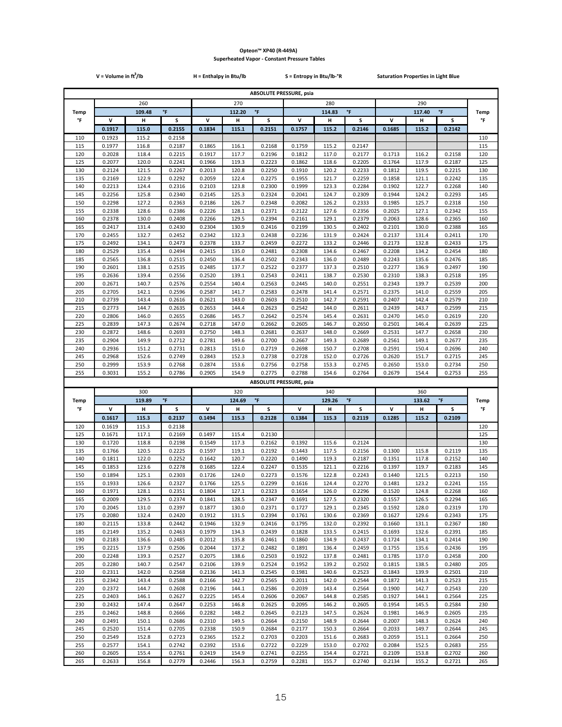# Opteon™ XP40 (R-449A)

## Superheated Vapor - Constant Pressure Tables

V = Volume in ft$^3$/lb    H = Enthalpy in Btu/lb    S = Entropy in Btu/lb-°R    Saturation Properties in Light Blue

| | ABSOLUTE PRESSURE, psia | | | | | | | | | | | | |
|---|---|---|---|---|---|---|---|---|---|---|---|---|---|
| | 260 | | | 270 | | | 280 | | | 290 | | | |
| Temp | | 109.48 | °F | | 112.20 | °F | | 114.83 | °F | | 117.40 | °F | Temp |
| °F | V | H | S | V | H | S | V | H | S | V | H | S | °F |
| | 0.1917 | 115.0 | 0.2155 | 0.1834 | 115.1 | 0.2151 | 0.1757 | 115.2 | 0.2146 | 0.1685 | 115.2 | 0.2142 | |
| 110 | 0.1923 | 115.2 | 0.2158 | | | | | | | | | | 110 |
| 115 | 0.1977 | 116.8 | 0.2187 | 0.1865 | 116.1 | 0.2168 | 0.1759 | 115.2 | 0.2147 | | | | 115 |
| 120 | 0.2028 | 118.4 | 0.2215 | 0.1917 | 117.7 | 0.2196 | 0.1812 | 117.0 | 0.2177 | 0.1713 | 116.2 | 0.2158 | 120 |
| 125 | 0.2077 | 120.0 | 0.2241 | 0.1966 | 119.3 | 0.2223 | 0.1862 | 118.6 | 0.2205 | 0.1764 | 117.9 | 0.2187 | 125 |
| 130 | 0.2124 | 121.5 | 0.2267 | 0.2013 | 120.8 | 0.2250 | 0.1910 | 120.2 | 0.2233 | 0.1812 | 119.5 | 0.2215 | 130 |
| 135 | 0.2169 | 122.9 | 0.2292 | 0.2059 | 122.4 | 0.2275 | 0.1955 | 121.7 | 0.2259 | 0.1858 | 121.1 | 0.2242 | 135 |
| 140 | 0.2213 | 124.4 | 0.2316 | 0.2103 | 123.8 | 0.2300 | 0.1999 | 123.3 | 0.2284 | 0.1902 | 122.7 | 0.2268 | 140 |
| 145 | 0.2256 | 125.8 | 0.2340 | 0.2145 | 125.3 | 0.2324 | 0.2041 | 124.7 | 0.2309 | 0.1944 | 124.2 | 0.2293 | 145 |
| 150 | 0.2298 | 127.2 | 0.2363 | 0.2186 | 126.7 | 0.2348 | 0.2082 | 126.2 | 0.2333 | 0.1985 | 125.7 | 0.2318 | 150 |
| 155 | 0.2338 | 128.6 | 0.2386 | 0.2226 | 128.1 | 0.2371 | 0.2122 | 127.6 | 0.2356 | 0.2025 | 127.1 | 0.2342 | 155 |
| 160 | 0.2378 | 130.0 | 0.2408 | 0.2266 | 129.5 | 0.2394 | 0.2161 | 129.1 | 0.2379 | 0.2063 | 128.6 | 0.2365 | 160 |
| 165 | 0.2417 | 131.4 | 0.2430 | 0.2304 | 130.9 | 0.2416 | 0.2199 | 130.5 | 0.2402 | 0.2101 | 130.0 | 0.2388 | 165 |
| 170 | 0.2455 | 132.7 | 0.2452 | 0.2342 | 132.3 | 0.2438 | 0.2236 | 131.9 | 0.2424 | 0.2137 | 131.4 | 0.2411 | 170 |
| 175 | 0.2492 | 134.1 | 0.2473 | 0.2378 | 133.7 | 0.2459 | 0.2272 | 133.2 | 0.2446 | 0.2173 | 132.8 | 0.2433 | 175 |
| 180 | 0.2529 | 135.4 | 0.2494 | 0.2415 | 135.0 | 0.2481 | 0.2308 | 134.6 | 0.2467 | 0.2208 | 134.2 | 0.2454 | 180 |
| 185 | 0.2565 | 136.8 | 0.2515 | 0.2450 | 136.4 | 0.2502 | 0.2343 | 136.0 | 0.2489 | 0.2243 | 135.6 | 0.2476 | 185 |
| 190 | 0.2601 | 138.1 | 0.2535 | 0.2485 | 137.7 | 0.2522 | 0.2377 | 137.3 | 0.2510 | 0.2277 | 136.9 | 0.2497 | 190 |
| 195 | 0.2636 | 139.4 | 0.2556 | 0.2520 | 139.1 | 0.2543 | 0.2411 | 138.7 | 0.2530 | 0.2310 | 138.3 | 0.2518 | 195 |
| 200 | 0.2671 | 140.7 | 0.2576 | 0.2554 | 140.4 | 0.2563 | 0.2445 | 140.0 | 0.2551 | 0.2343 | 139.7 | 0.2539 | 200 |
| 205 | 0.2705 | 142.1 | 0.2596 | 0.2587 | 141.7 | 0.2583 | 0.2478 | 141.4 | 0.2571 | 0.2375 | 141.0 | 0.2559 | 205 |
| 210 | 0.2739 | 143.4 | 0.2616 | 0.2621 | 143.0 | 0.2603 | 0.2510 | 142.7 | 0.2591 | 0.2407 | 142.4 | 0.2579 | 210 |
| 215 | 0.2773 | 144.7 | 0.2635 | 0.2653 | 144.4 | 0.2623 | 0.2542 | 144.0 | 0.2611 | 0.2439 | 143.7 | 0.2599 | 215 |
| 220 | 0.2806 | 146.0 | 0.2655 | 0.2686 | 145.7 | 0.2642 | 0.2574 | 145.4 | 0.2631 | 0.2470 | 145.0 | 0.2619 | 220 |
| 225 | 0.2839 | 147.3 | 0.2674 | 0.2718 | 147.0 | 0.2662 | 0.2605 | 146.7 | 0.2650 | 0.2501 | 146.4 | 0.2639 | 225 |
| 230 | 0.2872 | 148.6 | 0.2693 | 0.2750 | 148.3 | 0.2681 | 0.2637 | 148.0 | 0.2669 | 0.2531 | 147.7 | 0.2658 | 230 |
| 235 | 0.2904 | 149.9 | 0.2712 | 0.2781 | 149.6 | 0.2700 | 0.2667 | 149.3 | 0.2689 | 0.2561 | 149.1 | 0.2677 | 235 |
| 240 | 0.2936 | 151.2 | 0.2731 | 0.2813 | 151.0 | 0.2719 | 0.2698 | 150.7 | 0.2708 | 0.2591 | 150.4 | 0.2696 | 240 |
| 245 | 0.2968 | 152.6 | 0.2749 | 0.2843 | 152.3 | 0.2738 | 0.2728 | 152.0 | 0.2726 | 0.2620 | 151.7 | 0.2715 | 245 |
| 250 | 0.2999 | 153.9 | 0.2768 | 0.2874 | 153.6 | 0.2756 | 0.2758 | 153.3 | 0.2745 | 0.2650 | 153.0 | 0.2734 | 250 |
| 255 | 0.3031 | 155.2 | 0.2786 | 0.2905 | 154.9 | 0.2775 | 0.2788 | 154.6 | 0.2764 | 0.2679 | 154.4 | 0.2753 | 255 |

| | ABSOLUTE PRESSURE, psia | | | | | | | | | | | | |
|---|---|---|---|---|---|---|---|---|---|---|---|---|---|
| | 300 | | | 320 | | | 340 | | | 360 | | | |
| Temp | | 119.89 | °F | | 124.69 | °F | | 129.26 | °F | | 133.62 | °F | Temp |
| °F | V | H | S | V | H | S | V | H | S | V | H | S | °F |
| | 0.1617 | 115.3 | 0.2137 | 0.1494 | 115.3 | 0.2128 | 0.1384 | 115.3 | 0.2119 | 0.1285 | 115.2 | 0.2109 | |
| 120 | 0.1619 | 115.3 | 0.2138 | | | | | | | | | | 120 |
| 125 | 0.1671 | 117.1 | 0.2169 | 0.1497 | 115.4 | 0.2130 | | | | | | | 125 |
| 130 | 0.1720 | 118.8 | 0.2198 | 0.1549 | 117.3 | 0.2162 | 0.1392 | 115.6 | 0.2124 | | | | 130 |
| 135 | 0.1766 | 120.5 | 0.2225 | 0.1597 | 119.1 | 0.2192 | 0.1443 | 117.5 | 0.2156 | 0.1300 | 115.8 | 0.2119 | 135 |
| 140 | 0.1811 | 122.0 | 0.2252 | 0.1642 | 120.7 | 0.2220 | 0.1490 | 119.3 | 0.2187 | 0.1351 | 117.8 | 0.2152 | 140 |
| 145 | 0.1853 | 123.6 | 0.2278 | 0.1685 | 122.4 | 0.2247 | 0.1535 | 121.1 | 0.2216 | 0.1397 | 119.7 | 0.2183 | 145 |
| 150 | 0.1894 | 125.1 | 0.2303 | 0.1726 | 124.0 | 0.2273 | 0.1576 | 122.8 | 0.2243 | 0.1440 | 121.5 | 0.2213 | 150 |
| 155 | 0.1933 | 126.6 | 0.2327 | 0.1766 | 125.5 | 0.2299 | 0.1616 | 124.4 | 0.2270 | 0.1481 | 123.2 | 0.2241 | 155 |
| 160 | 0.1971 | 128.1 | 0.2351 | 0.1804 | 127.1 | 0.2323 | 0.1654 | 126.0 | 0.2296 | 0.1520 | 124.8 | 0.2268 | 160 |
| 165 | 0.2009 | 129.5 | 0.2374 | 0.1841 | 128.5 | 0.2347 | 0.1691 | 127.5 | 0.2320 | 0.1557 | 126.5 | 0.2294 | 165 |
| 170 | 0.2045 | 131.0 | 0.2397 | 0.1877 | 130.0 | 0.2371 | 0.1727 | 129.1 | 0.2345 | 0.1592 | 128.0 | 0.2319 | 170 |
| 175 | 0.2080 | 132.4 | 0.2420 | 0.1912 | 131.5 | 0.2394 | 0.1761 | 130.6 | 0.2369 | 0.1627 | 129.6 | 0.2343 | 175 |
| 180 | 0.2115 | 133.8 | 0.2442 | 0.1946 | 132.9 | 0.2416 | 0.1795 | 132.0 | 0.2392 | 0.1660 | 131.1 | 0.2367 | 180 |
| 185 | 0.2149 | 135.2 | 0.2463 | 0.1979 | 134.3 | 0.2439 | 0.1828 | 133.5 | 0.2415 | 0.1693 | 132.6 | 0.2391 | 185 |
| 190 | 0.2183 | 136.6 | 0.2485 | 0.2012 | 135.8 | 0.2461 | 0.1860 | 134.9 | 0.2437 | 0.1724 | 134.1 | 0.2414 | 190 |
| 195 | 0.2215 | 137.9 | 0.2506 | 0.2044 | 137.2 | 0.2482 | 0.1891 | 136.4 | 0.2459 | 0.1755 | 135.6 | 0.2436 | 195 |
| 200 | 0.2248 | 139.3 | 0.2527 | 0.2075 | 138.6 | 0.2503 | 0.1922 | 137.8 | 0.2481 | 0.1785 | 137.0 | 0.2458 | 200 |
| 205 | 0.2280 | 140.7 | 0.2547 | 0.2106 | 139.9 | 0.2524 | 0.1952 | 139.2 | 0.2502 | 0.1815 | 138.5 | 0.2480 | 205 |
| 210 | 0.2311 | 142.0 | 0.2568 | 0.2136 | 141.3 | 0.2545 | 0.1981 | 140.6 | 0.2523 | 0.1843 | 139.9 | 0.2501 | 210 |
| 215 | 0.2342 | 143.4 | 0.2588 | 0.2166 | 142.7 | 0.2565 | 0.2011 | 142.0 | 0.2544 | 0.1872 | 141.3 | 0.2523 | 215 |
| 220 | 0.2372 | 144.7 | 0.2608 | 0.2196 | 144.1 | 0.2586 | 0.2039 | 143.4 | 0.2564 | 0.1900 | 142.7 | 0.2543 | 220 |
| 225 | 0.2403 | 146.1 | 0.2627 | 0.2225 | 145.4 | 0.2606 | 0.2067 | 144.8 | 0.2585 | 0.1927 | 144.1 | 0.2564 | 225 |
| 230 | 0.2432 | 147.4 | 0.2647 | 0.2253 | 146.8 | 0.2625 | 0.2095 | 146.2 | 0.2605 | 0.1954 | 145.5 | 0.2584 | 230 |
| 235 | 0.2462 | 148.8 | 0.2666 | 0.2282 | 148.2 | 0.2645 | 0.2123 | 147.5 | 0.2624 | 0.1981 | 146.9 | 0.2605 | 235 |
| 240 | 0.2491 | 150.1 | 0.2686 | 0.2310 | 149.5 | 0.2664 | 0.2150 | 148.9 | 0.2644 | 0.2007 | 148.3 | 0.2624 | 240 |
| 245 | 0.2520 | 151.4 | 0.2705 | 0.2338 | 150.9 | 0.2684 | 0.2177 | 150.3 | 0.2664 | 0.2033 | 149.7 | 0.2644 | 245 |
| 250 | 0.2549 | 152.8 | 0.2723 | 0.2365 | 152.2 | 0.2703 | 0.2203 | 151.6 | 0.2683 | 0.2059 | 151.1 | 0.2664 | 250 |
| 255 | 0.2577 | 154.1 | 0.2742 | 0.2392 | 153.6 | 0.2722 | 0.2229 | 153.0 | 0.2702 | 0.2084 | 152.5 | 0.2683 | 255 |
| 260 | 0.2605 | 155.4 | 0.2761 | 0.2419 | 154.9 | 0.2741 | 0.2255 | 154.4 | 0.2721 | 0.2109 | 153.8 | 0.2702 | 260 |
| 265 | 0.2633 | 156.8 | 0.2779 | 0.2446 | 156.3 | 0.2759 | 0.2281 | 155.7 | 0.2740 | 0.2134 | 155.2 | 0.2721 | 265 |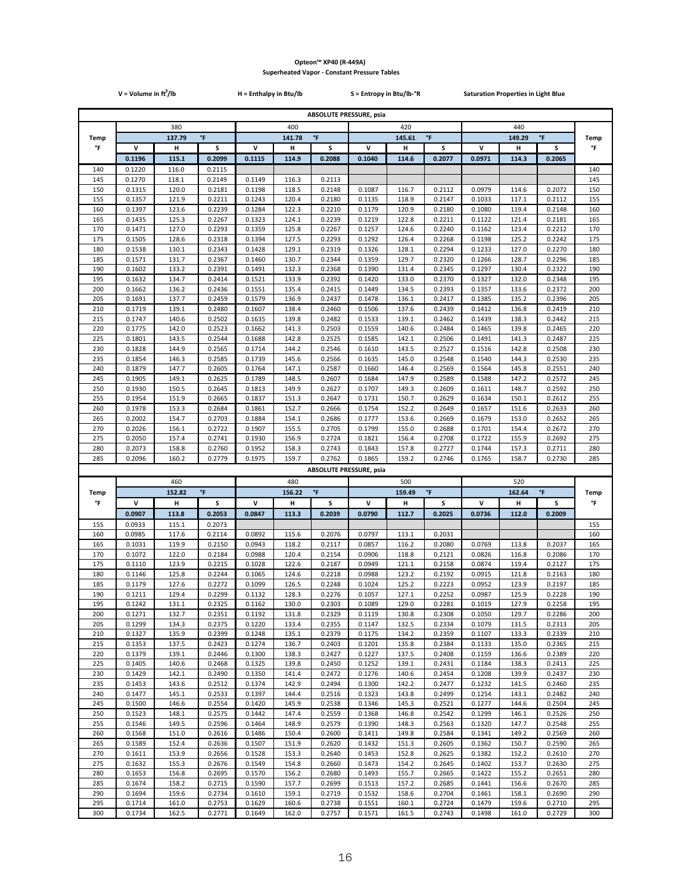# Opteon™ XP40 (R-449A)

## Superheated Vapor - Constant Pressure Tables

V = Volume in $ft^3$/lb H = Enthalpy in Btu/lb S = Entropy in Btu/lb-°R Saturation Properties in Light Blue

| | ABSOLUTE PRESSURE, psia | | | | | | | | | | | | |
|---|---|---|---|---|---|---|---|---|---|---|---|---|---|
| | 380 | | | 400 | | | 420 | | | 440 | | | |
| Temp | | 137.79 °F | | | 141.78 °F | | | 145.61 °F | | | 149.29 °F | | Temp |
| °F | V | H | S | V | H | S | V | H | S | V | H | S | °F |
| | 0.1196 | 115.1 | 0.2099 | 0.1115 | 114.9 | 0.2088 | 0.1040 | 114.6 | 0.2077 | 0.0971 | 114.3 | 0.2065 | |
| 140 | 0.1220 | 116.0 | 0.2115 | | | | | | | | | | 140 |
| 145 | 0.1270 | 118.1 | 0.2149 | 0.1149 | 116.3 | 0.2113 | | | | | | | 145 |
| 150 | 0.1315 | 120.0 | 0.2181 | 0.1198 | 118.5 | 0.2148 | 0.1087 | 116.7 | 0.2112 | 0.0979 | 114.6 | 0.2072 | 150 |
| 155 | 0.1357 | 121.9 | 0.2211 | 0.1243 | 120.4 | 0.2180 | 0.1135 | 118.9 | 0.2147 | 0.1033 | 117.1 | 0.2112 | 155 |
| 160 | 0.1397 | 123.6 | 0.2239 | 0.1284 | 122.3 | 0.2210 | 0.1179 | 120.9 | 0.2180 | 0.1080 | 119.4 | 0.2148 | 160 |
| 165 | 0.1435 | 125.3 | 0.2267 | 0.1323 | 124.1 | 0.2239 | 0.1219 | 122.8 | 0.2211 | 0.1122 | 121.4 | 0.2181 | 165 |
| 170 | 0.1471 | 127.0 | 0.2293 | 0.1359 | 125.8 | 0.2267 | 0.1257 | 124.6 | 0.2240 | 0.1162 | 123.4 | 0.2212 | 170 |
| 175 | 0.1505 | 128.6 | 0.2318 | 0.1394 | 127.5 | 0.2293 | 0.1292 | 126.4 | 0.2268 | 0.1198 | 125.2 | 0.2242 | 175 |
| 180 | 0.1538 | 130.1 | 0.2343 | 0.1428 | 129.1 | 0.2319 | 0.1326 | 128.1 | 0.2294 | 0.1233 | 127.0 | 0.2270 | 180 |
| 185 | 0.1571 | 131.7 | 0.2367 | 0.1460 | 130.7 | 0.2344 | 0.1359 | 129.7 | 0.2320 | 0.1266 | 128.7 | 0.2296 | 185 |
| 190 | 0.1602 | 133.2 | 0.2391 | 0.1491 | 132.3 | 0.2368 | 0.1390 | 131.4 | 0.2345 | 0.1297 | 130.4 | 0.2322 | 190 |
| 195 | 0.1632 | 134.7 | 0.2414 | 0.1521 | 133.9 | 0.2392 | 0.1420 | 133.0 | 0.2370 | 0.1327 | 132.0 | 0.2348 | 195 |
| 200 | 0.1662 | 136.2 | 0.2436 | 0.1551 | 135.4 | 0.2415 | 0.1449 | 134.5 | 0.2393 | 0.1357 | 133.6 | 0.2372 | 200 |
| 205 | 0.1691 | 137.7 | 0.2459 | 0.1579 | 136.9 | 0.2437 | 0.1478 | 136.1 | 0.2417 | 0.1385 | 135.2 | 0.2396 | 205 |
| 210 | 0.1719 | 139.1 | 0.2480 | 0.1607 | 138.4 | 0.2460 | 0.1506 | 137.6 | 0.2439 | 0.1412 | 136.8 | 0.2419 | 210 |
| 215 | 0.1747 | 140.6 | 0.2502 | 0.1635 | 139.8 | 0.2482 | 0.1533 | 139.1 | 0.2462 | 0.1439 | 138.3 | 0.2442 | 215 |
| 220 | 0.1775 | 142.0 | 0.2523 | 0.1662 | 141.3 | 0.2503 | 0.1559 | 140.6 | 0.2484 | 0.1465 | 139.8 | 0.2465 | 220 |
| 225 | 0.1801 | 143.5 | 0.2544 | 0.1688 | 142.8 | 0.2525 | 0.1585 | 142.1 | 0.2506 | 0.1491 | 141.3 | 0.2487 | 225 |
| 230 | 0.1828 | 144.9 | 0.2565 | 0.1714 | 144.2 | 0.2546 | 0.1610 | 143.5 | 0.2527 | 0.1516 | 142.8 | 0.2508 | 230 |
| 235 | 0.1854 | 146.3 | 0.2585 | 0.1739 | 145.6 | 0.2566 | 0.1635 | 145.0 | 0.2548 | 0.1540 | 144.3 | 0.2530 | 235 |
| 240 | 0.1879 | 147.7 | 0.2605 | 0.1764 | 147.1 | 0.2587 | 0.1660 | 146.4 | 0.2569 | 0.1564 | 145.8 | 0.2551 | 240 |
| 245 | 0.1905 | 149.1 | 0.2625 | 0.1789 | 148.5 | 0.2607 | 0.1684 | 147.9 | 0.2589 | 0.1588 | 147.2 | 0.2572 | 245 |
| 250 | 0.1930 | 150.5 | 0.2645 | 0.1813 | 149.9 | 0.2627 | 0.1707 | 149.3 | 0.2609 | 0.1611 | 148.7 | 0.2592 | 250 |
| 255 | 0.1954 | 151.9 | 0.2665 | 0.1837 | 151.3 | 0.2647 | 0.1731 | 150.7 | 0.2629 | 0.1634 | 150.1 | 0.2612 | 255 |
| 260 | 0.1978 | 153.3 | 0.2684 | 0.1861 | 152.7 | 0.2666 | 0.1754 | 152.2 | 0.2649 | 0.1657 | 151.6 | 0.2633 | 260 |
| 265 | 0.2002 | 154.7 | 0.2703 | 0.1884 | 154.1 | 0.2686 | 0.1777 | 153.6 | 0.2669 | 0.1679 | 153.0 | 0.2652 | 265 |
| 270 | 0.2026 | 156.1 | 0.2722 | 0.1907 | 155.5 | 0.2705 | 0.1799 | 155.0 | 0.2688 | 0.1701 | 154.4 | 0.2672 | 270 |
| 275 | 0.2050 | 157.4 | 0.2741 | 0.1930 | 156.9 | 0.2724 | 0.1821 | 156.4 | 0.2708 | 0.1722 | 155.9 | 0.2692 | 275 |
| 280 | 0.2073 | 158.8 | 0.2760 | 0.1952 | 158.3 | 0.2743 | 0.1843 | 157.8 | 0.2727 | 0.1744 | 157.3 | 0.2711 | 280 |
| 285 | 0.2096 | 160.2 | 0.2779 | 0.1975 | 159.7 | 0.2762 | 0.1865 | 159.2 | 0.2746 | 0.1765 | 158.7 | 0.2730 | 285 |

| | ABSOLUTE PRESSURE, psia | | | | | | | | | | | | |
|---|---|---|---|---|---|---|---|---|---|---|---|---|---|
| | 460 | | | 480 | | | 500 | | | 520 | | | |
| Temp | | 152.82 °F | | | 156.22 °F | | | 159.49 °F | | | 162.64 °F | | Temp |
| °F | V | H | S | V | H | S | V | H | S | V | H | S | °F |
| | 0.0907 | 113.8 | 0.2053 | 0.0847 | 113.3 | 0.2039 | 0.0790 | 112.7 | 0.2025 | 0.0736 | 112.0 | 0.2009 | |
| 155 | 0.0933 | 115.1 | 0.2073 | | | | | | | | | | 155 |
| 160 | 0.0985 | 117.6 | 0.2114 | 0.0892 | 115.6 | 0.2076 | 0.0797 | 113.1 | 0.2031 | | | | 160 |
| 165 | 0.1031 | 119.9 | 0.2150 | 0.0943 | 118.2 | 0.2117 | 0.0857 | 116.2 | 0.2080 | 0.0769 | 113.8 | 0.2037 | 165 |
| 170 | 0.1072 | 122.0 | 0.2184 | 0.0988 | 120.4 | 0.2154 | 0.0906 | 118.8 | 0.2121 | 0.0826 | 116.8 | 0.2086 | 170 |
| 175 | 0.1110 | 123.9 | 0.2215 | 0.1028 | 122.6 | 0.2187 | 0.0949 | 121.1 | 0.2158 | 0.0874 | 119.4 | 0.2127 | 175 |
| 180 | 0.1146 | 125.8 | 0.2244 | 0.1065 | 124.6 | 0.2218 | 0.0988 | 123.2 | 0.2192 | 0.0915 | 121.8 | 0.2163 | 180 |
| 185 | 0.1179 | 127.6 | 0.2272 | 0.1099 | 126.5 | 0.2248 | 0.1024 | 125.2 | 0.2223 | 0.0952 | 123.9 | 0.2197 | 185 |
| 190 | 0.1211 | 129.4 | 0.2299 | 0.1132 | 128.3 | 0.2276 | 0.1057 | 127.1 | 0.2252 | 0.0987 | 125.9 | 0.2228 | 190 |
| 195 | 0.1242 | 131.1 | 0.2325 | 0.1162 | 130.0 | 0.2303 | 0.1089 | 129.0 | 0.2281 | 0.1019 | 127.9 | 0.2258 | 195 |
| 200 | 0.1271 | 132.7 | 0.2351 | 0.1192 | 131.8 | 0.2329 | 0.1119 | 130.8 | 0.2308 | 0.1050 | 129.7 | 0.2286 | 200 |
| 205 | 0.1299 | 134.3 | 0.2375 | 0.1220 | 133.4 | 0.2355 | 0.1147 | 132.5 | 0.2334 | 0.1079 | 131.5 | 0.2313 | 205 |
| 210 | 0.1327 | 135.9 | 0.2399 | 0.1248 | 135.1 | 0.2379 | 0.1175 | 134.2 | 0.2359 | 0.1107 | 133.3 | 0.2339 | 210 |
| 215 | 0.1353 | 137.5 | 0.2423 | 0.1274 | 136.7 | 0.2403 | 0.1201 | 135.8 | 0.2384 | 0.1133 | 135.0 | 0.2365 | 215 |
| 220 | 0.1379 | 139.1 | 0.2446 | 0.1300 | 138.3 | 0.2427 | 0.1227 | 137.5 | 0.2408 | 0.1159 | 136.6 | 0.2389 | 220 |
| 225 | 0.1405 | 140.6 | 0.2468 | 0.1325 | 139.8 | 0.2450 | 0.1252 | 139.1 | 0.2431 | 0.1184 | 138.3 | 0.2413 | 225 |
| 230 | 0.1429 | 142.1 | 0.2490 | 0.1350 | 141.4 | 0.2472 | 0.1276 | 140.6 | 0.2454 | 0.1208 | 139.9 | 0.2437 | 230 |
| 235 | 0.1453 | 143.6 | 0.2512 | 0.1374 | 142.9 | 0.2494 | 0.1300 | 142.2 | 0.2477 | 0.1232 | 141.5 | 0.2460 | 235 |
| 240 | 0.1477 | 145.1 | 0.2533 | 0.1397 | 144.4 | 0.2516 | 0.1323 | 143.8 | 0.2499 | 0.1254 | 143.1 | 0.2482 | 240 |
| 245 | 0.1500 | 146.6 | 0.2554 | 0.1420 | 145.9 | 0.2538 | 0.1346 | 145.3 | 0.2521 | 0.1277 | 144.6 | 0.2504 | 245 |
| 250 | 0.1523 | 148.1 | 0.2575 | 0.1442 | 147.4 | 0.2559 | 0.1368 | 146.8 | 0.2542 | 0.1299 | 146.1 | 0.2526 | 250 |
| 255 | 0.1546 | 149.5 | 0.2596 | 0.1464 | 148.9 | 0.2579 | 0.1390 | 148.3 | 0.2563 | 0.1320 | 147.7 | 0.2548 | 255 |
| 260 | 0.1568 | 151.0 | 0.2616 | 0.1486 | 150.4 | 0.2600 | 0.1411 | 149.8 | 0.2584 | 0.1341 | 149.2 | 0.2569 | 260 |
| 265 | 0.1589 | 152.4 | 0.2636 | 0.1507 | 151.9 | 0.2620 | 0.1432 | 151.3 | 0.2605 | 0.1362 | 150.7 | 0.2590 | 265 |
| 270 | 0.1611 | 153.9 | 0.2656 | 0.1528 | 153.3 | 0.2640 | 0.1453 | 152.8 | 0.2625 | 0.1382 | 152.2 | 0.2610 | 270 |
| 275 | 0.1632 | 155.3 | 0.2676 | 0.1549 | 154.8 | 0.2660 | 0.1473 | 154.2 | 0.2645 | 0.1402 | 153.7 | 0.2630 | 275 |
| 280 | 0.1653 | 156.8 | 0.2695 | 0.1570 | 156.2 | 0.2680 | 0.1493 | 155.7 | 0.2665 | 0.1422 | 155.2 | 0.2651 | 280 |
| 285 | 0.1674 | 158.2 | 0.2715 | 0.1590 | 157.7 | 0.2699 | 0.1513 | 157.2 | 0.2685 | 0.1441 | 156.6 | 0.2670 | 285 |
| 290 | 0.1694 | 159.6 | 0.2734 | 0.1610 | 159.1 | 0.2719 | 0.1532 | 158.6 | 0.2704 | 0.1461 | 158.1 | 0.2690 | 290 |
| 295 | 0.1714 | 161.0 | 0.2753 | 0.1629 | 160.6 | 0.2738 | 0.1551 | 160.1 | 0.2724 | 0.1479 | 159.6 | 0.2710 | 295 |
| 300 | 0.1734 | 162.5 | 0.2771 | 0.1649 | 162.0 | 0.2757 | 0.1571 | 161.5 | 0.2743 | 0.1498 | 161.0 | 0.2729 | 300 |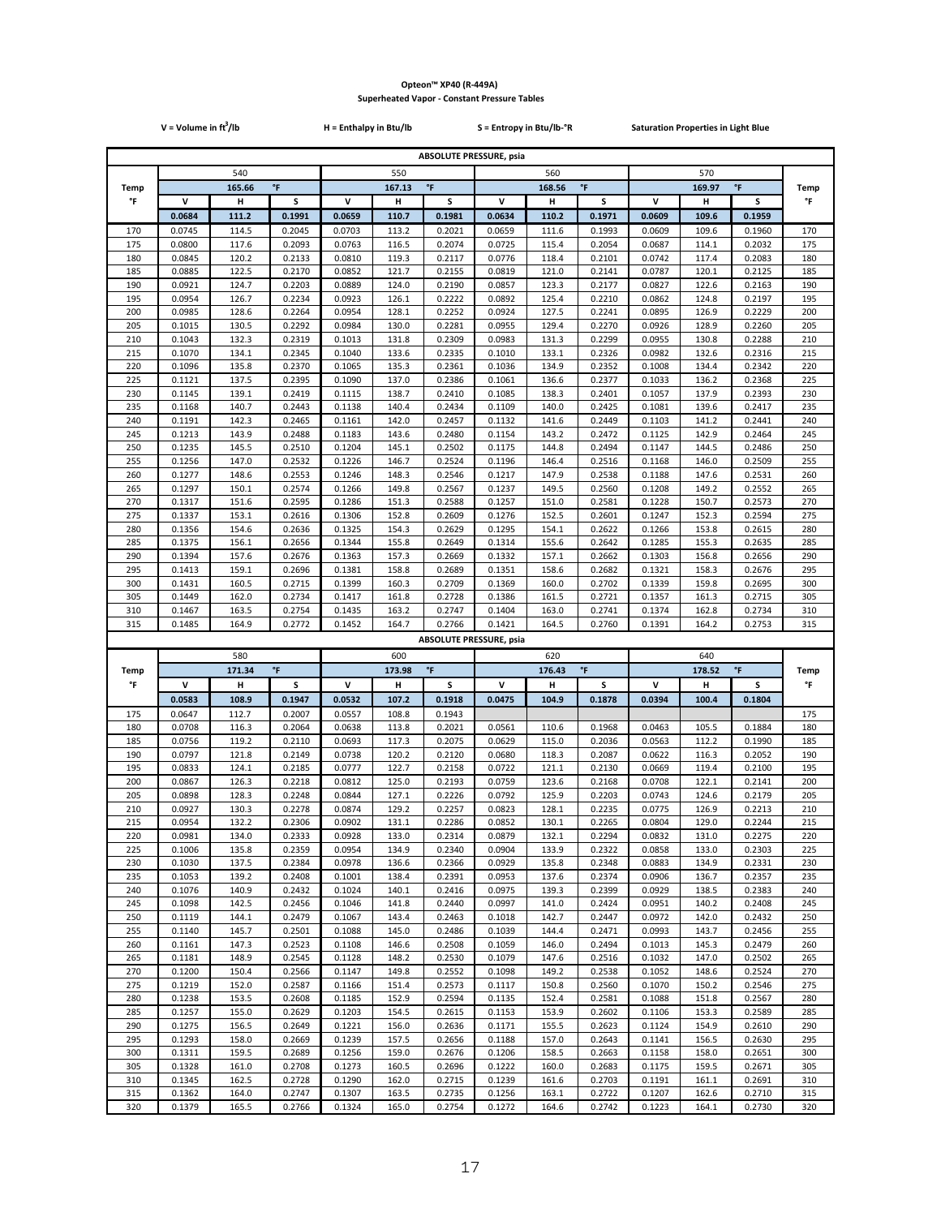**Opteon™ XP40 (R-449A)**
**Superheated Vapor - Constant Pressure Tables**

V = Volume in $ft^3$/lb | H = Enthalpy in Btu/lb | S = Entropy in Btu/lb-°R | Saturation Properties in Light Blue

**ABSOLUTE PRESSURE, psia**

| Temp | 540 | | | 550 | | | 560 | | | 570 | | | Temp |
|---|---|---|---|---|---|---|---|---|---|---|---|---|---|
| | | 165.66 °F | | | 167.13 °F | | | 168.56 °F | | | 169.97 °F | | |
| °F | V | H | S | V | H | S | V | H | S | V | H | S | °F |
| | 0.0684 | 111.2 | 0.1991 | 0.0659 | 110.7 | 0.1981 | 0.0634 | 110.2 | 0.1971 | 0.0609 | 109.6 | 0.1959 | |
| 170 | 0.0745 | 114.5 | 0.2045 | 0.0703 | 113.2 | 0.2021 | 0.0659 | 111.6 | 0.1993 | 0.0609 | 109.6 | 0.1960 | 170 |
| 175 | 0.0800 | 117.6 | 0.2093 | 0.0763 | 116.5 | 0.2074 | 0.0725 | 115.4 | 0.2054 | 0.0687 | 114.1 | 0.2032 | 175 |
| 180 | 0.0845 | 120.2 | 0.2133 | 0.0810 | 119.3 | 0.2117 | 0.0776 | 118.4 | 0.2101 | 0.0742 | 117.4 | 0.2083 | 180 |
| 185 | 0.0885 | 122.5 | 0.2170 | 0.0852 | 121.7 | 0.2155 | 0.0819 | 121.0 | 0.2141 | 0.0787 | 120.1 | 0.2125 | 185 |
| 190 | 0.0921 | 124.7 | 0.2203 | 0.0889 | 124.0 | 0.2190 | 0.0857 | 123.3 | 0.2177 | 0.0827 | 122.6 | 0.2163 | 190 |
| 195 | 0.0954 | 126.7 | 0.2234 | 0.0923 | 126.1 | 0.2222 | 0.0892 | 125.4 | 0.2210 | 0.0862 | 124.8 | 0.2197 | 195 |
| 200 | 0.0985 | 128.6 | 0.2264 | 0.0954 | 128.1 | 0.2252 | 0.0924 | 127.5 | 0.2241 | 0.0895 | 126.9 | 0.2229 | 200 |
| 205 | 0.1015 | 130.5 | 0.2292 | 0.0984 | 130.0 | 0.2281 | 0.0955 | 129.4 | 0.2270 | 0.0926 | 128.9 | 0.2260 | 205 |
| 210 | 0.1043 | 132.3 | 0.2319 | 0.1013 | 131.8 | 0.2309 | 0.0983 | 131.3 | 0.2299 | 0.0955 | 130.8 | 0.2288 | 210 |
| 215 | 0.1070 | 134.1 | 0.2345 | 0.1040 | 133.6 | 0.2335 | 0.1010 | 133.1 | 0.2326 | 0.0982 | 132.6 | 0.2316 | 215 |
| 220 | 0.1096 | 135.8 | 0.2370 | 0.1065 | 135.3 | 0.2361 | 0.1036 | 134.9 | 0.2352 | 0.1008 | 134.4 | 0.2342 | 220 |
| 225 | 0.1121 | 137.5 | 0.2395 | 0.1090 | 137.0 | 0.2386 | 0.1061 | 136.6 | 0.2377 | 0.1033 | 136.2 | 0.2368 | 225 |
| 230 | 0.1145 | 139.1 | 0.2419 | 0.1115 | 138.7 | 0.2410 | 0.1085 | 138.3 | 0.2401 | 0.1057 | 137.9 | 0.2393 | 230 |
| 235 | 0.1168 | 140.7 | 0.2443 | 0.1138 | 140.4 | 0.2434 | 0.1109 | 140.0 | 0.2425 | 0.1081 | 139.6 | 0.2417 | 235 |
| 240 | 0.1191 | 142.3 | 0.2465 | 0.1161 | 142.0 | 0.2457 | 0.1132 | 141.6 | 0.2449 | 0.1103 | 141.2 | 0.2441 | 240 |
| 245 | 0.1213 | 143.9 | 0.2488 | 0.1183 | 143.6 | 0.2480 | 0.1154 | 143.2 | 0.2472 | 0.1125 | 142.9 | 0.2464 | 245 |
| 250 | 0.1235 | 145.5 | 0.2510 | 0.1204 | 145.1 | 0.2502 | 0.1175 | 144.8 | 0.2494 | 0.1147 | 144.5 | 0.2486 | 250 |
| 255 | 0.1256 | 147.0 | 0.2532 | 0.1226 | 146.7 | 0.2524 | 0.1196 | 146.4 | 0.2516 | 0.1168 | 146.0 | 0.2509 | 255 |
| 260 | 0.1277 | 148.6 | 0.2553 | 0.1246 | 148.3 | 0.2546 | 0.1217 | 147.9 | 0.2538 | 0.1188 | 147.6 | 0.2531 | 260 |
| 265 | 0.1297 | 150.1 | 0.2574 | 0.1266 | 149.8 | 0.2567 | 0.1237 | 149.5 | 0.2560 | 0.1208 | 149.2 | 0.2552 | 265 |
| 270 | 0.1317 | 151.6 | 0.2595 | 0.1286 | 151.3 | 0.2588 | 0.1257 | 151.0 | 0.2581 | 0.1228 | 150.7 | 0.2573 | 270 |
| 275 | 0.1337 | 153.1 | 0.2616 | 0.1306 | 152.8 | 0.2609 | 0.1276 | 152.5 | 0.2601 | 0.1247 | 152.3 | 0.2594 | 275 |
| 280 | 0.1356 | 154.6 | 0.2636 | 0.1325 | 154.3 | 0.2629 | 0.1295 | 154.1 | 0.2622 | 0.1266 | 153.8 | 0.2615 | 280 |
| 285 | 0.1375 | 156.1 | 0.2656 | 0.1344 | 155.8 | 0.2649 | 0.1314 | 155.6 | 0.2642 | 0.1285 | 155.3 | 0.2635 | 285 |
| 290 | 0.1394 | 157.6 | 0.2676 | 0.1363 | 157.3 | 0.2669 | 0.1332 | 157.1 | 0.2662 | 0.1303 | 156.8 | 0.2656 | 290 |
| 295 | 0.1413 | 159.1 | 0.2696 | 0.1381 | 158.8 | 0.2689 | 0.1351 | 158.6 | 0.2682 | 0.1321 | 158.3 | 0.2676 | 295 |
| 300 | 0.1431 | 160.5 | 0.2715 | 0.1399 | 160.3 | 0.2709 | 0.1369 | 160.0 | 0.2702 | 0.1339 | 159.8 | 0.2695 | 300 |
| 305 | 0.1449 | 162.0 | 0.2734 | 0.1417 | 161.8 | 0.2728 | 0.1386 | 161.5 | 0.2721 | 0.1357 | 161.3 | 0.2715 | 305 |
| 310 | 0.1467 | 163.5 | 0.2754 | 0.1435 | 163.2 | 0.2747 | 0.1404 | 163.0 | 0.2741 | 0.1374 | 162.8 | 0.2734 | 310 |
| 315 | 0.1485 | 164.9 | 0.2772 | 0.1452 | 164.7 | 0.2766 | 0.1421 | 164.5 | 0.2760 | 0.1391 | 164.2 | 0.2753 | 315 |

**ABSOLUTE PRESSURE, psia**

| Temp | 580 | | | 600 | | | 620 | | | 640 | | | Temp |
|---|---|---|---|---|---|---|---|---|---|---|---|---|---|
| | | 171.34 °F | | | 173.98 °F | | | 176.43 °F | | | 178.52 °F | | |
| °F | V | H | S | V | H | S | V | H | S | V | H | S | °F |
| | 0.0583 | 108.9 | 0.1947 | 0.0532 | 107.2 | 0.1918 | 0.0475 | 104.9 | 0.1878 | 0.0394 | 100.4 | 0.1804 | |
| 175 | 0.0647 | 112.7 | 0.2007 | 0.0557 | 108.8 | 0.1943 | | | | | | | 175 |
| 180 | 0.0708 | 116.3 | 0.2064 | 0.0638 | 113.8 | 0.2021 | 0.0561 | 110.6 | 0.1968 | 0.0463 | 105.5 | 0.1884 | 180 |
| 185 | 0.0756 | 119.2 | 0.2110 | 0.0693 | 117.3 | 0.2075 | 0.0629 | 115.0 | 0.2036 | 0.0563 | 112.2 | 0.1990 | 185 |
| 190 | 0.0797 | 121.8 | 0.2149 | 0.0738 | 120.2 | 0.2120 | 0.0680 | 118.3 | 0.2087 | 0.0622 | 116.3 | 0.2052 | 190 |
| 195 | 0.0833 | 124.1 | 0.2185 | 0.0777 | 122.7 | 0.2158 | 0.0722 | 121.1 | 0.2130 | 0.0669 | 119.4 | 0.2100 | 195 |
| 200 | 0.0867 | 126.3 | 0.2218 | 0.0812 | 125.0 | 0.2193 | 0.0759 | 123.6 | 0.2168 | 0.0708 | 122.1 | 0.2141 | 200 |
| 205 | 0.0898 | 128.3 | 0.2248 | 0.0844 | 127.1 | 0.2226 | 0.0792 | 125.9 | 0.2203 | 0.0743 | 124.6 | 0.2179 | 205 |
| 210 | 0.0927 | 130.3 | 0.2278 | 0.0874 | 129.2 | 0.2257 | 0.0823 | 128.1 | 0.2235 | 0.0775 | 126.9 | 0.2213 | 210 |
| 215 | 0.0954 | 132.2 | 0.2306 | 0.0902 | 131.1 | 0.2286 | 0.0852 | 130.1 | 0.2265 | 0.0804 | 129.0 | 0.2244 | 215 |
| 220 | 0.0981 | 134.0 | 0.2333 | 0.0928 | 133.0 | 0.2314 | 0.0879 | 132.1 | 0.2294 | 0.0832 | 131.0 | 0.2275 | 220 |
| 225 | 0.1006 | 135.8 | 0.2359 | 0.0954 | 134.9 | 0.2340 | 0.0904 | 133.9 | 0.2322 | 0.0858 | 133.0 | 0.2303 | 225 |
| 230 | 0.1030 | 137.5 | 0.2384 | 0.0978 | 136.6 | 0.2366 | 0.0929 | 135.8 | 0.2348 | 0.0883 | 134.9 | 0.2331 | 230 |
| 235 | 0.1053 | 139.2 | 0.2408 | 0.1001 | 138.4 | 0.2391 | 0.0953 | 137.6 | 0.2374 | 0.0906 | 136.7 | 0.2357 | 235 |
| 240 | 0.1076 | 140.9 | 0.2432 | 0.1024 | 140.1 | 0.2416 | 0.0975 | 139.3 | 0.2399 | 0.0929 | 138.5 | 0.2383 | 240 |
| 245 | 0.1098 | 142.5 | 0.2456 | 0.1046 | 141.8 | 0.2440 | 0.0997 | 141.0 | 0.2424 | 0.0951 | 140.2 | 0.2408 | 245 |
| 250 | 0.1119 | 144.1 | 0.2479 | 0.1067 | 143.4 | 0.2463 | 0.1018 | 142.7 | 0.2447 | 0.0972 | 142.0 | 0.2432 | 250 |
| 255 | 0.1140 | 145.7 | 0.2501 | 0.1088 | 145.0 | 0.2486 | 0.1039 | 144.4 | 0.2471 | 0.0993 | 143.7 | 0.2456 | 255 |
| 260 | 0.1161 | 147.3 | 0.2523 | 0.1108 | 146.6 | 0.2508 | 0.1059 | 146.0 | 0.2494 | 0.1013 | 145.3 | 0.2479 | 260 |
| 265 | 0.1181 | 148.9 | 0.2545 | 0.1128 | 148.2 | 0.2530 | 0.1079 | 147.6 | 0.2516 | 0.1032 | 147.0 | 0.2502 | 265 |
| 270 | 0.1200 | 150.4 | 0.2566 | 0.1147 | 149.8 | 0.2552 | 0.1098 | 149.2 | 0.2538 | 0.1052 | 148.6 | 0.2524 | 270 |
| 275 | 0.1219 | 152.0 | 0.2587 | 0.1166 | 151.4 | 0.2573 | 0.1117 | 150.8 | 0.2560 | 0.1070 | 150.2 | 0.2546 | 275 |
| 280 | 0.1238 | 153.5 | 0.2608 | 0.1185 | 152.9 | 0.2594 | 0.1135 | 152.4 | 0.2581 | 0.1088 | 151.8 | 0.2567 | 280 |
| 285 | 0.1257 | 155.0 | 0.2629 | 0.1203 | 154.5 | 0.2615 | 0.1153 | 153.9 | 0.2602 | 0.1106 | 153.3 | 0.2589 | 285 |
| 290 | 0.1275 | 156.5 | 0.2649 | 0.1221 | 156.0 | 0.2636 | 0.1171 | 155.5 | 0.2623 | 0.1124 | 154.9 | 0.2610 | 290 |
| 295 | 0.1293 | 158.0 | 0.2669 | 0.1239 | 157.5 | 0.2656 | 0.1188 | 157.0 | 0.2643 | 0.1141 | 156.5 | 0.2630 | 295 |
| 300 | 0.1311 | 159.5 | 0.2689 | 0.1256 | 159.0 | 0.2676 | 0.1206 | 158.5 | 0.2663 | 0.1158 | 158.0 | 0.2651 | 300 |
| 305 | 0.1328 | 161.0 | 0.2708 | 0.1273 | 160.5 | 0.2696 | 0.1222 | 160.0 | 0.2683 | 0.1175 | 159.5 | 0.2671 | 305 |
| 310 | 0.1345 | 162.5 | 0.2728 | 0.1290 | 162.0 | 0.2715 | 0.1239 | 161.6 | 0.2703 | 0.1191 | 161.1 | 0.2691 | 310 |
| 315 | 0.1362 | 164.0 | 0.2747 | 0.1307 | 163.5 | 0.2735 | 0.1256 | 163.1 | 0.2722 | 0.1207 | 162.6 | 0.2710 | 315 |
| 320 | 0.1379 | 165.5 | 0.2766 | 0.1324 | 165.0 | 0.2754 | 0.1272 | 164.6 | 0.2742 | 0.1223 | 164.1 | 0.2730 | 320 |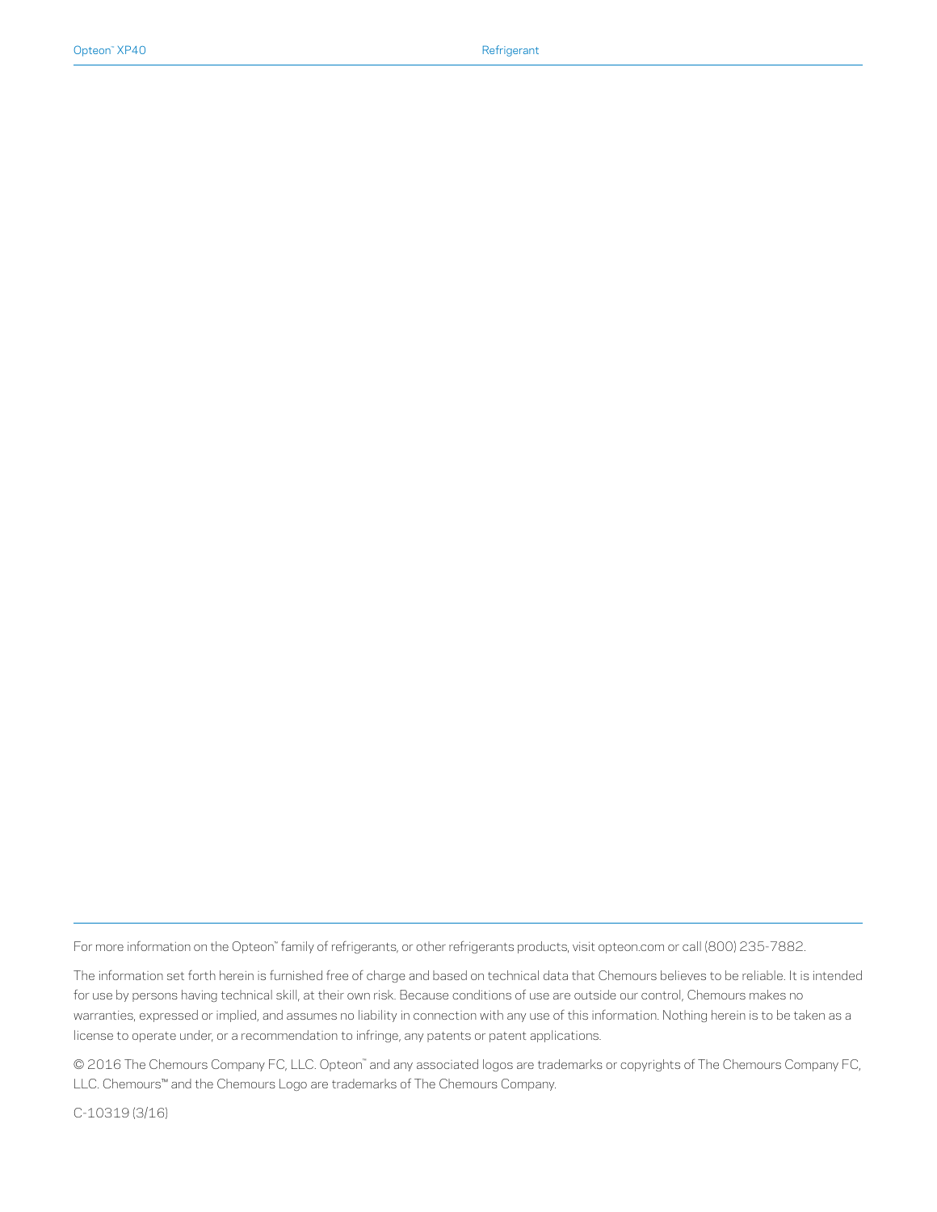For more information on the Opteon™ family of refrigerants, or other refrigerants products, visit opteon.com or call (800) 235-7882.

The information set forth herein is furnished free of charge and based on technical data that Chemours believes to be reliable. It is intended for use by persons having technical skill, at their own risk. Because conditions of use are outside our control, Chemours makes no warranties, expressed or implied, and assumes no liability in connection with any use of this information. Nothing herein is to be taken as a license to operate under, or a recommendation to infringe, any patents or patent applications.

© 2016 The Chemours Company FC, LLC. Opteon™ and any associated logos are trademarks or copyrights of The Chemours Company FC, LLC. Chemours™ and the Chemours Logo are trademarks of The Chemours Company.

C-10319 (3/16)